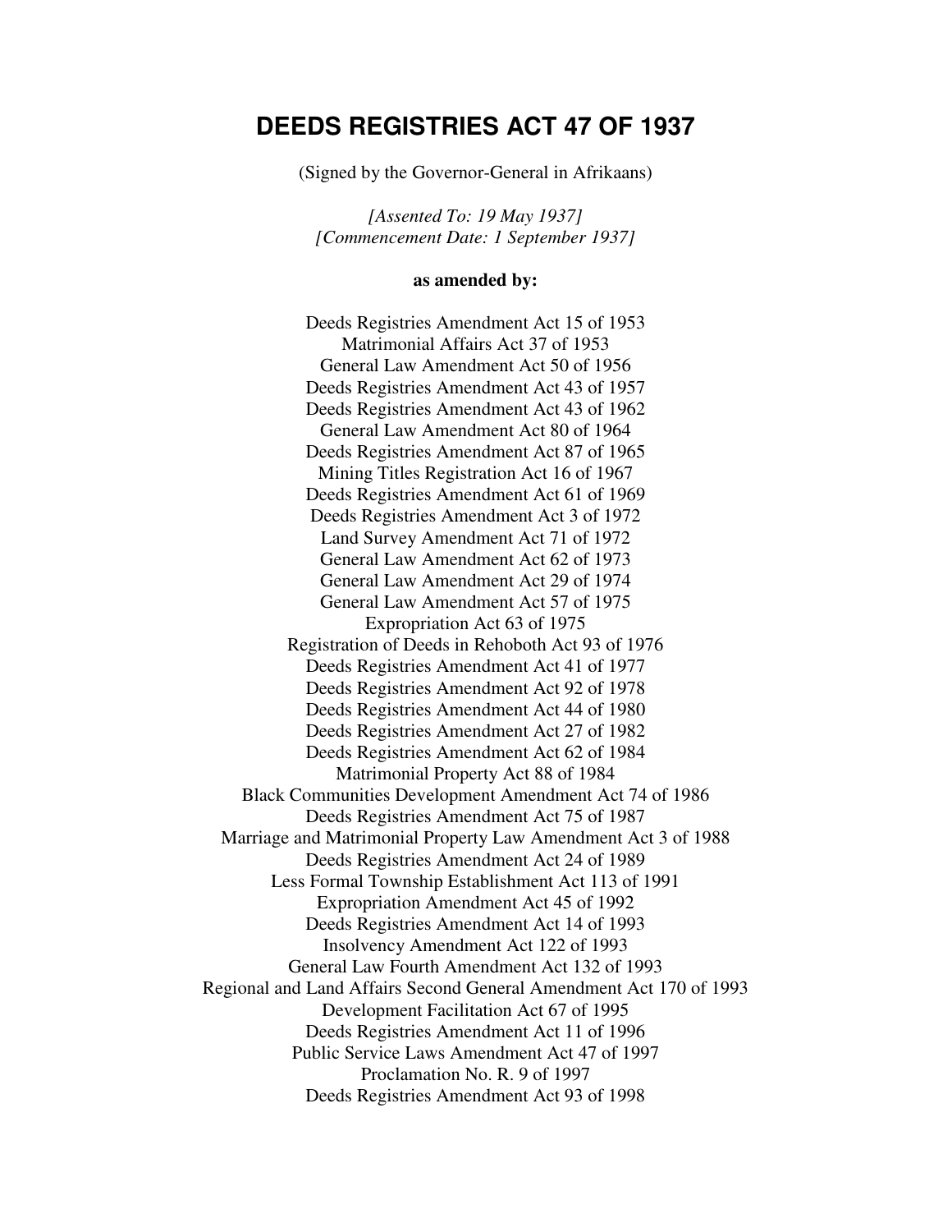# DEEDS REGISTRIES ACT 47 OF 1937

(Signed by the Governor-General in Afrikaans)

*[Assented To: 19 May 1937]*
*[Commencement Date: 1 September 1937]*

**as amended by:**

Deeds Registries Amendment Act 15 of 1953
Matrimonial Affairs Act 37 of 1953
General Law Amendment Act 50 of 1956
Deeds Registries Amendment Act 43 of 1957
Deeds Registries Amendment Act 43 of 1962
General Law Amendment Act 80 of 1964
Deeds Registries Amendment Act 87 of 1965
Mining Titles Registration Act 16 of 1967
Deeds Registries Amendment Act 61 of 1969
Deeds Registries Amendment Act 3 of 1972
Land Survey Amendment Act 71 of 1972
General Law Amendment Act 62 of 1973
General Law Amendment Act 29 of 1974
General Law Amendment Act 57 of 1975
Expropriation Act 63 of 1975
Registration of Deeds in Rehoboth Act 93 of 1976
Deeds Registries Amendment Act 41 of 1977
Deeds Registries Amendment Act 92 of 1978
Deeds Registries Amendment Act 44 of 1980
Deeds Registries Amendment Act 27 of 1982
Deeds Registries Amendment Act 62 of 1984
Matrimonial Property Act 88 of 1984
Black Communities Development Amendment Act 74 of 1986
Deeds Registries Amendment Act 75 of 1987
Marriage and Matrimonial Property Law Amendment Act 3 of 1988
Deeds Registries Amendment Act 24 of 1989
Less Formal Township Establishment Act 113 of 1991
Expropriation Amendment Act 45 of 1992
Deeds Registries Amendment Act 14 of 1993
Insolvency Amendment Act 122 of 1993
General Law Fourth Amendment Act 132 of 1993
Regional and Land Affairs Second General Amendment Act 170 of 1993
Development Facilitation Act 67 of 1995
Deeds Registries Amendment Act 11 of 1996
Public Service Laws Amendment Act 47 of 1997
Proclamation No. R. 9 of 1997
Deeds Registries Amendment Act 93 of 1998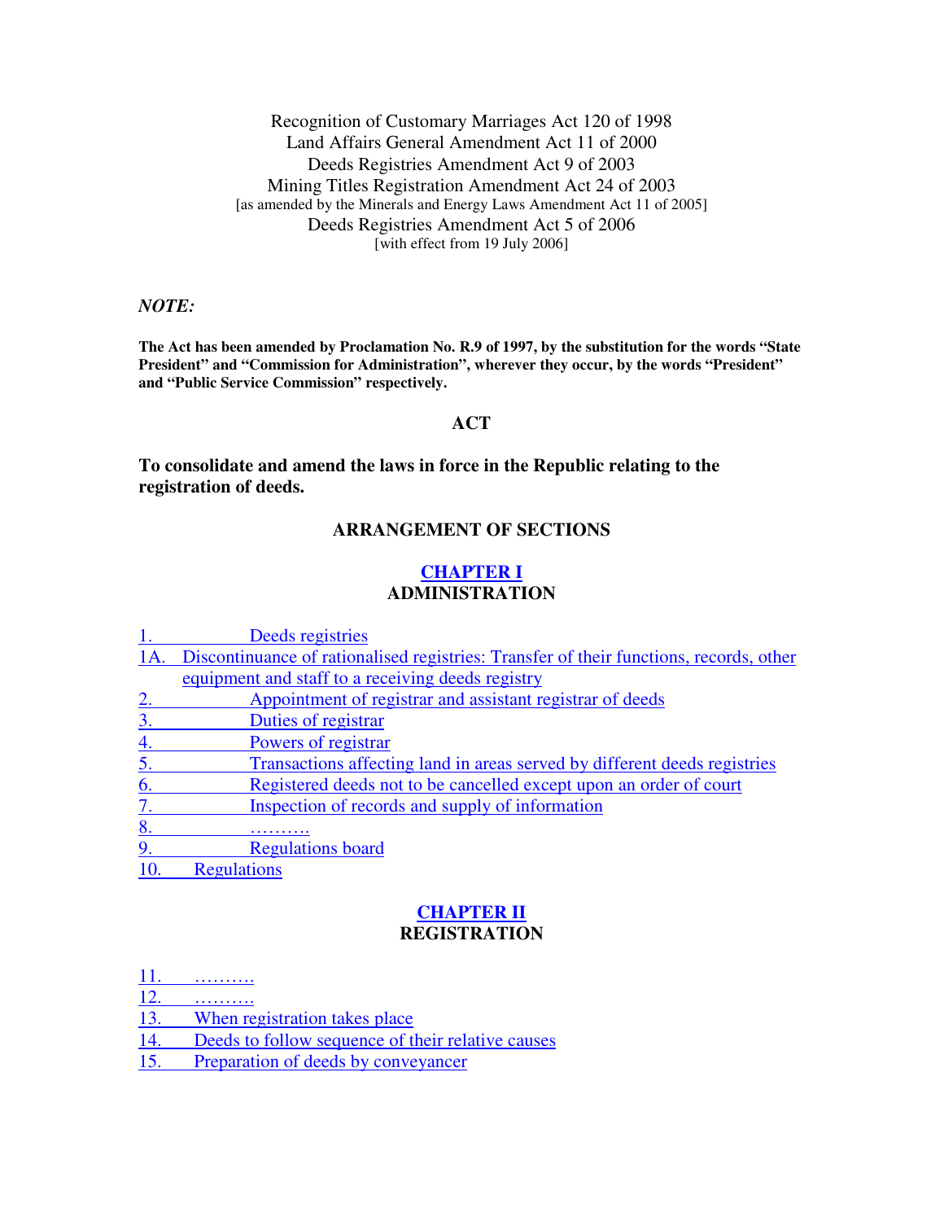Recognition of Customary Marriages Act 120 of 1998
Land Affairs General Amendment Act 11 of 2000
Deeds Registries Amendment Act 9 of 2003
Mining Titles Registration Amendment Act 24 of 2003
[as amended by the Minerals and Energy Laws Amendment Act 11 of 2005]
Deeds Registries Amendment Act 5 of 2006
[with effect from 19 July 2006]

*NOTE:*

**The Act has been amended by Proclamation No. R.9 of 1997, by the substitution for the words "State President" and "Commission for Administration", wherever they occur, by the words "President" and "Public Service Commission" respectively.**

## ACT

**To consolidate and amend the laws in force in the Republic relating to the registration of deeds.**

## ARRANGEMENT OF SECTIONS

### CHAPTER I
### ADMINISTRATION

1. Deeds registries
1A. Discontinuance of rationalised registries: Transfer of their functions, records, other equipment and staff to a receiving deeds registry
2. Appointment of registrar and assistant registrar of deeds
3. Duties of registrar
4. Powers of registrar
5. Transactions affecting land in areas served by different deeds registries
6. Registered deeds not to be cancelled except upon an order of court
7. Inspection of records and supply of information
8. ……….
9. Regulations board
10. Regulations

### CHAPTER II
### REGISTRATION

11. ……….
12. ……….
13. When registration takes place
14. Deeds to follow sequence of their relative causes
15. Preparation of deeds by conveyancer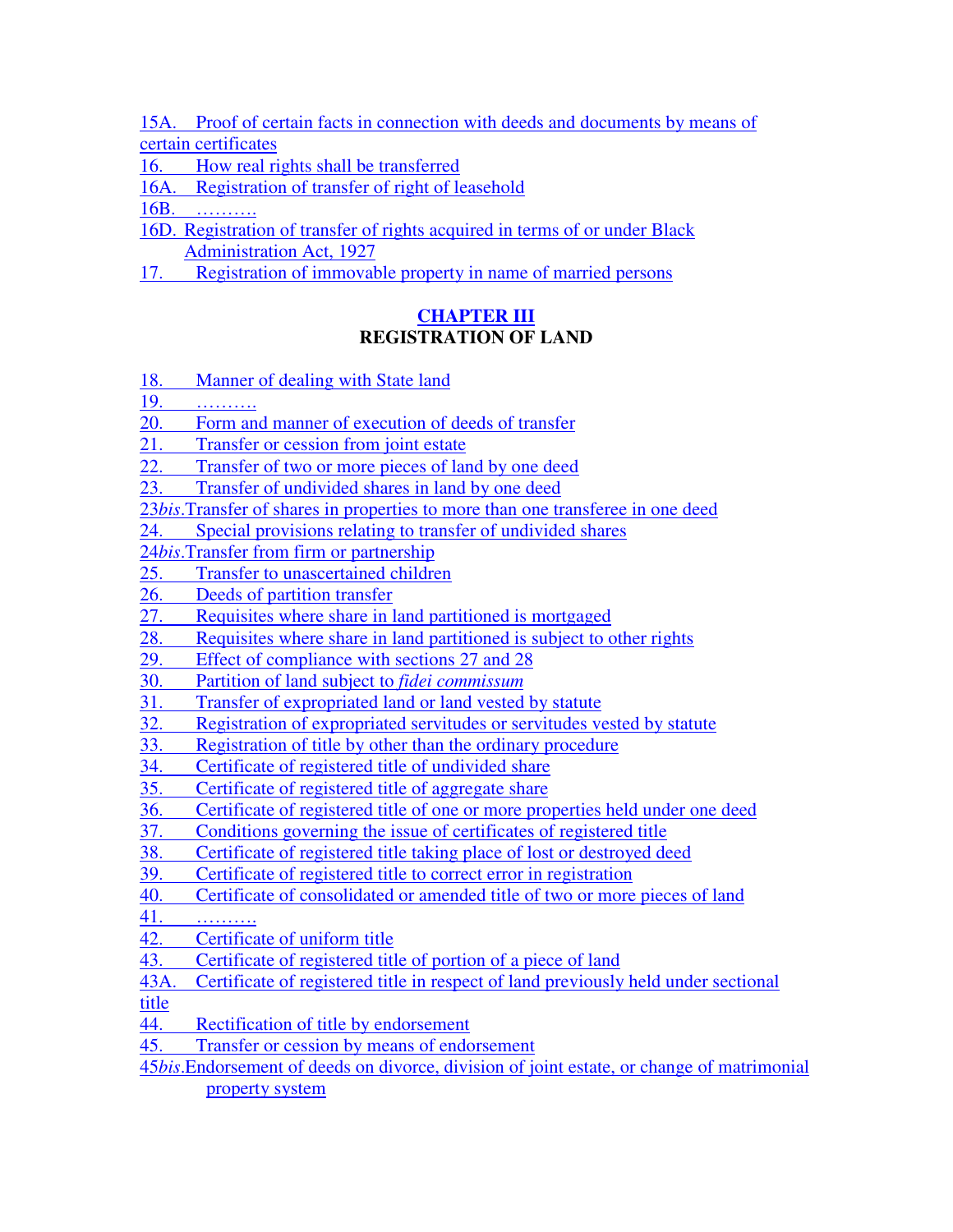15A. Proof of certain facts in connection with deeds and documents by means of certain certificates
16. How real rights shall be transferred
16A. Registration of transfer of right of leasehold
16B. ……….
16D. Registration of transfer of rights acquired in terms of or under Black Administration Act, 1927
17. Registration of immovable property in name of married persons

## CHAPTER III
## REGISTRATION OF LAND

18. Manner of dealing with State land
19. ……….
20. Form and manner of execution of deeds of transfer
21. Transfer or cession from joint estate
22. Transfer of two or more pieces of land by one deed
23. Transfer of undivided shares in land by one deed
23*bis*. Transfer of shares in properties to more than one transferee in one deed
24. Special provisions relating to transfer of undivided shares
24*bis*. Transfer from firm or partnership
25. Transfer to unascertained children
26. Deeds of partition transfer
27. Requisites where share in land partitioned is mortgaged
28. Requisites where share in land partitioned is subject to other rights
29. Effect of compliance with sections 27 and 28
30. Partition of land subject to *fidei commissum*
31. Transfer of expropriated land or land vested by statute
32. Registration of expropriated servitudes or servitudes vested by statute
33. Registration of title by other than the ordinary procedure
34. Certificate of registered title of undivided share
35. Certificate of registered title of aggregate share
36. Certificate of registered title of one or more properties held under one deed
37. Conditions governing the issue of certificates of registered title
38. Certificate of registered title taking place of lost or destroyed deed
39. Certificate of registered title to correct error in registration
40. Certificate of consolidated or amended title of two or more pieces of land
41. ……….
42. Certificate of uniform title
43. Certificate of registered title of portion of a piece of land
43A. Certificate of registered title in respect of land previously held under sectional title
44. Rectification of title by endorsement
45. Transfer or cession by means of endorsement
45*bis*. Endorsement of deeds on divorce, division of joint estate, or change of matrimonial property system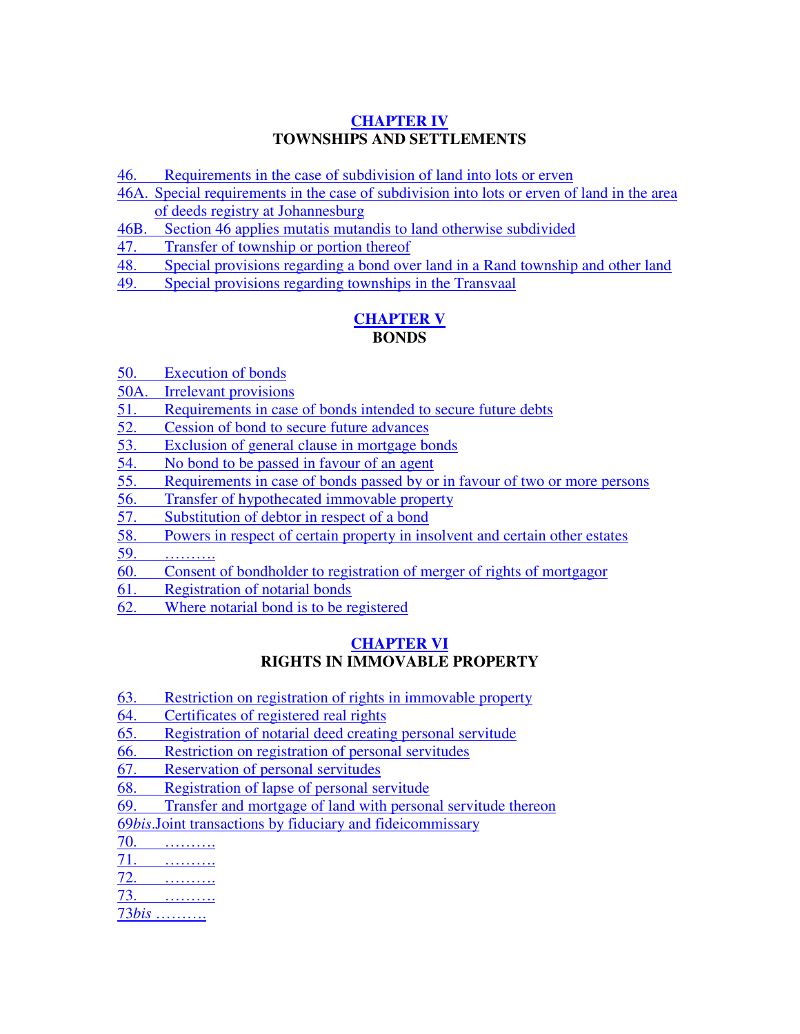## CHAPTER IV
## TOWNSHIPS AND SETTLEMENTS

46. Requirements in the case of subdivision of land into lots or erven
46A. Special requirements in the case of subdivision into lots or erven of land in the area of deeds registry at Johannesburg
46B. Section 46 applies mutatis mutandis to land otherwise subdivided
47. Transfer of township or portion thereof
48. Special provisions regarding a bond over land in a Rand township and other land
49. Special provisions regarding townships in the Transvaal

## CHAPTER V
## BONDS

50. Execution of bonds
50A. Irrelevant provisions
51. Requirements in case of bonds intended to secure future debts
52. Cession of bond to secure future advances
53. Exclusion of general clause in mortgage bonds
54. No bond to be passed in favour of an agent
55. Requirements in case of bonds passed by or in favour of two or more persons
56. Transfer of hypothecated immovable property
57. Substitution of debtor in respect of a bond
58. Powers in respect of certain property in insolvent and certain other estates
59. ……….
60. Consent of bondholder to registration of merger of rights of mortgagor
61. Registration of notarial bonds
62. Where notarial bond is to be registered

## CHAPTER VI
## RIGHTS IN IMMOVABLE PROPERTY

63. Restriction on registration of rights in immovable property
64. Certificates of registered real rights
65. Registration of notarial deed creating personal servitude
66. Restriction on registration of personal servitudes
67. Reservation of personal servitudes
68. Registration of lapse of personal servitude
69. Transfer and mortgage of land with personal servitude thereon
69*bis*. Joint transactions by fiduciary and fideicommissary
70. ……….
71. ……….
72. ……….
73. ……….
73*bis* ……….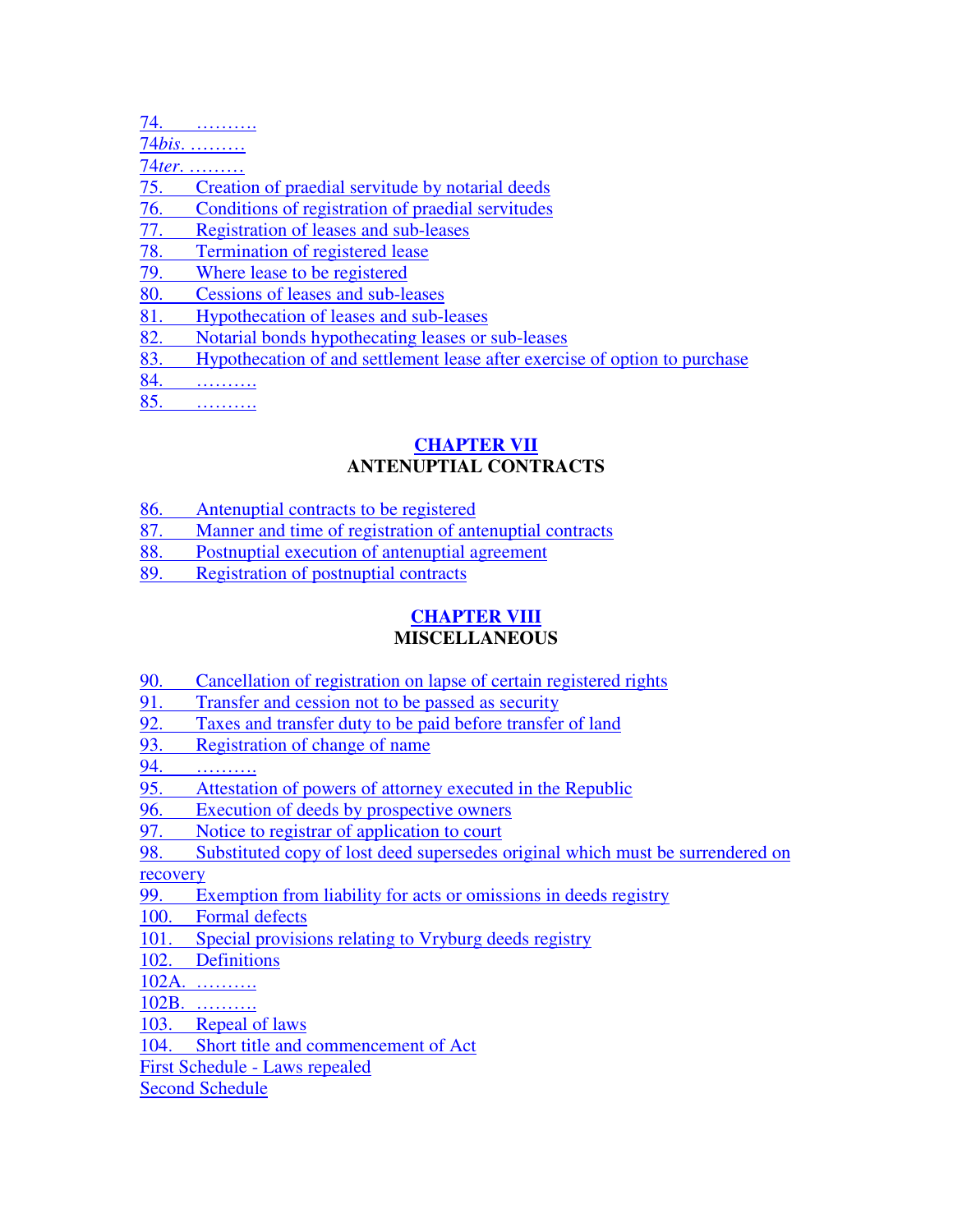74. ……….
*74bis*. ………
*74ter*. ………
75. Creation of praedial servitude by notarial deeds
76. Conditions of registration of praedial servitudes
77. Registration of leases and sub-leases
78. Termination of registered lease
79. Where lease to be registered
80. Cessions of leases and sub-leases
81. Hypothecation of leases and sub-leases
82. Notarial bonds hypothecating leases or sub-leases
83. Hypothecation of and settlement lease after exercise of option to purchase
84. ……….
85. ……….

## CHAPTER VII
## ANTENUPTIAL CONTRACTS

86. Antenuptial contracts to be registered
87. Manner and time of registration of antenuptial contracts
88. Postnuptial execution of antenuptial agreement
89. Registration of postnuptial contracts

## CHAPTER VIII
## MISCELLANEOUS

90. Cancellation of registration on lapse of certain registered rights
91. Transfer and cession not to be passed as security
92. Taxes and transfer duty to be paid before transfer of land
93. Registration of change of name
94. ……….
95. Attestation of powers of attorney executed in the Republic
96. Execution of deeds by prospective owners
97. Notice to registrar of application to court
98. Substituted copy of lost deed supersedes original which must be surrendered on recovery
99. Exemption from liability for acts or omissions in deeds registry
100. Formal defects
101. Special provisions relating to Vryburg deeds registry
102. Definitions
102A. ……….
102B. ……….
103. Repeal of laws
104. Short title and commencement of Act
First Schedule - Laws repealed
Second Schedule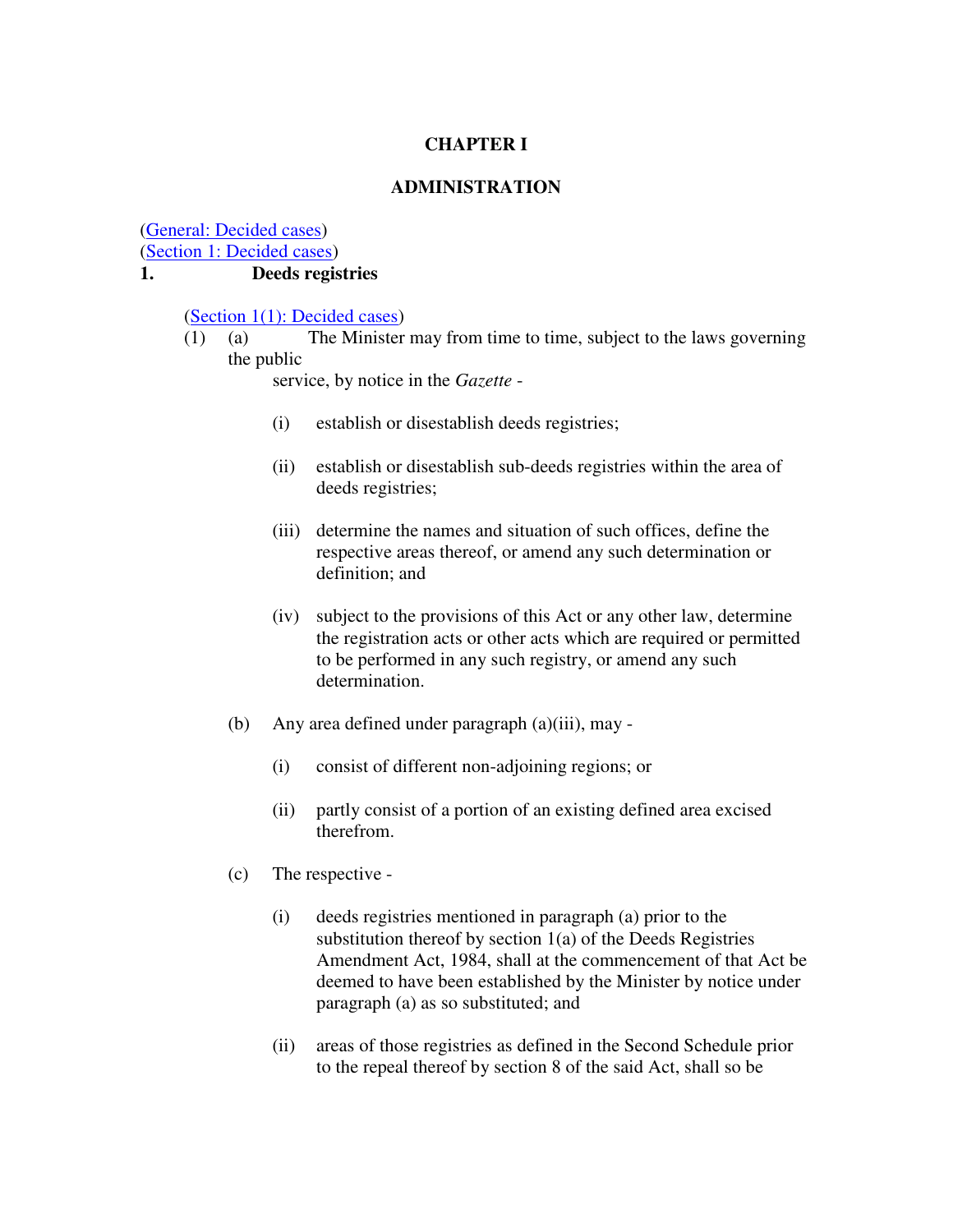# CHAPTER I

## ADMINISTRATION

(General: Decided cases)
(Section 1: Decided cases)

**1. Deeds registries**

(Section 1(1): Decided cases)

(1) (a) The Minister may from time to time, subject to the laws governing the public service, by notice in the *Gazette* -

(i) establish or disestablish deeds registries;

(ii) establish or disestablish sub-deeds registries within the area of deeds registries;

(iii) determine the names and situation of such offices, define the respective areas thereof, or amend any such determination or definition; and

(iv) subject to the provisions of this Act or any other law, determine the registration acts or other acts which are required or permitted to be performed in any such registry, or amend any such determination.

(b) Any area defined under paragraph (a)(iii), may -

(i) consist of different non-adjoining regions; or

(ii) partly consist of a portion of an existing defined area excised therefrom.

(c) The respective -

(i) deeds registries mentioned in paragraph (a) prior to the substitution thereof by section 1(a) of the Deeds Registries Amendment Act, 1984, shall at the commencement of that Act be deemed to have been established by the Minister by notice under paragraph (a) as so substituted; and

(ii) areas of those registries as defined in the Second Schedule prior to the repeal thereof by section 8 of the said Act, shall so be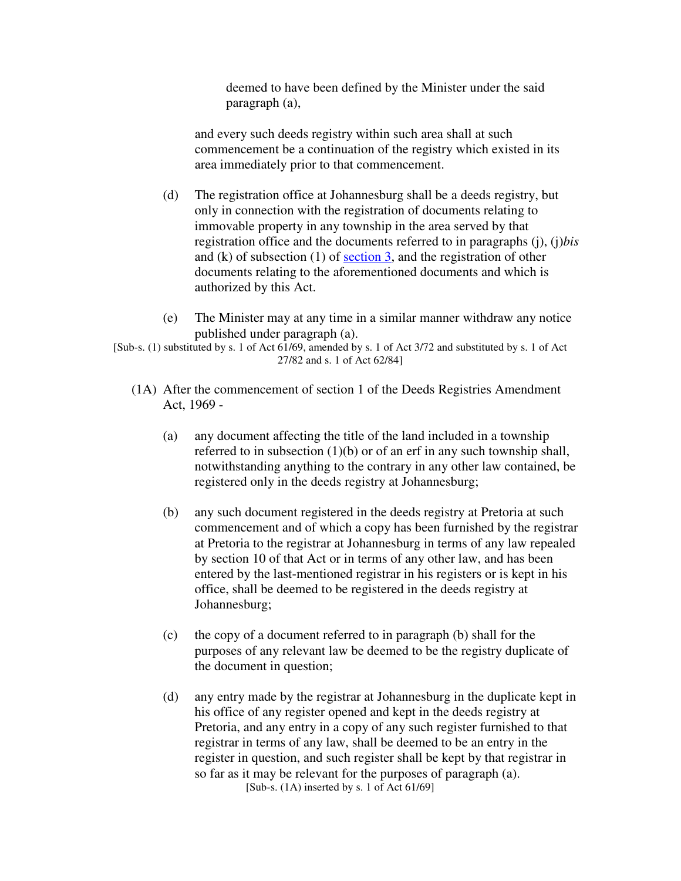deemed to have been defined by the Minister under the said paragraph (a),

and every such deeds registry within such area shall at such commencement be a continuation of the registry which existed in its area immediately prior to that commencement.

(d) The registration office at Johannesburg shall be a deeds registry, but only in connection with the registration of documents relating to immovable property in any township in the area served by that registration office and the documents referred to in paragraphs (j), (j)*bis* and (k) of subsection (1) of section 3, and the registration of other documents relating to the aforementioned documents and which is authorized by this Act.

(e) The Minister may at any time in a similar manner withdraw any notice published under paragraph (a).

[Sub-s. (1) substituted by s. 1 of Act 61/69, amended by s. 1 of Act 3/72 and substituted by s. 1 of Act 27/82 and s. 1 of Act 62/84]

(1A) After the commencement of section 1 of the Deeds Registries Amendment Act, 1969 -

(a) any document affecting the title of the land included in a township referred to in subsection (1)(b) or of an erf in any such township shall, notwithstanding anything to the contrary in any other law contained, be registered only in the deeds registry at Johannesburg;

(b) any such document registered in the deeds registry at Pretoria at such commencement and of which a copy has been furnished by the registrar at Pretoria to the registrar at Johannesburg in terms of any law repealed by section 10 of that Act or in terms of any other law, and has been entered by the last-mentioned registrar in his registers or is kept in his office, shall be deemed to be registered in the deeds registry at Johannesburg;

(c) the copy of a document referred to in paragraph (b) shall for the purposes of any relevant law be deemed to be the registry duplicate of the document in question;

(d) any entry made by the registrar at Johannesburg in the duplicate kept in his office of any register opened and kept in the deeds registry at Pretoria, and any entry in a copy of any such register furnished to that registrar in terms of any law, shall be deemed to be an entry in the register in question, and such register shall be kept by that registrar in so far as it may be relevant for the purposes of paragraph (a).

[Sub-s. (1A) inserted by s. 1 of Act 61/69]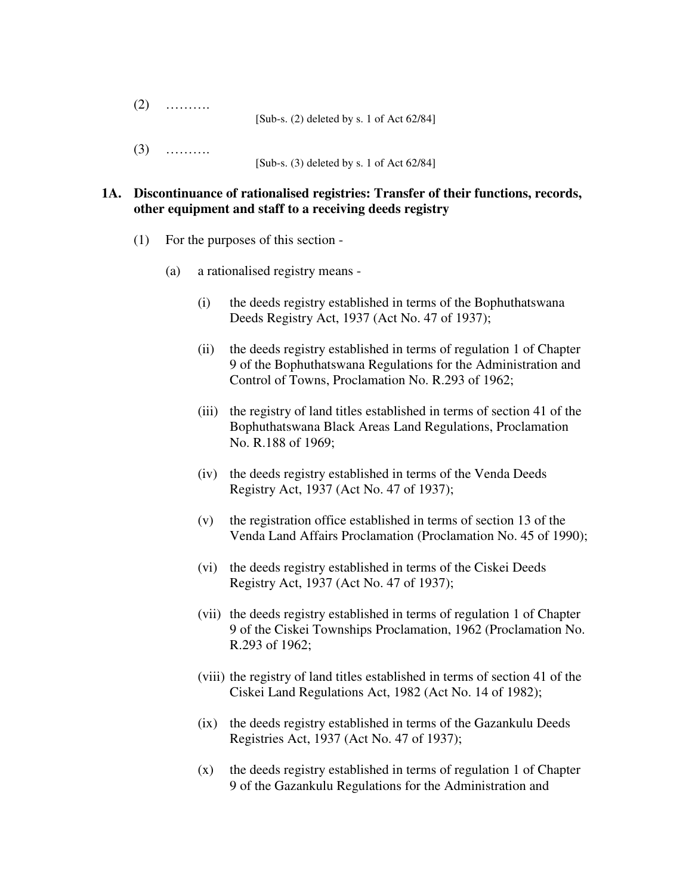(2) ……….

[Sub-s. (2) deleted by s. 1 of Act 62/84]

(3) ……….

[Sub-s. (3) deleted by s. 1 of Act 62/84]

**1A. Discontinuance of rationalised registries: Transfer of their functions, records, other equipment and staff to a receiving deeds registry**

(1) For the purposes of this section -

(a) a rationalised registry means -

(i) the deeds registry established in terms of the Bophuthatswana Deeds Registry Act, 1937 (Act No. 47 of 1937);

(ii) the deeds registry established in terms of regulation 1 of Chapter 9 of the Bophuthatswana Regulations for the Administration and Control of Towns, Proclamation No. R.293 of 1962;

(iii) the registry of land titles established in terms of section 41 of the Bophuthatswana Black Areas Land Regulations, Proclamation No. R.188 of 1969;

(iv) the deeds registry established in terms of the Venda Deeds Registry Act, 1937 (Act No. 47 of 1937);

(v) the registration office established in terms of section 13 of the Venda Land Affairs Proclamation (Proclamation No. 45 of 1990);

(vi) the deeds registry established in terms of the Ciskei Deeds Registry Act, 1937 (Act No. 47 of 1937);

(vii) the deeds registry established in terms of regulation 1 of Chapter 9 of the Ciskei Townships Proclamation, 1962 (Proclamation No. R.293 of 1962;

(viii) the registry of land titles established in terms of section 41 of the Ciskei Land Regulations Act, 1982 (Act No. 14 of 1982);

(ix) the deeds registry established in terms of the Gazankulu Deeds Registries Act, 1937 (Act No. 47 of 1937);

(x) the deeds registry established in terms of regulation 1 of Chapter 9 of the Gazankulu Regulations for the Administration and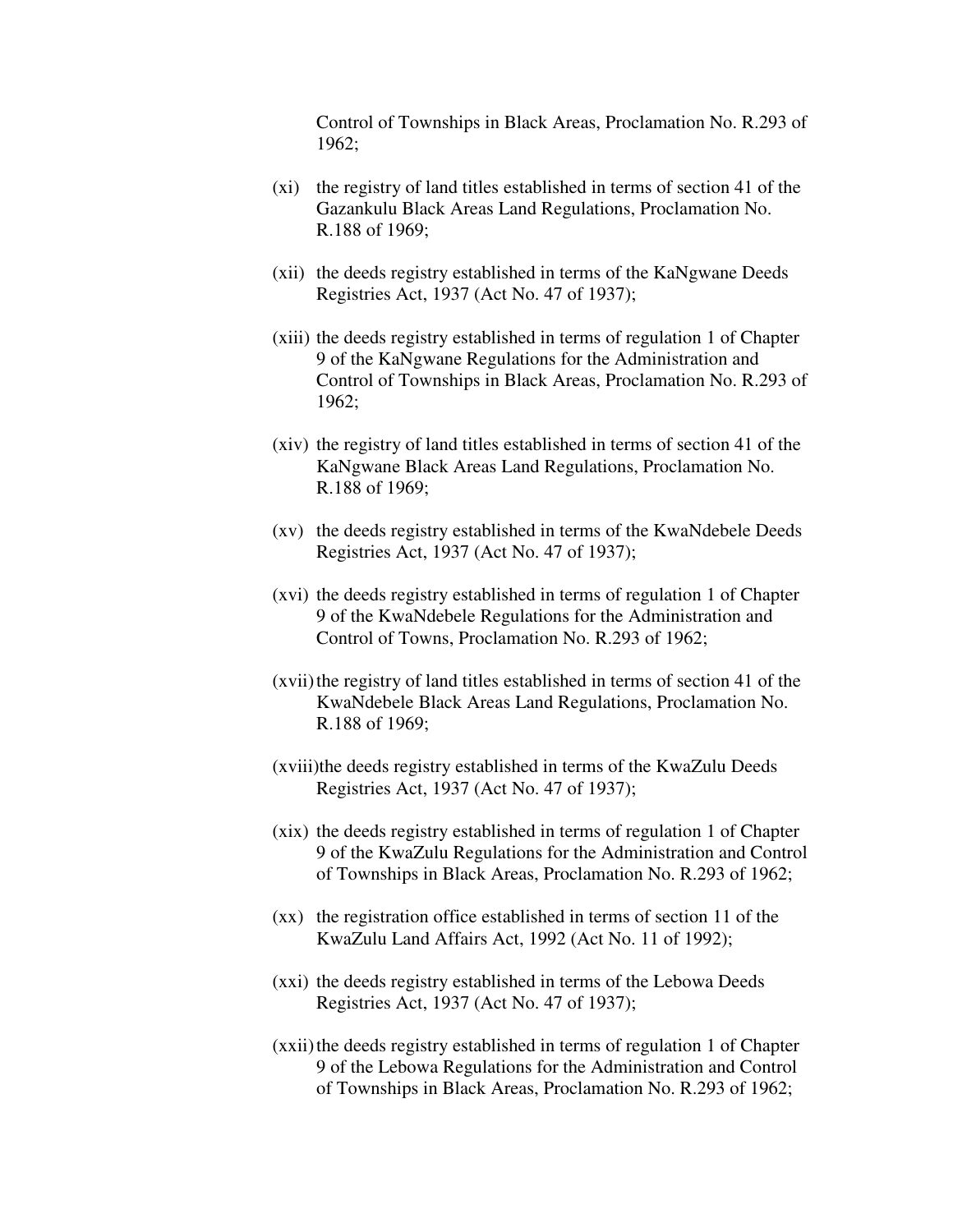Control of Townships in Black Areas, Proclamation No. R.293 of 1962;

(xi) the registry of land titles established in terms of section 41 of the Gazankulu Black Areas Land Regulations, Proclamation No. R.188 of 1969;

(xii) the deeds registry established in terms of the KaNgwane Deeds Registries Act, 1937 (Act No. 47 of 1937);

(xiii) the deeds registry established in terms of regulation 1 of Chapter 9 of the KaNgwane Regulations for the Administration and Control of Townships in Black Areas, Proclamation No. R.293 of 1962;

(xiv) the registry of land titles established in terms of section 41 of the KaNgwane Black Areas Land Regulations, Proclamation No. R.188 of 1969;

(xv) the deeds registry established in terms of the KwaNdebele Deeds Registries Act, 1937 (Act No. 47 of 1937);

(xvi) the deeds registry established in terms of regulation 1 of Chapter 9 of the KwaNdebele Regulations for the Administration and Control of Towns, Proclamation No. R.293 of 1962;

(xvii) the registry of land titles established in terms of section 41 of the KwaNdebele Black Areas Land Regulations, Proclamation No. R.188 of 1969;

(xviii) the deeds registry established in terms of the KwaZulu Deeds Registries Act, 1937 (Act No. 47 of 1937);

(xix) the deeds registry established in terms of regulation 1 of Chapter 9 of the KwaZulu Regulations for the Administration and Control of Townships in Black Areas, Proclamation No. R.293 of 1962;

(xx) the registration office established in terms of section 11 of the KwaZulu Land Affairs Act, 1992 (Act No. 11 of 1992);

(xxi) the deeds registry established in terms of the Lebowa Deeds Registries Act, 1937 (Act No. 47 of 1937);

(xxii) the deeds registry established in terms of regulation 1 of Chapter 9 of the Lebowa Regulations for the Administration and Control of Townships in Black Areas, Proclamation No. R.293 of 1962;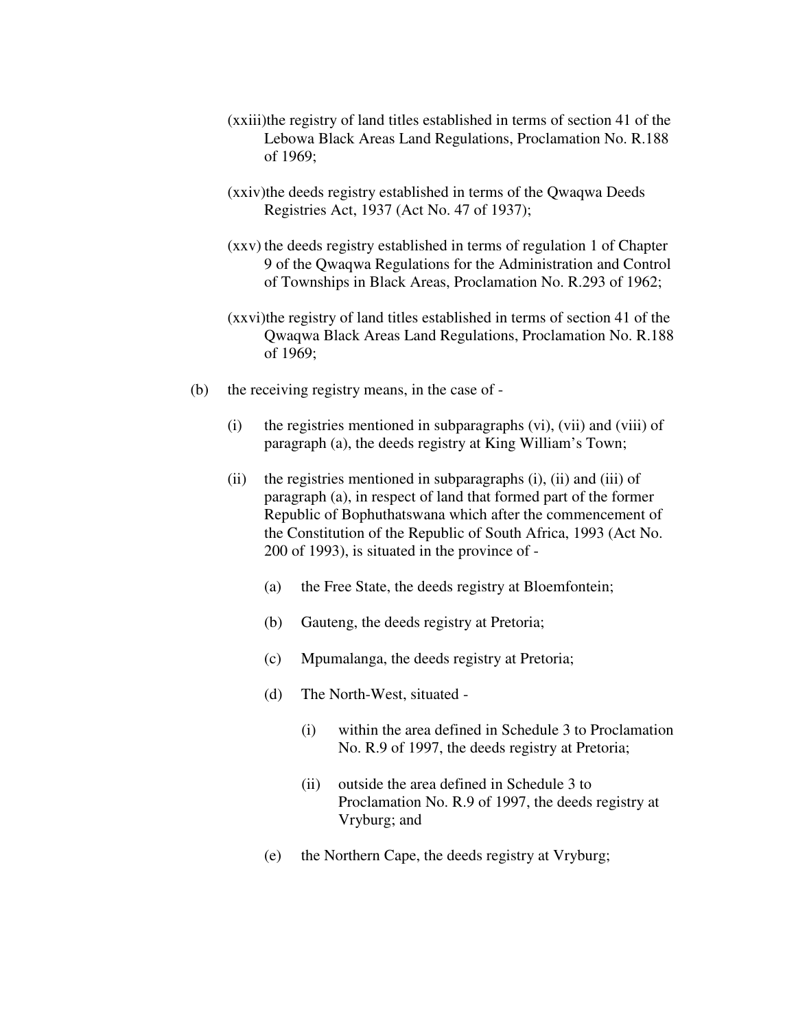(xxiii) the registry of land titles established in terms of section 41 of the Lebowa Black Areas Land Regulations, Proclamation No. R.188 of 1969;

(xxiv) the deeds registry established in terms of the Qwaqwa Deeds Registries Act, 1937 (Act No. 47 of 1937);

(xxv) the deeds registry established in terms of regulation 1 of Chapter 9 of the Qwaqwa Regulations for the Administration and Control of Townships in Black Areas, Proclamation No. R.293 of 1962;

(xxvi) the registry of land titles established in terms of section 41 of the Qwaqwa Black Areas Land Regulations, Proclamation No. R.188 of 1969;

(b) the receiving registry means, in the case of -

(i) the registries mentioned in subparagraphs (vi), (vii) and (viii) of paragraph (a), the deeds registry at King William's Town;

(ii) the registries mentioned in subparagraphs (i), (ii) and (iii) of paragraph (a), in respect of land that formed part of the former Republic of Bophuthatswana which after the commencement of the Constitution of the Republic of South Africa, 1993 (Act No. 200 of 1993), is situated in the province of -

(a) the Free State, the deeds registry at Bloemfontein;

(b) Gauteng, the deeds registry at Pretoria;

(c) Mpumalanga, the deeds registry at Pretoria;

(d) The North-West, situated -

(i) within the area defined in Schedule 3 to Proclamation No. R.9 of 1997, the deeds registry at Pretoria;

(ii) outside the area defined in Schedule 3 to Proclamation No. R.9 of 1997, the deeds registry at Vryburg; and

(e) the Northern Cape, the deeds registry at Vryburg;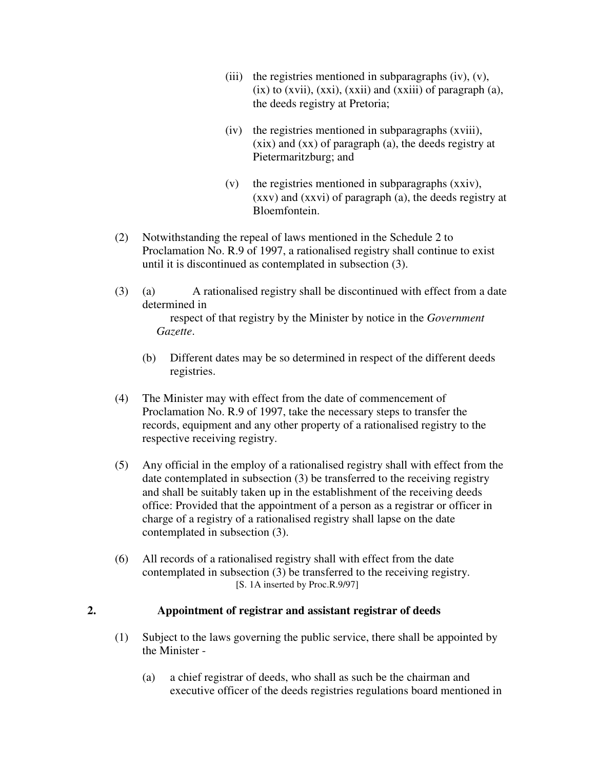(iii) the registries mentioned in subparagraphs (iv), (v), (ix) to (xvii), (xxi), (xxii) and (xxiii) of paragraph (a), the deeds registry at Pretoria;

(iv) the registries mentioned in subparagraphs (xviii), (xix) and (xx) of paragraph (a), the deeds registry at Pietermaritzburg; and

(v) the registries mentioned in subparagraphs (xxiv), (xxv) and (xxvi) of paragraph (a), the deeds registry at Bloemfontein.

(2) Notwithstanding the repeal of laws mentioned in the Schedule 2 to Proclamation No. R.9 of 1997, a rationalised registry shall continue to exist until it is discontinued as contemplated in subsection (3).

(3) (a) A rationalised registry shall be discontinued with effect from a date determined in respect of that registry by the Minister by notice in the *Government Gazette*.

(b) Different dates may be so determined in respect of the different deeds registries.

(4) The Minister may with effect from the date of commencement of Proclamation No. R.9 of 1997, take the necessary steps to transfer the records, equipment and any other property of a rationalised registry to the respective receiving registry.

(5) Any official in the employ of a rationalised registry shall with effect from the date contemplated in subsection (3) be transferred to the receiving registry and shall be suitably taken up in the establishment of the receiving deeds office: Provided that the appointment of a person as a registrar or officer in charge of a registry of a rationalised registry shall lapse on the date contemplated in subsection (3).

(6) All records of a rationalised registry shall with effect from the date contemplated in subsection (3) be transferred to the receiving registry.

[S. 1A inserted by Proc.R.9/97]

## 2. Appointment of registrar and assistant registrar of deeds

(1) Subject to the laws governing the public service, there shall be appointed by the Minister -

(a) a chief registrar of deeds, who shall as such be the chairman and executive officer of the deeds registries regulations board mentioned in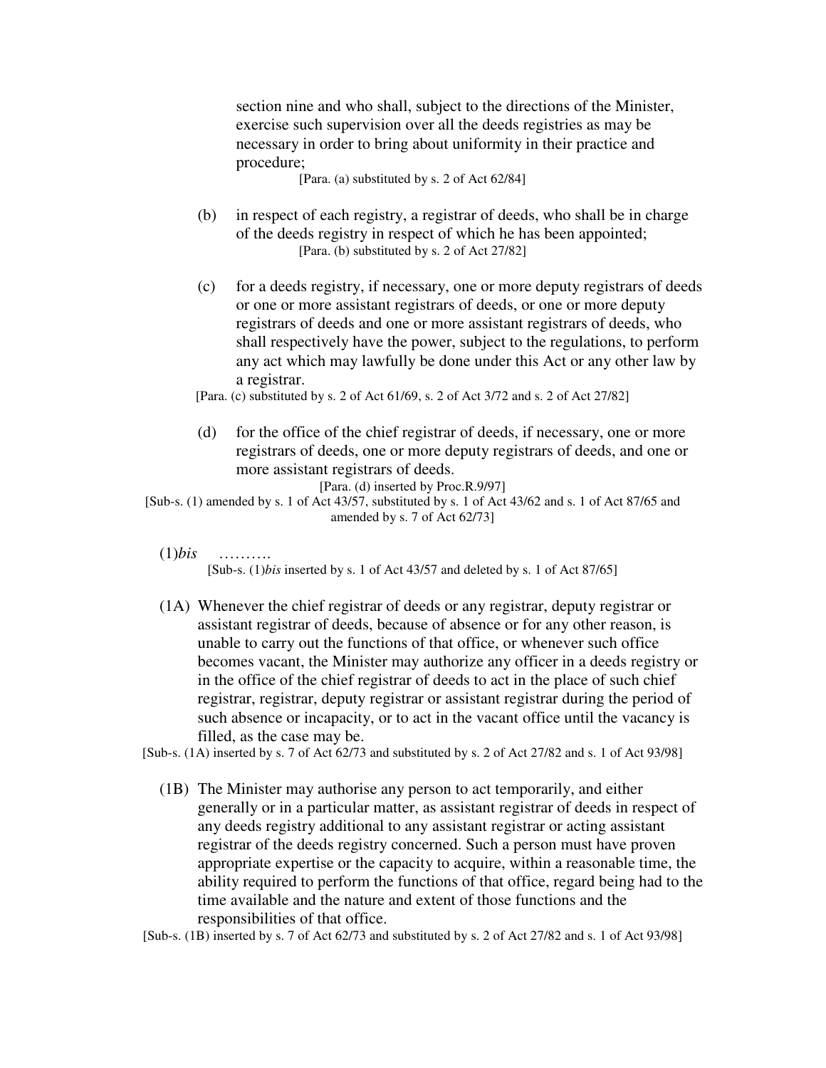section nine and who shall, subject to the directions of the Minister, exercise such supervision over all the deeds registries as may be necessary in order to bring about uniformity in their practice and procedure;

[Para. (a) substituted by s. 2 of Act 62/84]

(b) in respect of each registry, a registrar of deeds, who shall be in charge of the deeds registry in respect of which he has been appointed;

[Para. (b) substituted by s. 2 of Act 27/82]

(c) for a deeds registry, if necessary, one or more deputy registrars of deeds or one or more assistant registrars of deeds, or one or more deputy registrars of deeds and one or more assistant registrars of deeds, who shall respectively have the power, subject to the regulations, to perform any act which may lawfully be done under this Act or any other law by a registrar.

[Para. (c) substituted by s. 2 of Act 61/69, s. 2 of Act 3/72 and s. 2 of Act 27/82]

(d) for the office of the chief registrar of deeds, if necessary, one or more registrars of deeds, one or more deputy registrars of deeds, and one or more assistant registrars of deeds.

[Para. (d) inserted by Proc.R.9/97]

[Sub-s. (1) amended by s. 1 of Act 43/57, substituted by s. 1 of Act 43/62 and s. 1 of Act 87/65 and amended by s. 7 of Act 62/73]

(1)*bis* ……….

[Sub-s. (1)*bis* inserted by s. 1 of Act 43/57 and deleted by s. 1 of Act 87/65]

(1A) Whenever the chief registrar of deeds or any registrar, deputy registrar or assistant registrar of deeds, because of absence or for any other reason, is unable to carry out the functions of that office, or whenever such office becomes vacant, the Minister may authorize any officer in a deeds registry or in the office of the chief registrar of deeds to act in the place of such chief registrar, registrar, deputy registrar or assistant registrar during the period of such absence or incapacity, or to act in the vacant office until the vacancy is filled, as the case may be.

[Sub-s. (1A) inserted by s. 7 of Act 62/73 and substituted by s. 2 of Act 27/82 and s. 1 of Act 93/98]

(1B) The Minister may authorise any person to act temporarily, and either generally or in a particular matter, as assistant registrar of deeds in respect of any deeds registry additional to any assistant registrar or acting assistant registrar of the deeds registry concerned. Such a person must have proven appropriate expertise or the capacity to acquire, within a reasonable time, the ability required to perform the functions of that office, regard being had to the time available and the nature and extent of those functions and the responsibilities of that office.

[Sub-s. (1B) inserted by s. 7 of Act 62/73 and substituted by s. 2 of Act 27/82 and s. 1 of Act 93/98]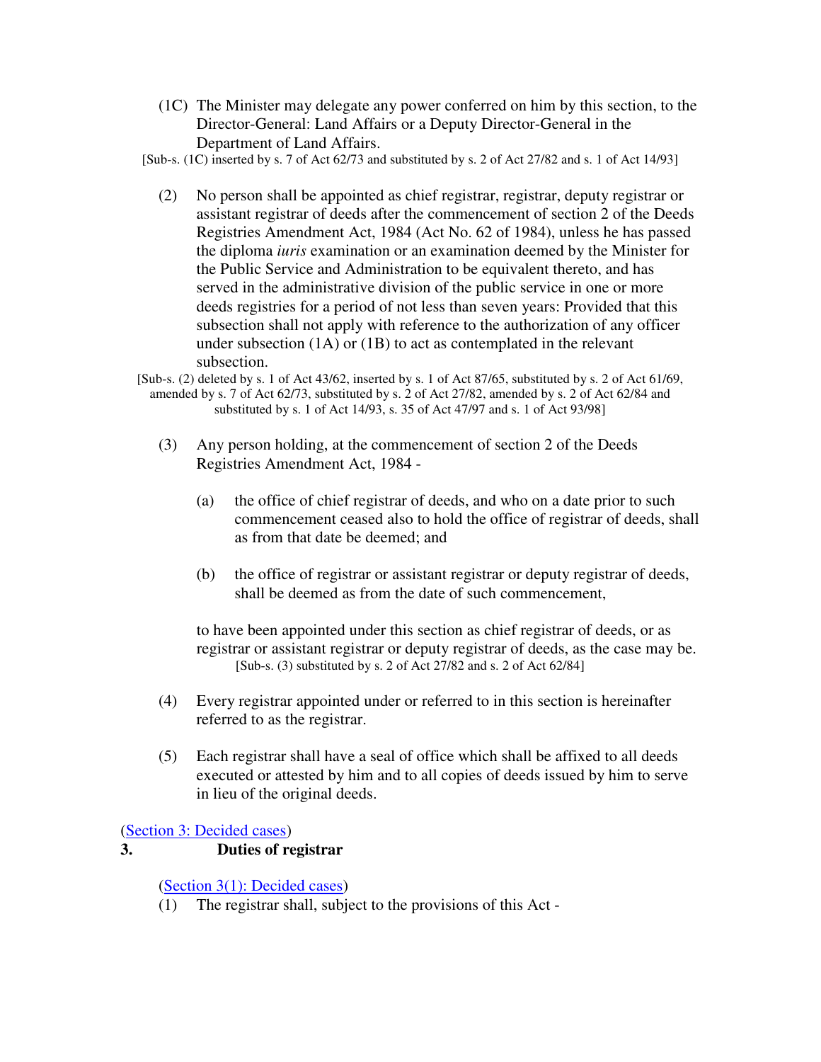(1C) The Minister may delegate any power conferred on him by this section, to the Director-General: Land Affairs or a Deputy Director-General in the Department of Land Affairs.

[Sub-s. (1C) inserted by s. 7 of Act 62/73 and substituted by s. 2 of Act 27/82 and s. 1 of Act 14/93]

(2) No person shall be appointed as chief registrar, registrar, deputy registrar or assistant registrar of deeds after the commencement of section 2 of the Deeds Registries Amendment Act, 1984 (Act No. 62 of 1984), unless he has passed the diploma *iuris* examination or an examination deemed by the Minister for the Public Service and Administration to be equivalent thereto, and has served in the administrative division of the public service in one or more deeds registries for a period of not less than seven years: Provided that this subsection shall not apply with reference to the authorization of any officer under subsection (1A) or (1B) to act as contemplated in the relevant subsection.

[Sub-s. (2) deleted by s. 1 of Act 43/62, inserted by s. 1 of Act 87/65, substituted by s. 2 of Act 61/69, amended by s. 7 of Act 62/73, substituted by s. 2 of Act 27/82, amended by s. 2 of Act 62/84 and substituted by s. 1 of Act 14/93, s. 35 of Act 47/97 and s. 1 of Act 93/98]

(3) Any person holding, at the commencement of section 2 of the Deeds Registries Amendment Act, 1984 -

(a) the office of chief registrar of deeds, and who on a date prior to such commencement ceased also to hold the office of registrar of deeds, shall as from that date be deemed; and

(b) the office of registrar or assistant registrar or deputy registrar of deeds, shall be deemed as from the date of such commencement,

to have been appointed under this section as chief registrar of deeds, or as registrar or assistant registrar or deputy registrar of deeds, as the case may be.

[Sub-s. (3) substituted by s. 2 of Act 27/82 and s. 2 of Act 62/84]

(4) Every registrar appointed under or referred to in this section is hereinafter referred to as the registrar.

(5) Each registrar shall have a seal of office which shall be affixed to all deeds executed or attested by him and to all copies of deeds issued by him to serve in lieu of the original deeds.

(Section 3: Decided cases)

## 3. Duties of registrar

(Section 3(1): Decided cases)

(1) The registrar shall, subject to the provisions of this Act -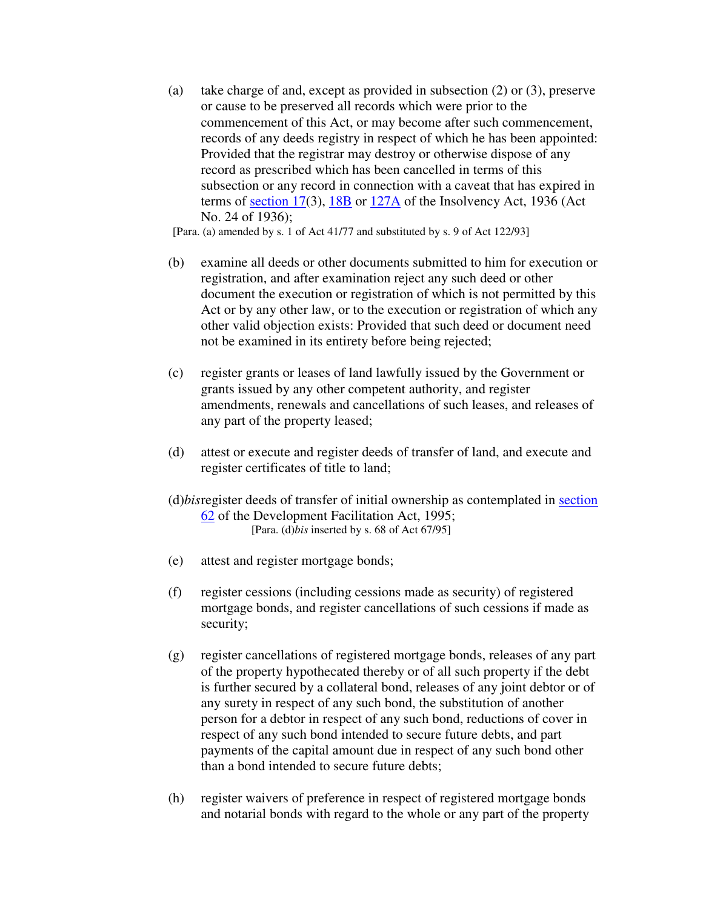(a) take charge of and, except as provided in subsection (2) or (3), preserve or cause to be preserved all records which were prior to the commencement of this Act, or may become after such commencement, records of any deeds registry in respect of which he has been appointed: Provided that the registrar may destroy or otherwise dispose of any record as prescribed which has been cancelled in terms of this subsection or any record in connection with a caveat that has expired in terms of section 17(3), 18B or 127A of the Insolvency Act, 1936 (Act No. 24 of 1936);

[Para. (a) amended by s. 1 of Act 41/77 and substituted by s. 9 of Act 122/93]

(b) examine all deeds or other documents submitted to him for execution or registration, and after examination reject any such deed or other document the execution or registration of which is not permitted by this Act or by any other law, or to the execution or registration of which any other valid objection exists: Provided that such deed or document need not be examined in its entirety before being rejected;

(c) register grants or leases of land lawfully issued by the Government or grants issued by any other competent authority, and register amendments, renewals and cancellations of such leases, and releases of any part of the property leased;

(d) attest or execute and register deeds of transfer of land, and execute and register certificates of title to land;

(d)*bis* register deeds of transfer of initial ownership as contemplated in section 62 of the Development Facilitation Act, 1995;

[Para. (d)*bis* inserted by s. 68 of Act 67/95]

(e) attest and register mortgage bonds;

(f) register cessions (including cessions made as security) of registered mortgage bonds, and register cancellations of such cessions if made as security;

(g) register cancellations of registered mortgage bonds, releases of any part of the property hypothecated thereby or of all such property if the debt is further secured by a collateral bond, releases of any joint debtor or of any surety in respect of any such bond, the substitution of another person for a debtor in respect of any such bond, reductions of cover in respect of any such bond intended to secure future debts, and part payments of the capital amount due in respect of any such bond other than a bond intended to secure future debts;

(h) register waivers of preference in respect of registered mortgage bonds and notarial bonds with regard to the whole or any part of the property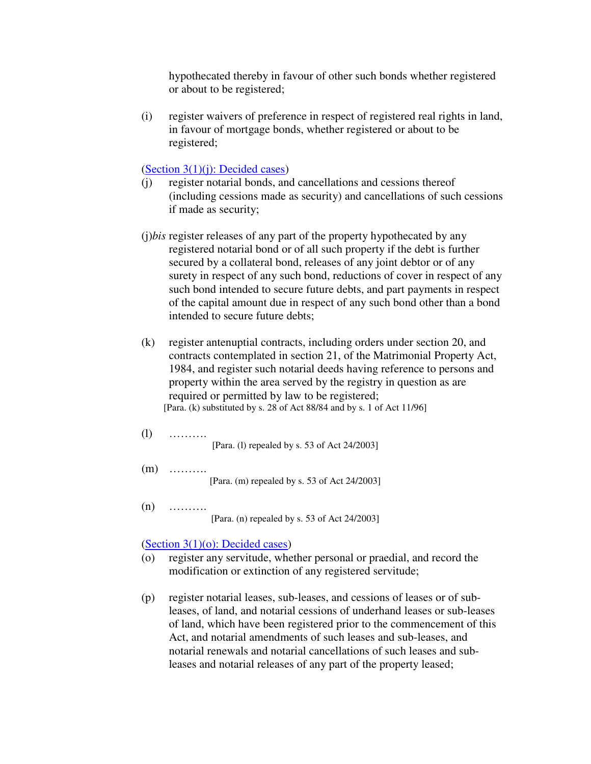hypothecated thereby in favour of other such bonds whether registered or about to be registered;

(i) register waivers of preference in respect of registered real rights in land, in favour of mortgage bonds, whether registered or about to be registered;

(Section 3(1)(j): Decided cases)

(j) register notarial bonds, and cancellations and cessions thereof (including cessions made as security) and cancellations of such cessions if made as security;

(j)*bis* register releases of any part of the property hypothecated by any registered notarial bond or of all such property if the debt is further secured by a collateral bond, releases of any joint debtor or of any surety in respect of any such bond, reductions of cover in respect of any such bond intended to secure future debts, and part payments in respect of the capital amount due in respect of any such bond other than a bond intended to secure future debts;

(k) register antenuptial contracts, including orders under section 20, and contracts contemplated in section 21, of the Matrimonial Property Act, 1984, and register such notarial deeds having reference to persons and property within the area served by the registry in question as are required or permitted by law to be registered;
[Para. (k) substituted by s. 28 of Act 88/84 and by s. 1 of Act 11/96]

(l) ……….
[Para. (l) repealed by s. 53 of Act 24/2003]

(m) ……….
[Para. (m) repealed by s. 53 of Act 24/2003]

(n) ……….
[Para. (n) repealed by s. 53 of Act 24/2003]

(Section 3(1)(o): Decided cases)

(o) register any servitude, whether personal or praedial, and record the modification or extinction of any registered servitude;

(p) register notarial leases, sub-leases, and cessions of leases or of sub-leases, of land, and notarial cessions of underhand leases or sub-leases of land, which have been registered prior to the commencement of this Act, and notarial amendments of such leases and sub-leases, and notarial renewals and notarial cancellations of such leases and sub-leases and notarial releases of any part of the property leased;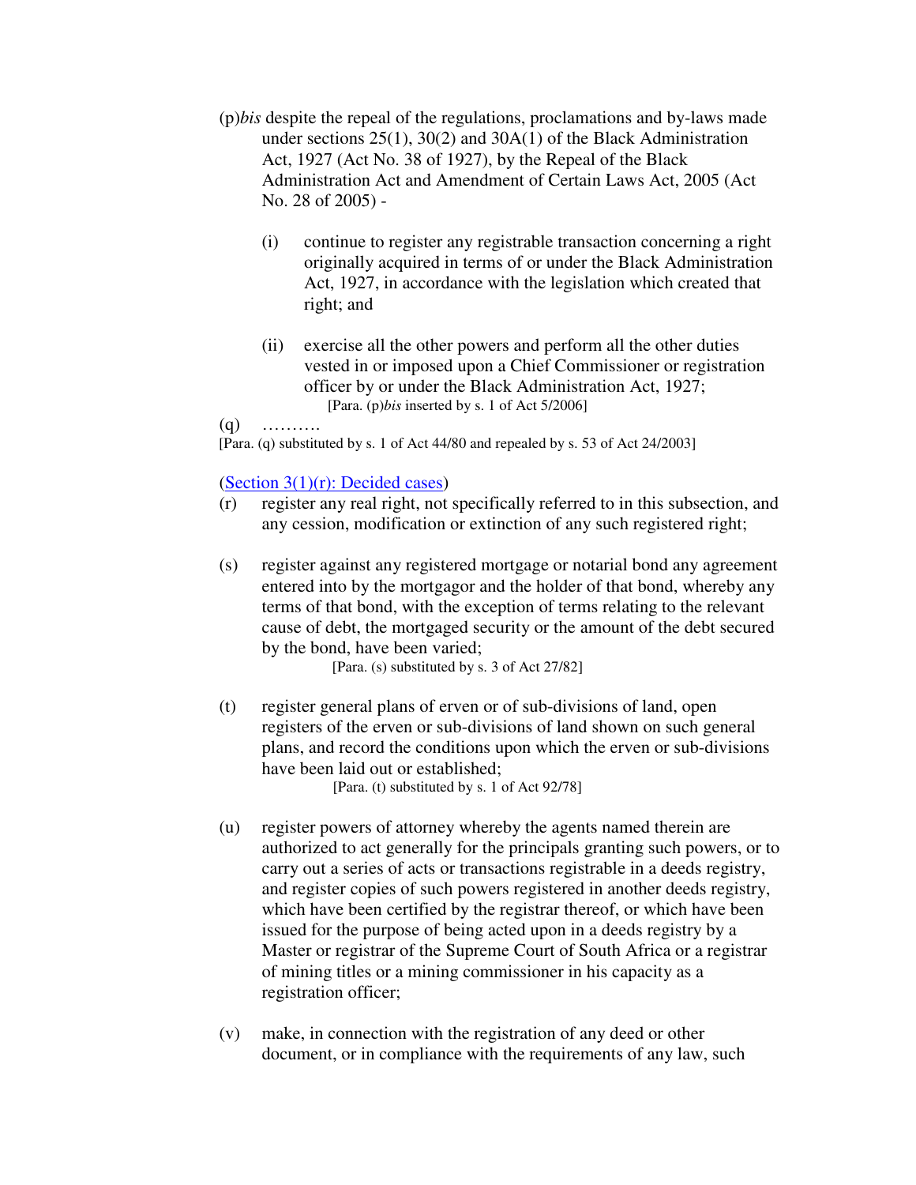(p)*bis* despite the repeal of the regulations, proclamations and by-laws made under sections 25(1), 30(2) and 30A(1) of the Black Administration Act, 1927 (Act No. 38 of 1927), by the Repeal of the Black Administration Act and Amendment of Certain Laws Act, 2005 (Act No. 28 of 2005) -

(i) continue to register any registrable transaction concerning a right originally acquired in terms of or under the Black Administration Act, 1927, in accordance with the legislation which created that right; and

(ii) exercise all the other powers and perform all the other duties vested in or imposed upon a Chief Commissioner or registration officer by or under the Black Administration Act, 1927;

[Para. (p)*bis* inserted by s. 1 of Act 5/2006]

(q) ……….

[Para. (q) substituted by s. 1 of Act 44/80 and repealed by s. 53 of Act 24/2003]

(Section 3(1)(r): Decided cases)

(r) register any real right, not specifically referred to in this subsection, and any cession, modification or extinction of any such registered right;

(s) register against any registered mortgage or notarial bond any agreement entered into by the mortgagor and the holder of that bond, whereby any terms of that bond, with the exception of terms relating to the relevant cause of debt, the mortgaged security or the amount of the debt secured by the bond, have been varied;

[Para. (s) substituted by s. 3 of Act 27/82]

(t) register general plans of erven or of sub-divisions of land, open registers of the erven or sub-divisions of land shown on such general plans, and record the conditions upon which the erven or sub-divisions have been laid out or established;

[Para. (t) substituted by s. 1 of Act 92/78]

(u) register powers of attorney whereby the agents named therein are authorized to act generally for the principals granting such powers, or to carry out a series of acts or transactions registrable in a deeds registry, and register copies of such powers registered in another deeds registry, which have been certified by the registrar thereof, or which have been issued for the purpose of being acted upon in a deeds registry by a Master or registrar of the Supreme Court of South Africa or a registrar of mining titles or a mining commissioner in his capacity as a registration officer;

(v) make, in connection with the registration of any deed or other document, or in compliance with the requirements of any law, such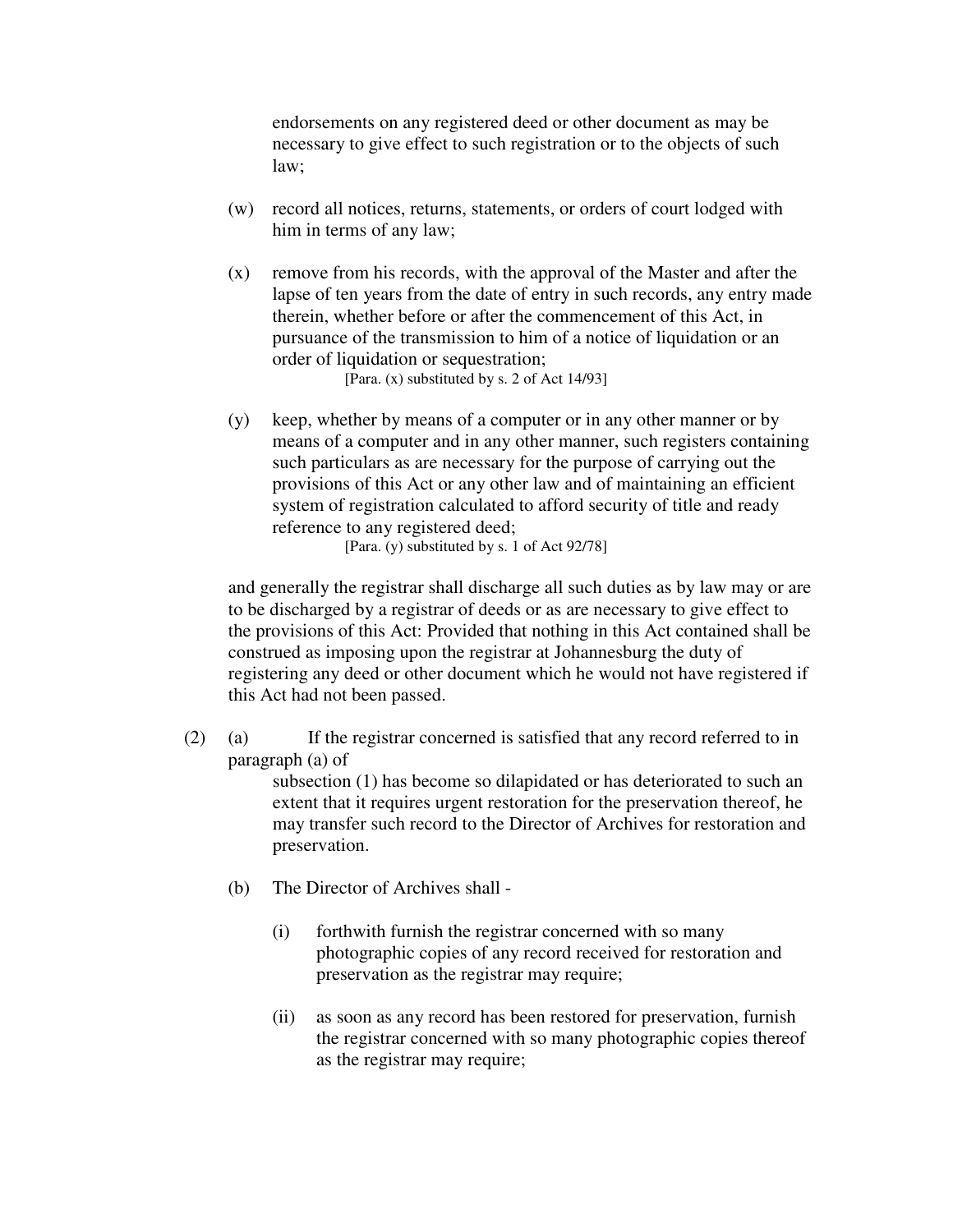endorsements on any registered deed or other document as may be necessary to give effect to such registration or to the objects of such law;

(w) record all notices, returns, statements, or orders of court lodged with him in terms of any law;

(x) remove from his records, with the approval of the Master and after the lapse of ten years from the date of entry in such records, any entry made therein, whether before or after the commencement of this Act, in pursuance of the transmission to him of a notice of liquidation or an order of liquidation or sequestration;
[Para. (x) substituted by s. 2 of Act 14/93]

(y) keep, whether by means of a computer or in any other manner or by means of a computer and in any other manner, such registers containing such particulars as are necessary for the purpose of carrying out the provisions of this Act or any other law and of maintaining an efficient system of registration calculated to afford security of title and ready reference to any registered deed;
[Para. (y) substituted by s. 1 of Act 92/78]

and generally the registrar shall discharge all such duties as by law may or are to be discharged by a registrar of deeds or as are necessary to give effect to the provisions of this Act: Provided that nothing in this Act contained shall be construed as imposing upon the registrar at Johannesburg the duty of registering any deed or other document which he would not have registered if this Act had not been passed.

(2) (a) If the registrar concerned is satisfied that any record referred to in paragraph (a) of subsection (1) has become so dilapidated or has deteriorated to such an extent that it requires urgent restoration for the preservation thereof, he may transfer such record to the Director of Archives for restoration and preservation.

(b) The Director of Archives shall -

(i) forthwith furnish the registrar concerned with so many photographic copies of any record received for restoration and preservation as the registrar may require;

(ii) as soon as any record has been restored for preservation, furnish the registrar concerned with so many photographic copies thereof as the registrar may require;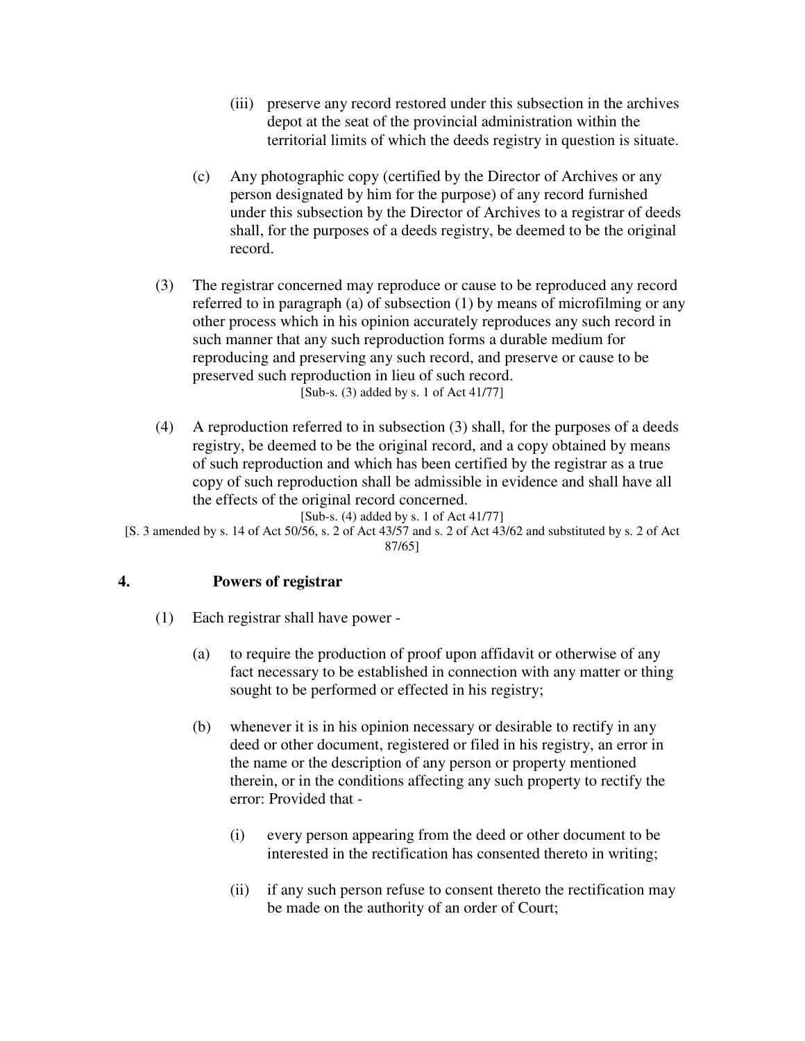(iii) preserve any record restored under this subsection in the archives depot at the seat of the provincial administration within the territorial limits of which the deeds registry in question is situate.

(c) Any photographic copy (certified by the Director of Archives or any person designated by him for the purpose) of any record furnished under this subsection by the Director of Archives to a registrar of deeds shall, for the purposes of a deeds registry, be deemed to be the original record.

(3) The registrar concerned may reproduce or cause to be reproduced any record referred to in paragraph (a) of subsection (1) by means of microfilming or any other process which in his opinion accurately reproduces any such record in such manner that any such reproduction forms a durable medium for reproducing and preserving any such record, and preserve or cause to be preserved such reproduction in lieu of such record.

[Sub-s. (3) added by s. 1 of Act 41/77]

(4) A reproduction referred to in subsection (3) shall, for the purposes of a deeds registry, be deemed to be the original record, and a copy obtained by means of such reproduction and which has been certified by the registrar as a true copy of such reproduction shall be admissible in evidence and shall have all the effects of the original record concerned.

[Sub-s. (4) added by s. 1 of Act 41/77]

[S. 3 amended by s. 14 of Act 50/56, s. 2 of Act 43/57 and s. 2 of Act 43/62 and substituted by s. 2 of Act 87/65]

## 4. Powers of registrar

(1) Each registrar shall have power -

(a) to require the production of proof upon affidavit or otherwise of any fact necessary to be established in connection with any matter or thing sought to be performed or effected in his registry;

(b) whenever it is in his opinion necessary or desirable to rectify in any deed or other document, registered or filed in his registry, an error in the name or the description of any person or property mentioned therein, or in the conditions affecting any such property to rectify the error: Provided that -

(i) every person appearing from the deed or other document to be interested in the rectification has consented thereto in writing;

(ii) if any such person refuse to consent thereto the rectification may be made on the authority of an order of Court;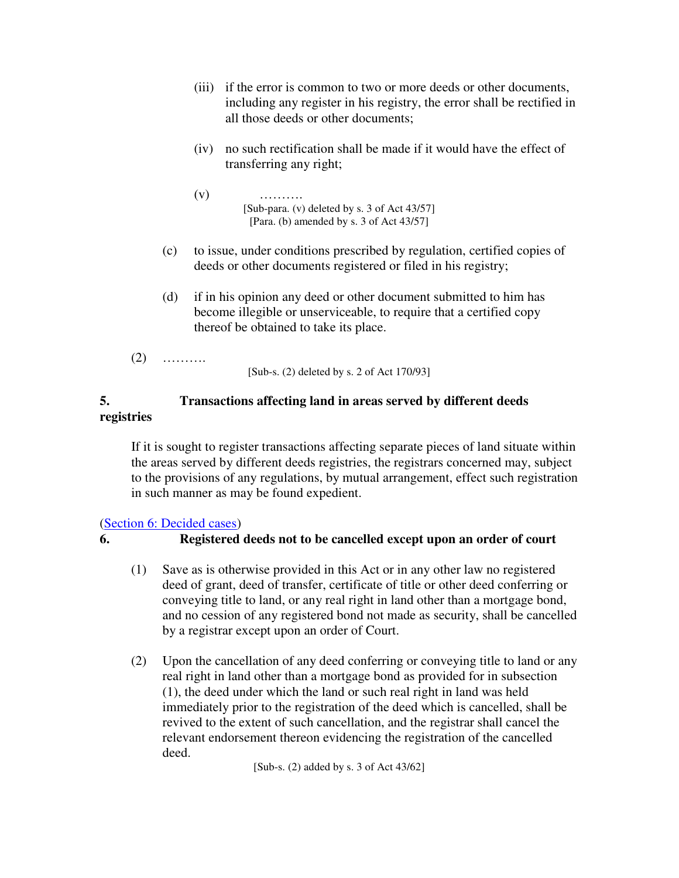(iii) if the error is common to two or more deeds or other documents, including any register in his registry, the error shall be rectified in all those deeds or other documents;

(iv) no such rectification shall be made if it would have the effect of transferring any right;

(v) ……….

[Sub-para. (v) deleted by s. 3 of Act 43/57]
[Para. (b) amended by s. 3 of Act 43/57]

(c) to issue, under conditions prescribed by regulation, certified copies of deeds or other documents registered or filed in his registry;

(d) if in his opinion any deed or other document submitted to him has become illegible or unserviceable, to require that a certified copy thereof be obtained to take its place.

(2) ……….

[Sub-s. (2) deleted by s. 2 of Act 170/93]

**5. Transactions affecting land in areas served by different deeds registries**

If it is sought to register transactions affecting separate pieces of land situate within the areas served by different deeds registries, the registrars concerned may, subject to the provisions of any regulations, by mutual arrangement, effect such registration in such manner as may be found expedient.

(Section 6: Decided cases)

**6. Registered deeds not to be cancelled except upon an order of court**

(1) Save as is otherwise provided in this Act or in any other law no registered deed of grant, deed of transfer, certificate of title or other deed conferring or conveying title to land, or any real right in land other than a mortgage bond, and no cession of any registered bond not made as security, shall be cancelled by a registrar except upon an order of Court.

(2) Upon the cancellation of any deed conferring or conveying title to land or any real right in land other than a mortgage bond as provided for in subsection (1), the deed under which the land or such real right in land was held immediately prior to the registration of the deed which is cancelled, shall be revived to the extent of such cancellation, and the registrar shall cancel the relevant endorsement thereon evidencing the registration of the cancelled deed.

[Sub-s. (2) added by s. 3 of Act 43/62]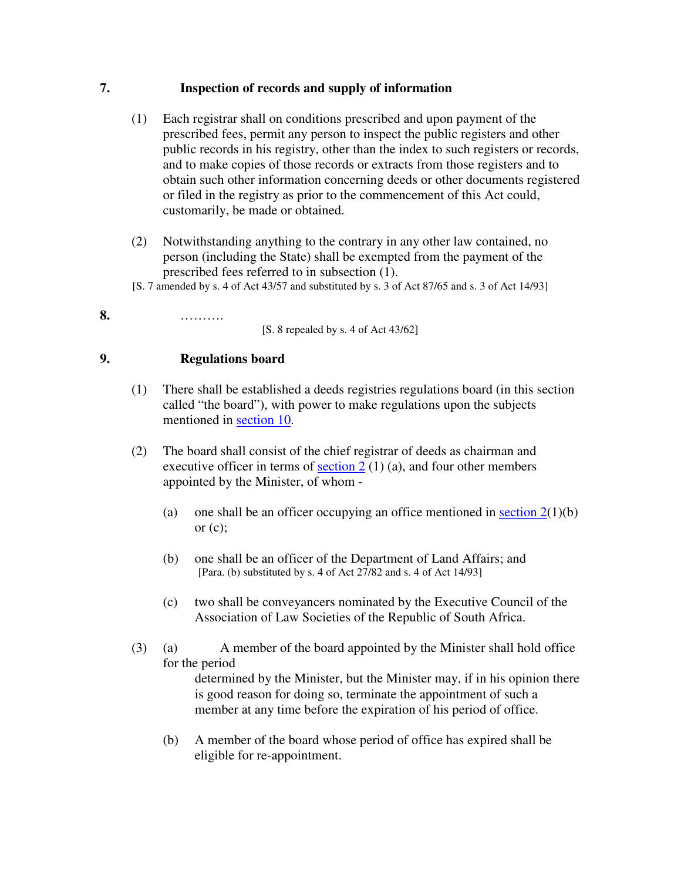## 7. Inspection of records and supply of information

(1) Each registrar shall on conditions prescribed and upon payment of the prescribed fees, permit any person to inspect the public registers and other public records in his registry, other than the index to such registers or records, and to make copies of those records or extracts from those registers and to obtain such other information concerning deeds or other documents registered or filed in the registry as prior to the commencement of this Act could, customarily, be made or obtained.

(2) Notwithstanding anything to the contrary in any other law contained, no person (including the State) shall be exempted from the payment of the prescribed fees referred to in subsection (1).

[S. 7 amended by s. 4 of Act 43/57 and substituted by s. 3 of Act 87/65 and s. 3 of Act 14/93]

## 8. ……….

[S. 8 repealed by s. 4 of Act 43/62]

## 9. Regulations board

(1) There shall be established a deeds registries regulations board (in this section called "the board"), with power to make regulations upon the subjects mentioned in section 10.

(2) The board shall consist of the chief registrar of deeds as chairman and executive officer in terms of section 2 (1) (a), and four other members appointed by the Minister, of whom -

(a) one shall be an officer occupying an office mentioned in section 2(1)(b) or (c);

(b) one shall be an officer of the Department of Land Affairs; and
[Para. (b) substituted by s. 4 of Act 27/82 and s. 4 of Act 14/93]

(c) two shall be conveyancers nominated by the Executive Council of the Association of Law Societies of the Republic of South Africa.

(3) (a) A member of the board appointed by the Minister shall hold office for the period determined by the Minister, but the Minister may, if in his opinion there is good reason for doing so, terminate the appointment of such a member at any time before the expiration of his period of office.

(b) A member of the board whose period of office has expired shall be eligible for re-appointment.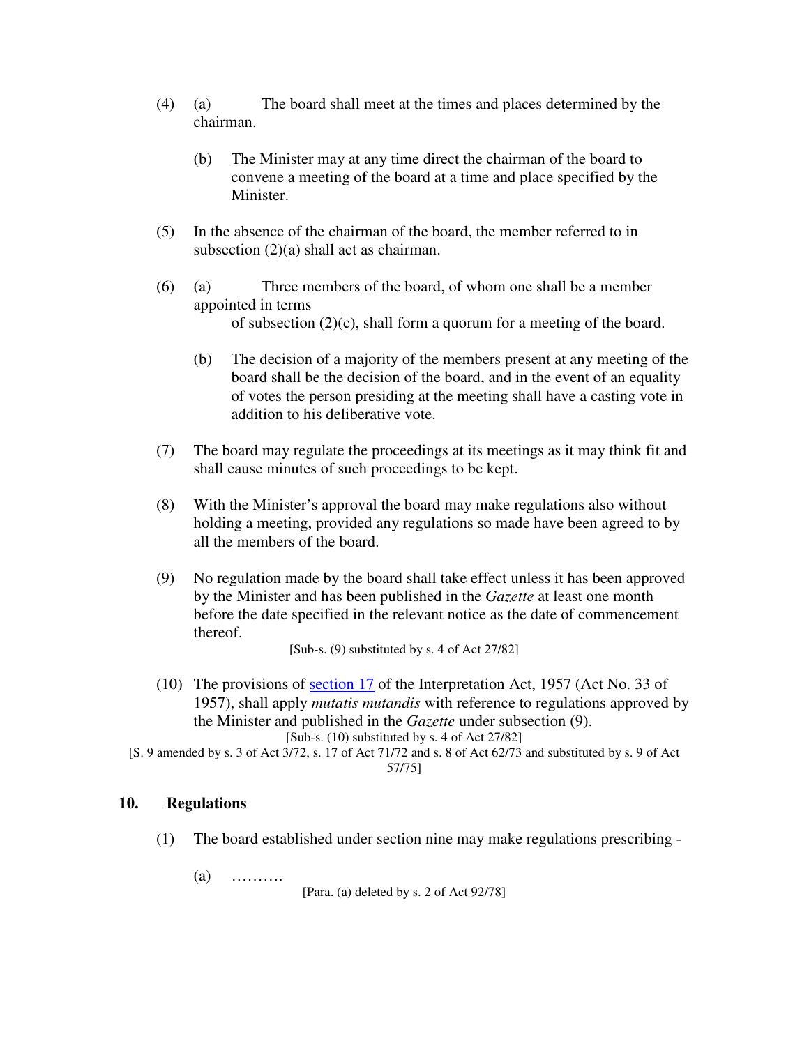(4) (a) The board shall meet at the times and places determined by the chairman.

(b) The Minister may at any time direct the chairman of the board to convene a meeting of the board at a time and place specified by the Minister.

(5) In the absence of the chairman of the board, the member referred to in subsection (2)(a) shall act as chairman.

(6) (a) Three members of the board, of whom one shall be a member appointed in terms of subsection (2)(c), shall form a quorum for a meeting of the board.

(b) The decision of a majority of the members present at any meeting of the board shall be the decision of the board, and in the event of an equality of votes the person presiding at the meeting shall have a casting vote in addition to his deliberative vote.

(7) The board may regulate the proceedings at its meetings as it may think fit and shall cause minutes of such proceedings to be kept.

(8) With the Minister's approval the board may make regulations also without holding a meeting, provided any regulations so made have been agreed to by all the members of the board.

(9) No regulation made by the board shall take effect unless it has been approved by the Minister and has been published in the *Gazette* at least one month before the date specified in the relevant notice as the date of commencement thereof.

[Sub-s. (9) substituted by s. 4 of Act 27/82]

(10) The provisions of section 17 of the Interpretation Act, 1957 (Act No. 33 of 1957), shall apply *mutatis mutandis* with reference to regulations approved by the Minister and published in the *Gazette* under subsection (9).

[Sub-s. (10) substituted by s. 4 of Act 27/82]

[S. 9 amended by s. 3 of Act 3/72, s. 17 of Act 71/72 and s. 8 of Act 62/73 and substituted by s. 9 of Act 57/75]

## 10. Regulations

(1) The board established under section nine may make regulations prescribing -

(a) ……….

[Para. (a) deleted by s. 2 of Act 92/78]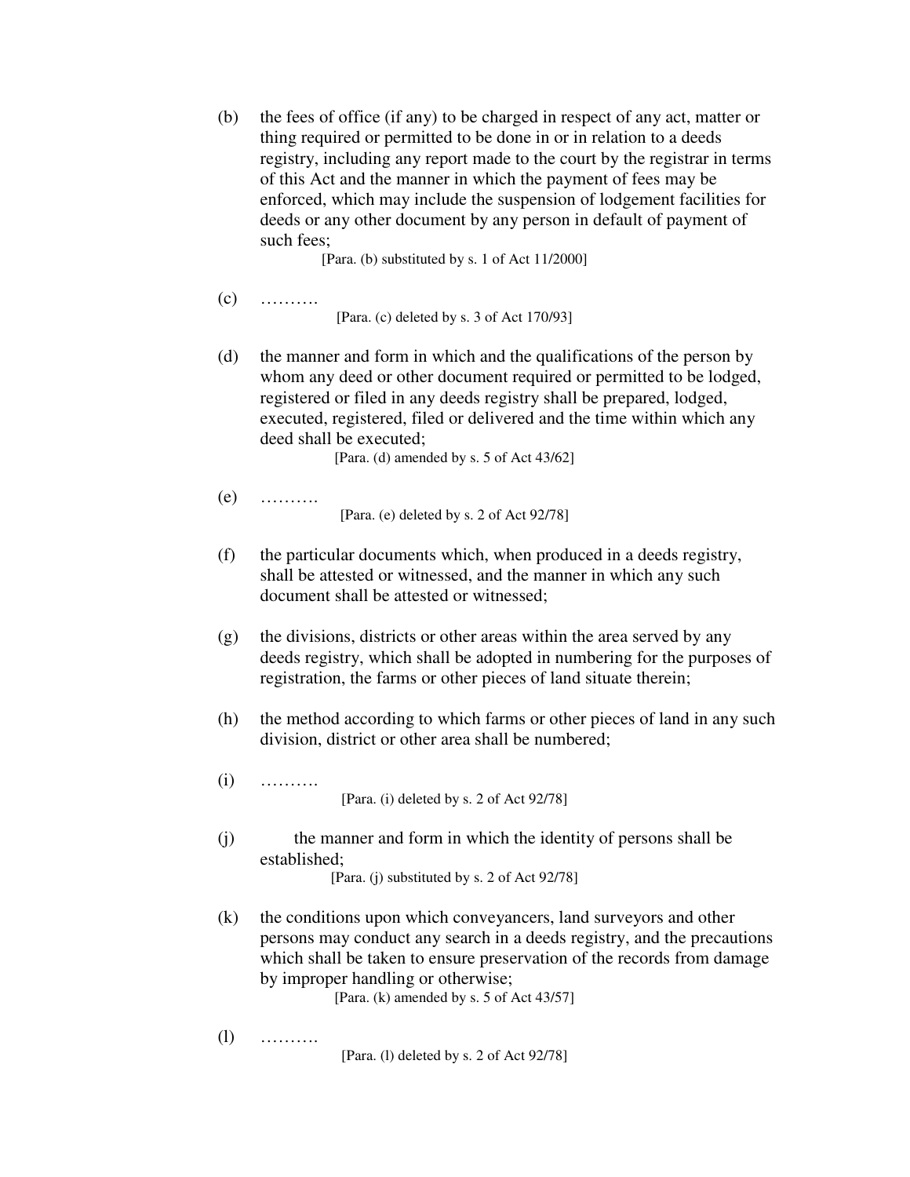(b) the fees of office (if any) to be charged in respect of any act, matter or thing required or permitted to be done in or in relation to a deeds registry, including any report made to the court by the registrar in terms of this Act and the manner in which the payment of fees may be enforced, which may include the suspension of lodgement facilities for deeds or any other document by any person in default of payment of such fees;

[Para. (b) substituted by s. 1 of Act 11/2000]

(c) ……….

[Para. (c) deleted by s. 3 of Act 170/93]

(d) the manner and form in which and the qualifications of the person by whom any deed or other document required or permitted to be lodged, registered or filed in any deeds registry shall be prepared, lodged, executed, registered, filed or delivered and the time within which any deed shall be executed;

[Para. (d) amended by s. 5 of Act 43/62]

(e) ……….

[Para. (e) deleted by s. 2 of Act 92/78]

(f) the particular documents which, when produced in a deeds registry, shall be attested or witnessed, and the manner in which any such document shall be attested or witnessed;

(g) the divisions, districts or other areas within the area served by any deeds registry, which shall be adopted in numbering for the purposes of registration, the farms or other pieces of land situate therein;

(h) the method according to which farms or other pieces of land in any such division, district or other area shall be numbered;

(i) ……….

[Para. (i) deleted by s. 2 of Act 92/78]

(j) the manner and form in which the identity of persons shall be established;

[Para. (j) substituted by s. 2 of Act 92/78]

(k) the conditions upon which conveyancers, land surveyors and other persons may conduct any search in a deeds registry, and the precautions which shall be taken to ensure preservation of the records from damage by improper handling or otherwise;

[Para. (k) amended by s. 5 of Act 43/57]

(l) ……….

[Para. (l) deleted by s. 2 of Act 92/78]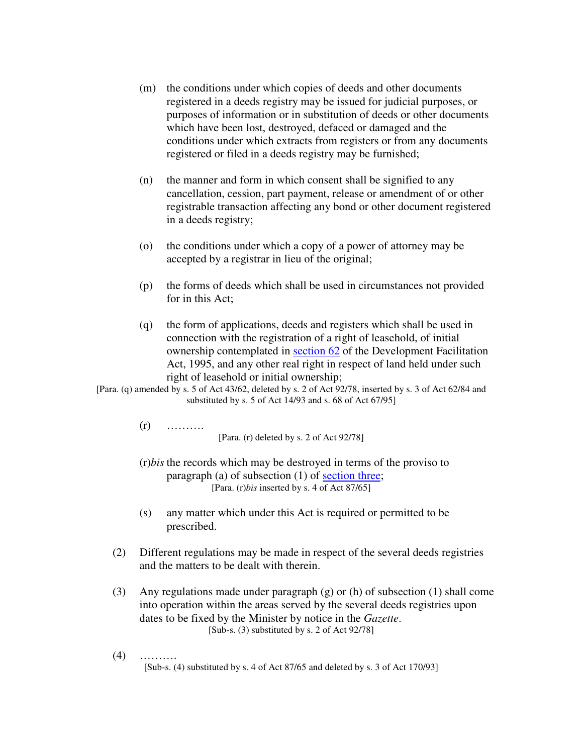(m) the conditions under which copies of deeds and other documents registered in a deeds registry may be issued for judicial purposes, or purposes of information or in substitution of deeds or other documents which have been lost, destroyed, defaced or damaged and the conditions under which extracts from registers or from any documents registered or filed in a deeds registry may be furnished;

(n) the manner and form in which consent shall be signified to any cancellation, cession, part payment, release or amendment of or other registrable transaction affecting any bond or other document registered in a deeds registry;

(o) the conditions under which a copy of a power of attorney may be accepted by a registrar in lieu of the original;

(p) the forms of deeds which shall be used in circumstances not provided for in this Act;

(q) the form of applications, deeds and registers which shall be used in connection with the registration of a right of leasehold, of initial ownership contemplated in section 62 of the Development Facilitation Act, 1995, and any other real right in respect of land held under such right of leasehold or initial ownership;

[Para. (q) amended by s. 5 of Act 43/62, deleted by s. 2 of Act 92/78, inserted by s. 3 of Act 62/84 and substituted by s. 5 of Act 14/93 and s. 68 of Act 67/95]

(r) ……….

[Para. (r) deleted by s. 2 of Act 92/78]

(r)*bis* the records which may be destroyed in terms of the proviso to paragraph (a) of subsection (1) of section three;

[Para. (r)*bis* inserted by s. 4 of Act 87/65]

(s) any matter which under this Act is required or permitted to be prescribed.

(2) Different regulations may be made in respect of the several deeds registries and the matters to be dealt with therein.

(3) Any regulations made under paragraph (g) or (h) of subsection (1) shall come into operation within the areas served by the several deeds registries upon dates to be fixed by the Minister by notice in the *Gazette*.

[Sub-s. (3) substituted by s. 2 of Act 92/78]

(4) ……….

[Sub-s. (4) substituted by s. 4 of Act 87/65 and deleted by s. 3 of Act 170/93]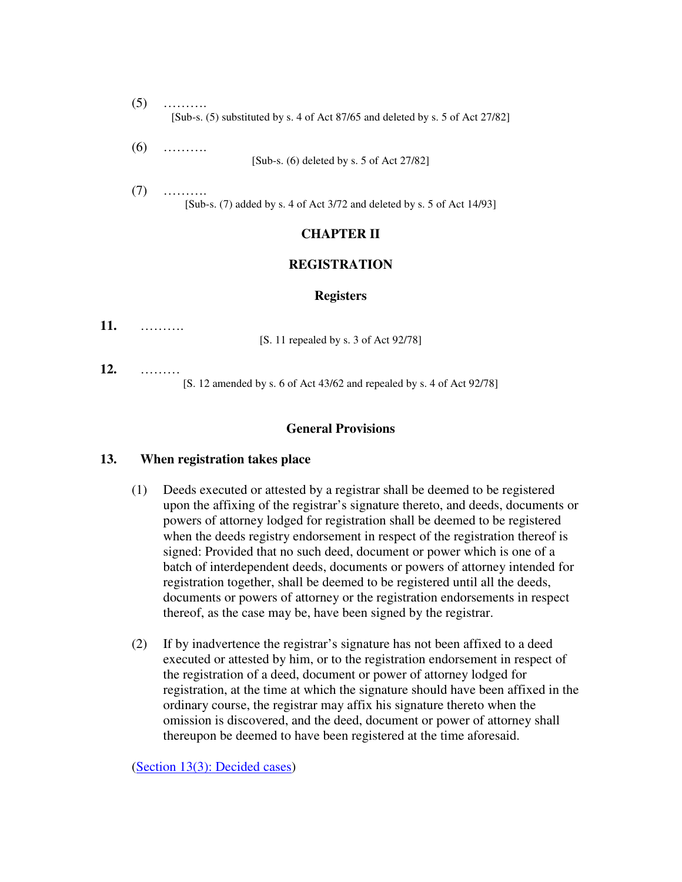(5) ……….

[Sub-s. (5) substituted by s. 4 of Act 87/65 and deleted by s. 5 of Act 27/82]

(6) ……….

[Sub-s. (6) deleted by s. 5 of Act 27/82]

(7) ……….

[Sub-s. (7) added by s. 4 of Act 3/72 and deleted by s. 5 of Act 14/93]

## CHAPTER II

## REGISTRATION

### Registers

**11.** ……….

[S. 11 repealed by s. 3 of Act 92/78]

**12.** ………

[S. 12 amended by s. 6 of Act 43/62 and repealed by s. 4 of Act 92/78]

### General Provisions

### 13. When registration takes place

(1) Deeds executed or attested by a registrar shall be deemed to be registered upon the affixing of the registrar's signature thereto, and deeds, documents or powers of attorney lodged for registration shall be deemed to be registered when the deeds registry endorsement in respect of the registration thereof is signed: Provided that no such deed, document or power which is one of a batch of interdependent deeds, documents or powers of attorney intended for registration together, shall be deemed to be registered until all the deeds, documents or powers of attorney or the registration endorsements in respect thereof, as the case may be, have been signed by the registrar.

(2) If by inadvertence the registrar's signature has not been affixed to a deed executed or attested by him, or to the registration endorsement in respect of the registration of a deed, document or power of attorney lodged for registration, at the time at which the signature should have been affixed in the ordinary course, the registrar may affix his signature thereto when the omission is discovered, and the deed, document or power of attorney shall thereupon be deemed to have been registered at the time aforesaid.

(Section 13(3): Decided cases)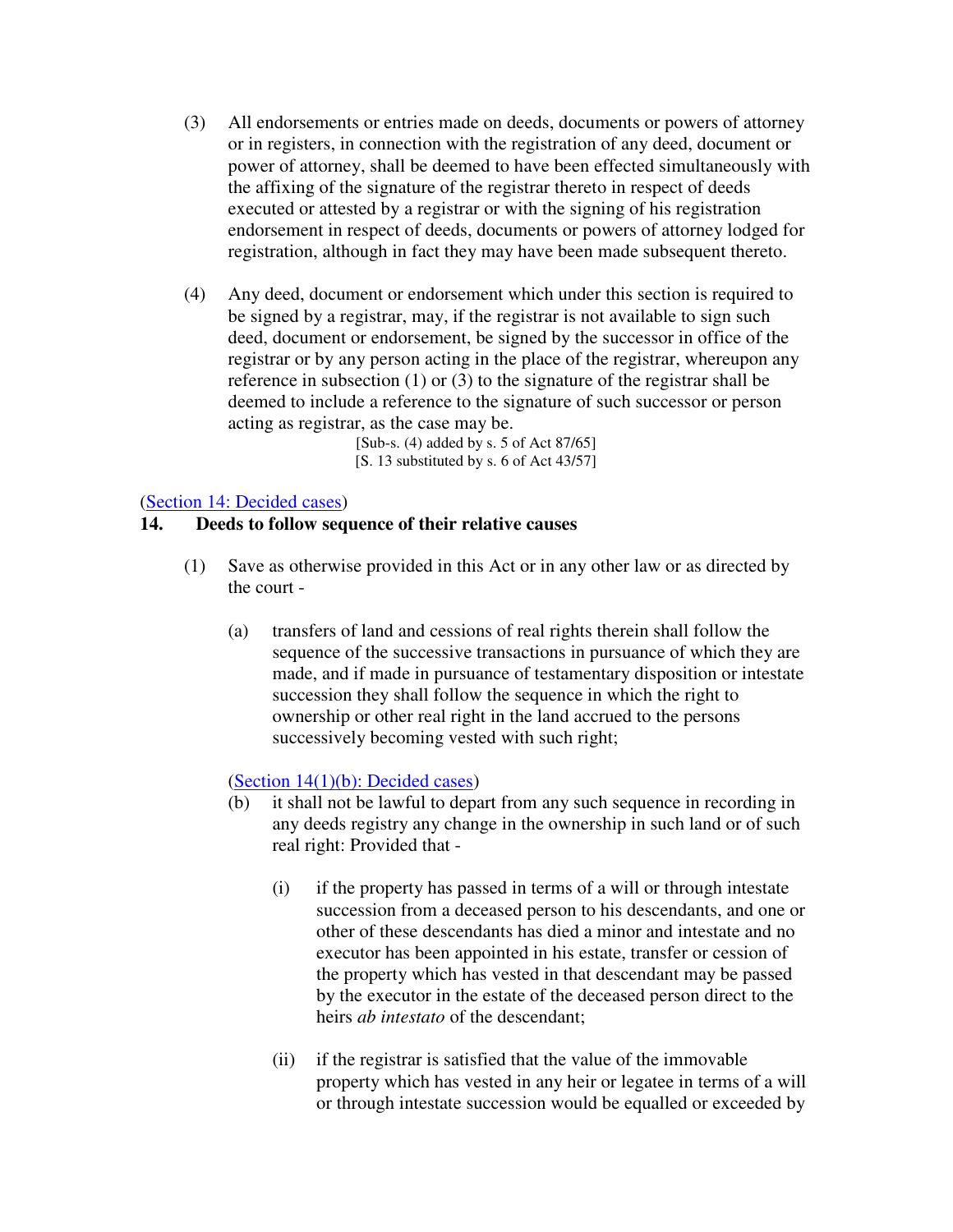(3) All endorsements or entries made on deeds, documents or powers of attorney or in registers, in connection with the registration of any deed, document or power of attorney, shall be deemed to have been effected simultaneously with the affixing of the signature of the registrar thereto in respect of deeds executed or attested by a registrar or with the signing of his registration endorsement in respect of deeds, documents or powers of attorney lodged for registration, although in fact they may have been made subsequent thereto.

(4) Any deed, document or endorsement which under this section is required to be signed by a registrar, may, if the registrar is not available to sign such deed, document or endorsement, be signed by the successor in office of the registrar or by any person acting in the place of the registrar, whereupon any reference in subsection (1) or (3) to the signature of the registrar shall be deemed to include a reference to the signature of such successor or person acting as registrar, as the case may be.

[Sub-s. (4) added by s. 5 of Act 87/65]
[S. 13 substituted by s. 6 of Act 43/57]

(Section 14: Decided cases)

## 14. Deeds to follow sequence of their relative causes

(1) Save as otherwise provided in this Act or in any other law or as directed by the court -

(a) transfers of land and cessions of real rights therein shall follow the sequence of the successive transactions in pursuance of which they are made, and if made in pursuance of testamentary disposition or intestate succession they shall follow the sequence in which the right to ownership or other real right in the land accrued to the persons successively becoming vested with such right;

(Section 14(1)(b): Decided cases)

(b) it shall not be lawful to depart from any such sequence in recording in any deeds registry any change in the ownership in such land or of such real right: Provided that -

(i) if the property has passed in terms of a will or through intestate succession from a deceased person to his descendants, and one or other of these descendants has died a minor and intestate and no executor has been appointed in his estate, transfer or cession of the property which has vested in that descendant may be passed by the executor in the estate of the deceased person direct to the heirs *ab intestato* of the descendant;

(ii) if the registrar is satisfied that the value of the immovable property which has vested in any heir or legatee in terms of a will or through intestate succession would be equalled or exceeded by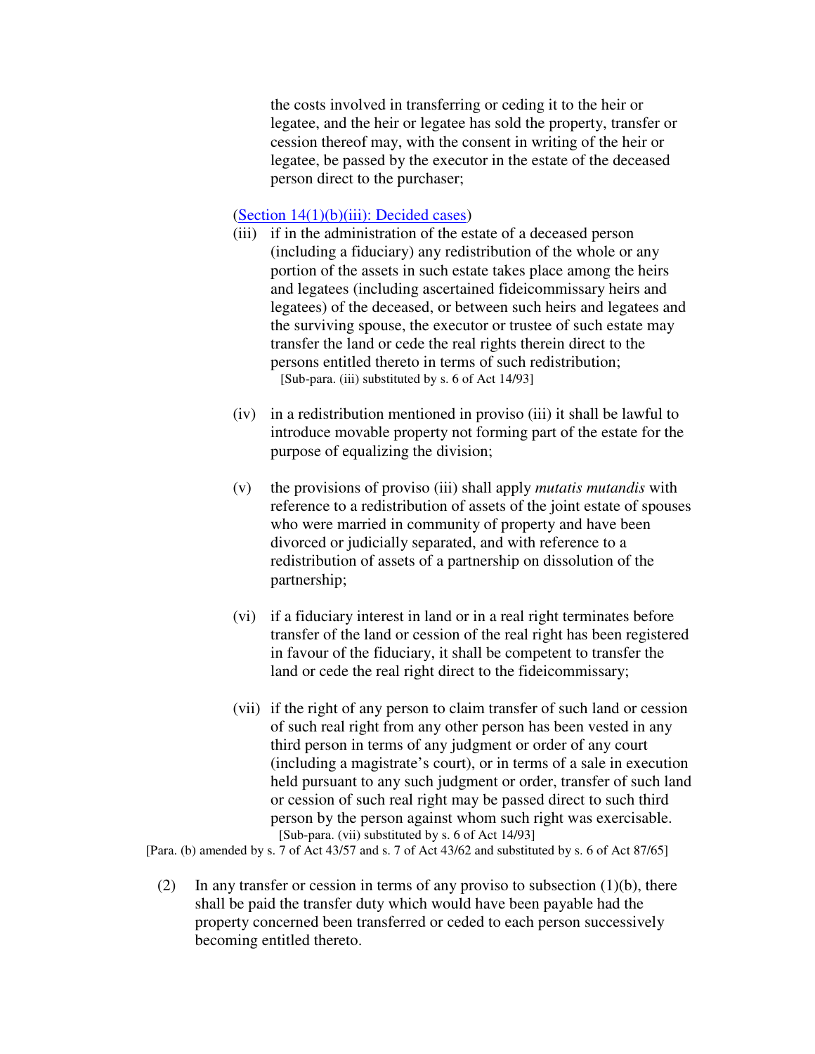the costs involved in transferring or ceding it to the heir or legatee, and the heir or legatee has sold the property, transfer or cession thereof may, with the consent in writing of the heir or legatee, be passed by the executor in the estate of the deceased person direct to the purchaser;

(Section 14(1)(b)(iii): Decided cases)

(iii) if in the administration of the estate of a deceased person (including a fiduciary) any redistribution of the whole or any portion of the assets in such estate takes place among the heirs and legatees (including ascertained fideicommissary heirs and legatees) of the deceased, or between such heirs and legatees and the surviving spouse, the executor or trustee of such estate may transfer the land or cede the real rights therein direct to the persons entitled thereto in terms of such redistribution;
[Sub-para. (iii) substituted by s. 6 of Act 14/93]

(iv) in a redistribution mentioned in proviso (iii) it shall be lawful to introduce movable property not forming part of the estate for the purpose of equalizing the division;

(v) the provisions of proviso (iii) shall apply *mutatis mutandis* with reference to a redistribution of assets of the joint estate of spouses who were married in community of property and have been divorced or judicially separated, and with reference to a redistribution of assets of a partnership on dissolution of the partnership;

(vi) if a fiduciary interest in land or in a real right terminates before transfer of the land or cession of the real right has been registered in favour of the fiduciary, it shall be competent to transfer the land or cede the real right direct to the fideicommissary;

(vii) if the right of any person to claim transfer of such land or cession of such real right from any other person has been vested in any third person in terms of any judgment or order of any court (including a magistrate's court), or in terms of a sale in execution held pursuant to any such judgment or order, transfer of such land or cession of such real right may be passed direct to such third person by the person against whom such right was exercisable.
[Sub-para. (vii) substituted by s. 6 of Act 14/93]

[Para. (b) amended by s. 7 of Act 43/57 and s. 7 of Act 43/62 and substituted by s. 6 of Act 87/65]

(2) In any transfer or cession in terms of any proviso to subsection (1)(b), there shall be paid the transfer duty which would have been payable had the property concerned been transferred or ceded to each person successively becoming entitled thereto.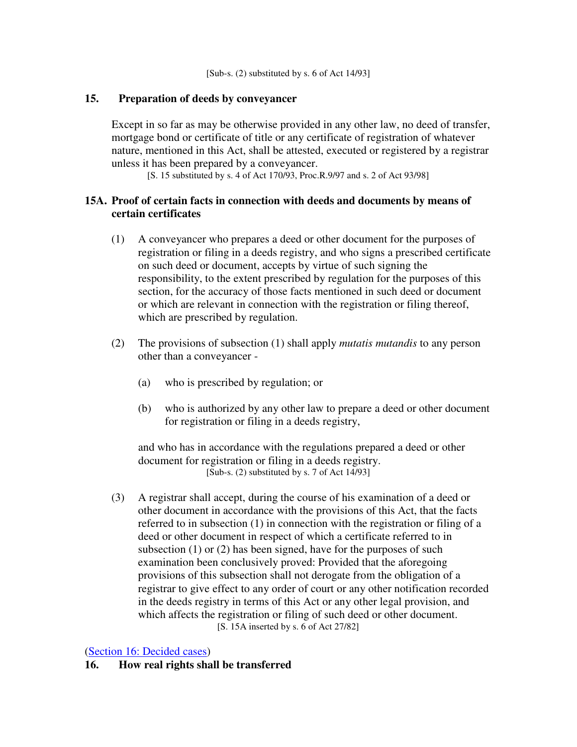[Sub-s. (2) substituted by s. 6 of Act 14/93]

## 15. Preparation of deeds by conveyancer

Except in so far as may be otherwise provided in any other law, no deed of transfer, mortgage bond or certificate of title or any certificate of registration of whatever nature, mentioned in this Act, shall be attested, executed or registered by a registrar unless it has been prepared by a conveyancer.

[S. 15 substituted by s. 4 of Act 170/93, Proc.R.9/97 and s. 2 of Act 93/98]

## 15A. Proof of certain facts in connection with deeds and documents by means of certain certificates

(1) A conveyancer who prepares a deed or other document for the purposes of registration or filing in a deeds registry, and who signs a prescribed certificate on such deed or document, accepts by virtue of such signing the responsibility, to the extent prescribed by regulation for the purposes of this section, for the accuracy of those facts mentioned in such deed or document or which are relevant in connection with the registration or filing thereof, which are prescribed by regulation.

(2) The provisions of subsection (1) shall apply *mutatis mutandis* to any person other than a conveyancer -

(a) who is prescribed by regulation; or

(b) who is authorized by any other law to prepare a deed or other document for registration or filing in a deeds registry,

and who has in accordance with the regulations prepared a deed or other document for registration or filing in a deeds registry.

[Sub-s. (2) substituted by s. 7 of Act 14/93]

(3) A registrar shall accept, during the course of his examination of a deed or other document in accordance with the provisions of this Act, that the facts referred to in subsection (1) in connection with the registration or filing of a deed or other document in respect of which a certificate referred to in subsection (1) or (2) has been signed, have for the purposes of such examination been conclusively proved: Provided that the aforegoing provisions of this subsection shall not derogate from the obligation of a registrar to give effect to any order of court or any other notification recorded in the deeds registry in terms of this Act or any other legal provision, and which affects the registration or filing of such deed or other document.

[S. 15A inserted by s. 6 of Act 27/82]

(Section 16: Decided cases)

## 16. How real rights shall be transferred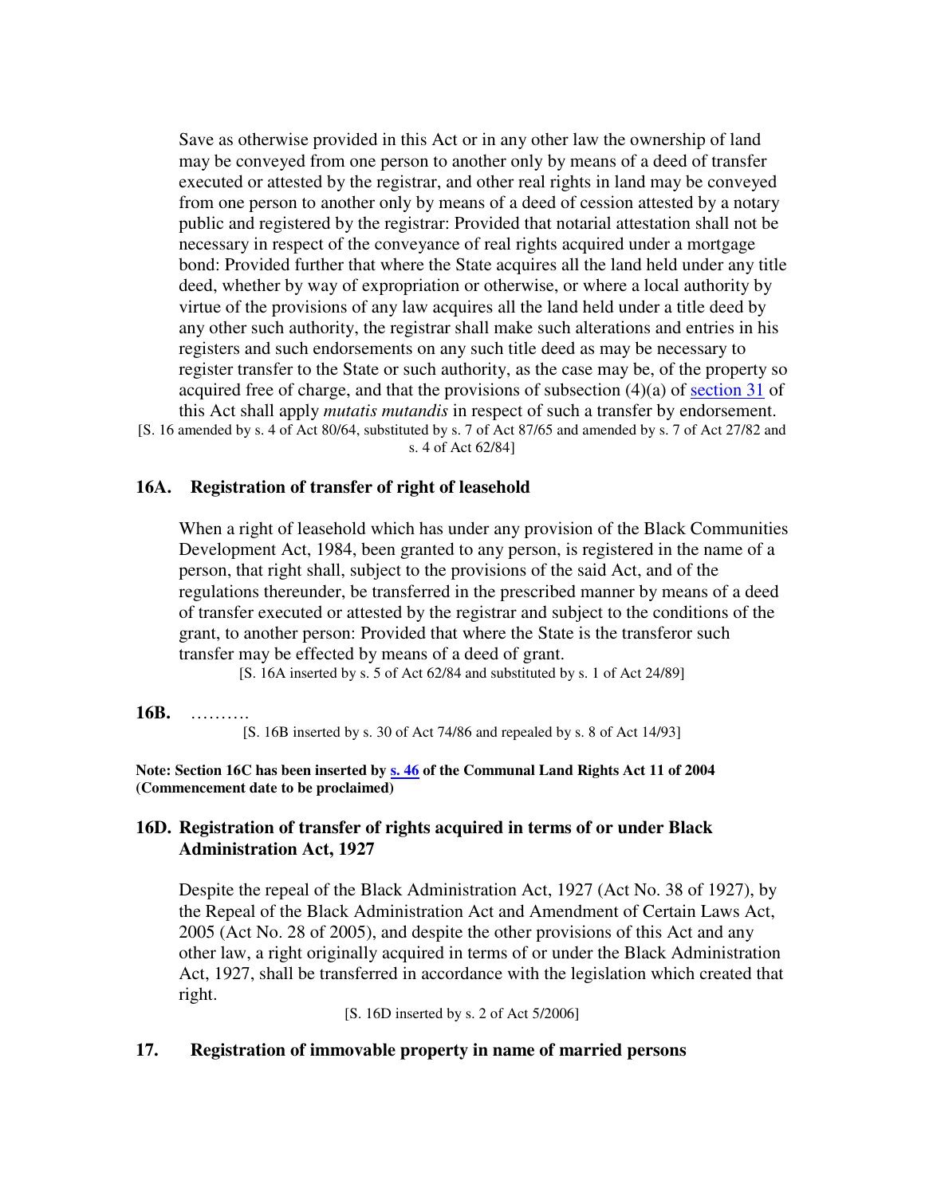Save as otherwise provided in this Act or in any other law the ownership of land may be conveyed from one person to another only by means of a deed of transfer executed or attested by the registrar, and other real rights in land may be conveyed from one person to another only by means of a deed of cession attested by a notary public and registered by the registrar: Provided that notarial attestation shall not be necessary in respect of the conveyance of real rights acquired under a mortgage bond: Provided further that where the State acquires all the land held under any title deed, whether by way of expropriation or otherwise, or where a local authority by virtue of the provisions of any law acquires all the land held under a title deed by any other such authority, the registrar shall make such alterations and entries in his registers and such endorsements on any such title deed as may be necessary to register transfer to the State or such authority, as the case may be, of the property so acquired free of charge, and that the provisions of subsection (4)(a) of section 31 of this Act shall apply *mutatis mutandis* in respect of such a transfer by endorsement.

[S. 16 amended by s. 4 of Act 80/64, substituted by s. 7 of Act 87/65 and amended by s. 7 of Act 27/82 and s. 4 of Act 62/84]

## 16A. Registration of transfer of right of leasehold

When a right of leasehold which has under any provision of the Black Communities Development Act, 1984, been granted to any person, is registered in the name of a person, that right shall, subject to the provisions of the said Act, and of the regulations thereunder, be transferred in the prescribed manner by means of a deed of transfer executed or attested by the registrar and subject to the conditions of the grant, to another person: Provided that where the State is the transferor such transfer may be effected by means of a deed of grant.

[S. 16A inserted by s. 5 of Act 62/84 and substituted by s. 1 of Act 24/89]

## 16B. ……….

[S. 16B inserted by s. 30 of Act 74/86 and repealed by s. 8 of Act 14/93]

**Note: Section 16C has been inserted by s. 46 of the Communal Land Rights Act 11 of 2004 (Commencement date to be proclaimed)**

## 16D. Registration of transfer of rights acquired in terms of or under Black Administration Act, 1927

Despite the repeal of the Black Administration Act, 1927 (Act No. 38 of 1927), by the Repeal of the Black Administration Act and Amendment of Certain Laws Act, 2005 (Act No. 28 of 2005), and despite the other provisions of this Act and any other law, a right originally acquired in terms of or under the Black Administration Act, 1927, shall be transferred in accordance with the legislation which created that right.

[S. 16D inserted by s. 2 of Act 5/2006]

## 17. Registration of immovable property in name of married persons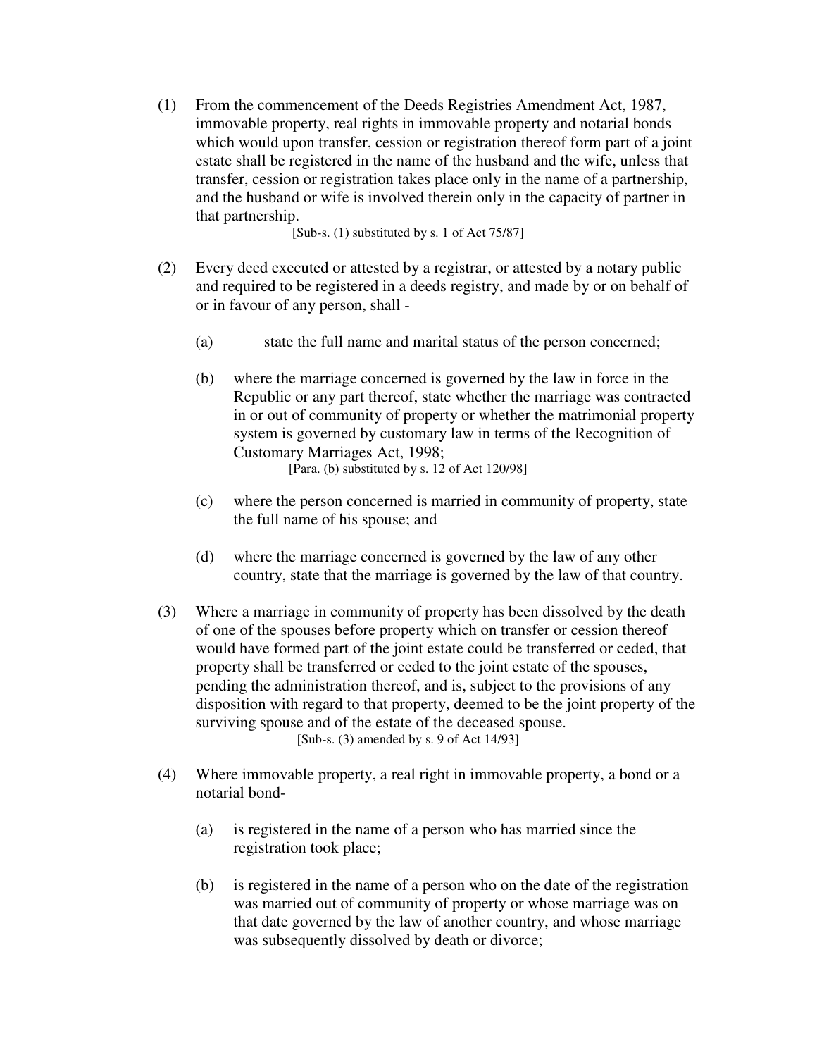(1) From the commencement of the Deeds Registries Amendment Act, 1987, immovable property, real rights in immovable property and notarial bonds which would upon transfer, cession or registration thereof form part of a joint estate shall be registered in the name of the husband and the wife, unless that transfer, cession or registration takes place only in the name of a partnership, and the husband or wife is involved therein only in the capacity of partner in that partnership.

[Sub-s. (1) substituted by s. 1 of Act 75/87]

(2) Every deed executed or attested by a registrar, or attested by a notary public and required to be registered in a deeds registry, and made by or on behalf of or in favour of any person, shall -

- (a) state the full name and marital status of the person concerned;
- (b) where the marriage concerned is governed by the law in force in the Republic or any part thereof, state whether the marriage was contracted in or out of community of property or whether the matrimonial property system is governed by customary law in terms of the Recognition of Customary Marriages Act, 1998;

  [Para. (b) substituted by s. 12 of Act 120/98]
- (c) where the person concerned is married in community of property, state the full name of his spouse; and
- (d) where the marriage concerned is governed by the law of any other country, state that the marriage is governed by the law of that country.

(3) Where a marriage in community of property has been dissolved by the death of one of the spouses before property which on transfer or cession thereof would have formed part of the joint estate could be transferred or ceded, that property shall be transferred or ceded to the joint estate of the spouses, pending the administration thereof, and is, subject to the provisions of any disposition with regard to that property, deemed to be the joint property of the surviving spouse and of the estate of the deceased spouse.

[Sub-s. (3) amended by s. 9 of Act 14/93]

(4) Where immovable property, a real right in immovable property, a bond or a notarial bond-

- (a) is registered in the name of a person who has married since the registration took place;
- (b) is registered in the name of a person who on the date of the registration was married out of community of property or whose marriage was on that date governed by the law of another country, and whose marriage was subsequently dissolved by death or divorce;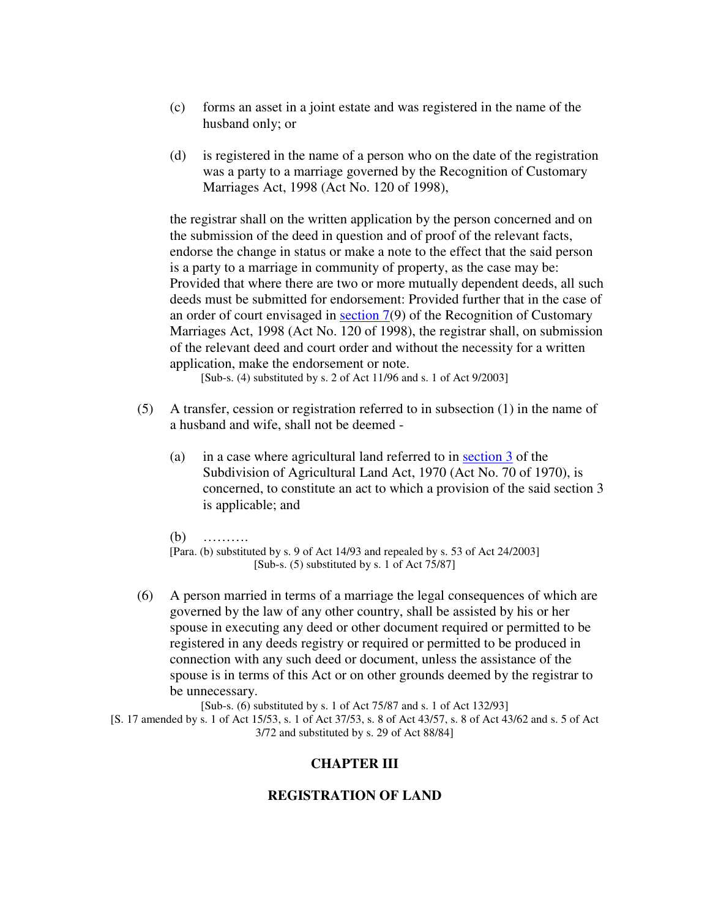(c) forms an asset in a joint estate and was registered in the name of the husband only; or

(d) is registered in the name of a person who on the date of the registration was a party to a marriage governed by the Recognition of Customary Marriages Act, 1998 (Act No. 120 of 1998),

the registrar shall on the written application by the person concerned and on the submission of the deed in question and of proof of the relevant facts, endorse the change in status or make a note to the effect that the said person is a party to a marriage in community of property, as the case may be: Provided that where there are two or more mutually dependent deeds, all such deeds must be submitted for endorsement: Provided further that in the case of an order of court envisaged in section 7(9) of the Recognition of Customary Marriages Act, 1998 (Act No. 120 of 1998), the registrar shall, on submission of the relevant deed and court order and without the necessity for a written application, make the endorsement or note.

[Sub-s. (4) substituted by s. 2 of Act 11/96 and s. 1 of Act 9/2003]

(5) A transfer, cession or registration referred to in subsection (1) in the name of a husband and wife, shall not be deemed -

(a) in a case where agricultural land referred to in section 3 of the Subdivision of Agricultural Land Act, 1970 (Act No. 70 of 1970), is concerned, to constitute an act to which a provision of the said section 3 is applicable; and

(b) ……….

[Para. (b) substituted by s. 9 of Act 14/93 and repealed by s. 53 of Act 24/2003]

[Sub-s. (5) substituted by s. 1 of Act 75/87]

(6) A person married in terms of a marriage the legal consequences of which are governed by the law of any other country, shall be assisted by his or her spouse in executing any deed or other document required or permitted to be registered in any deeds registry or required or permitted to be produced in connection with any such deed or document, unless the assistance of the spouse is in terms of this Act or on other grounds deemed by the registrar to be unnecessary.

[Sub-s. (6) substituted by s. 1 of Act 75/87 and s. 1 of Act 132/93]

[S. 17 amended by s. 1 of Act 15/53, s. 1 of Act 37/53, s. 8 of Act 43/57, s. 8 of Act 43/62 and s. 5 of Act 3/72 and substituted by s. 29 of Act 88/84]

## CHAPTER III

## REGISTRATION OF LAND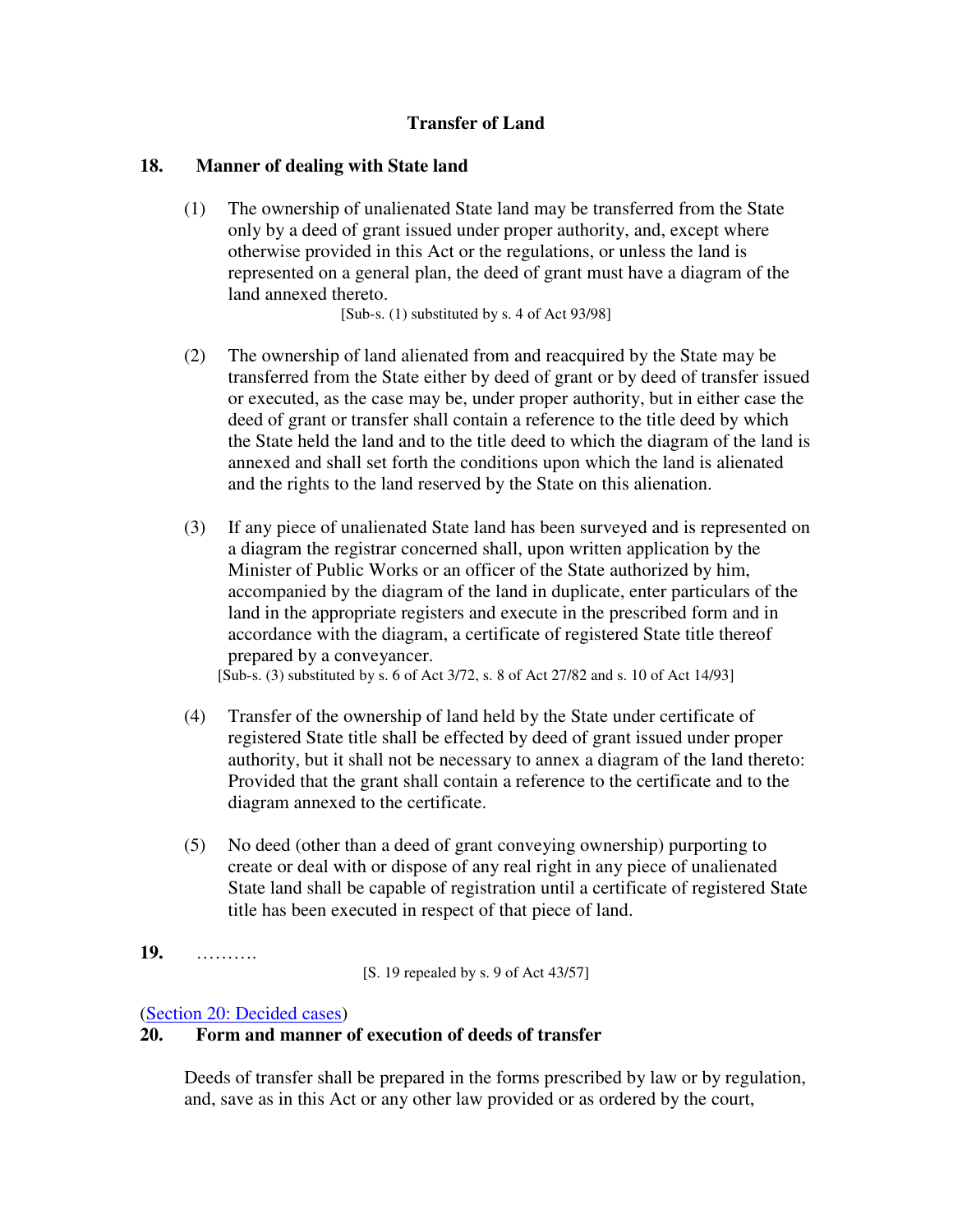## Transfer of Land

### 18. Manner of dealing with State land

(1) The ownership of unalienated State land may be transferred from the State only by a deed of grant issued under proper authority, and, except where otherwise provided in this Act or the regulations, or unless the land is represented on a general plan, the deed of grant must have a diagram of the land annexed thereto.

[Sub-s. (1) substituted by s. 4 of Act 93/98]

(2) The ownership of land alienated from and reacquired by the State may be transferred from the State either by deed of grant or by deed of transfer issued or executed, as the case may be, under proper authority, but in either case the deed of grant or transfer shall contain a reference to the title deed by which the State held the land and to the title deed to which the diagram of the land is annexed and shall set forth the conditions upon which the land is alienated and the rights to the land reserved by the State on this alienation.

(3) If any piece of unalienated State land has been surveyed and is represented on a diagram the registrar concerned shall, upon written application by the Minister of Public Works or an officer of the State authorized by him, accompanied by the diagram of the land in duplicate, enter particulars of the land in the appropriate registers and execute in the prescribed form and in accordance with the diagram, a certificate of registered State title thereof prepared by a conveyancer.

[Sub-s. (3) substituted by s. 6 of Act 3/72, s. 8 of Act 27/82 and s. 10 of Act 14/93]

(4) Transfer of the ownership of land held by the State under certificate of registered State title shall be effected by deed of grant issued under proper authority, but it shall not be necessary to annex a diagram of the land thereto: Provided that the grant shall contain a reference to the certificate and to the diagram annexed to the certificate.

(5) No deed (other than a deed of grant conveying ownership) purporting to create or deal with or dispose of any real right in any piece of unalienated State land shall be capable of registration until a certificate of registered State title has been executed in respect of that piece of land.

### 19. ……….

[S. 19 repealed by s. 9 of Act 43/57]

(Section 20: Decided cases)

### 20. Form and manner of execution of deeds of transfer

Deeds of transfer shall be prepared in the forms prescribed by law or by regulation, and, save as in this Act or any other law provided or as ordered by the court,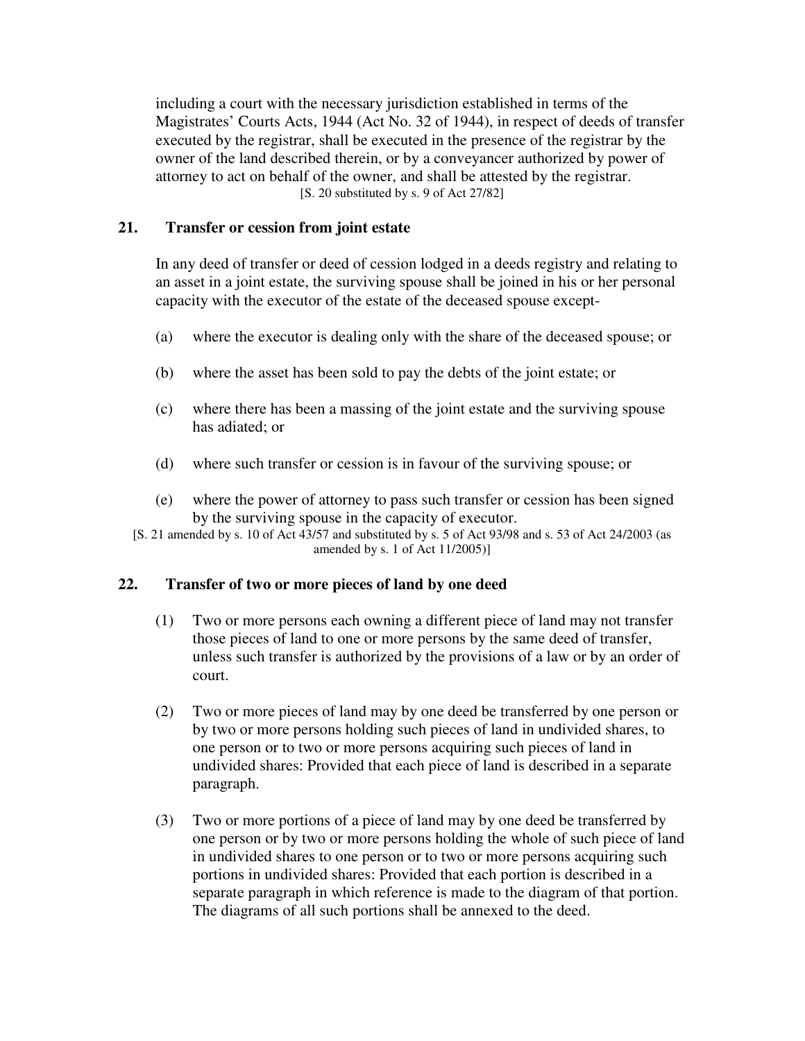including a court with the necessary jurisdiction established in terms of the Magistrates' Courts Acts, 1944 (Act No. 32 of 1944), in respect of deeds of transfer executed by the registrar, shall be executed in the presence of the registrar by the owner of the land described therein, or by a conveyancer authorized by power of attorney to act on behalf of the owner, and shall be attested by the registrar.

[S. 20 substituted by s. 9 of Act 27/82]

### 21. Transfer or cession from joint estate

In any deed of transfer or deed of cession lodged in a deeds registry and relating to an asset in a joint estate, the surviving spouse shall be joined in his or her personal capacity with the executor of the estate of the deceased spouse except-

(a) where the executor is dealing only with the share of the deceased spouse; or

(b) where the asset has been sold to pay the debts of the joint estate; or

(c) where there has been a massing of the joint estate and the surviving spouse has adiated; or

(d) where such transfer or cession is in favour of the surviving spouse; or

(e) where the power of attorney to pass such transfer or cession has been signed by the surviving spouse in the capacity of executor.

[S. 21 amended by s. 10 of Act 43/57 and substituted by s. 5 of Act 93/98 and s. 53 of Act 24/2003 (as amended by s. 1 of Act 11/2005)]

### 22. Transfer of two or more pieces of land by one deed

(1) Two or more persons each owning a different piece of land may not transfer those pieces of land to one or more persons by the same deed of transfer, unless such transfer is authorized by the provisions of a law or by an order of court.

(2) Two or more pieces of land may by one deed be transferred by one person or by two or more persons holding such pieces of land in undivided shares, to one person or to two or more persons acquiring such pieces of land in undivided shares: Provided that each piece of land is described in a separate paragraph.

(3) Two or more portions of a piece of land may by one deed be transferred by one person or by two or more persons holding the whole of such piece of land in undivided shares to one person or to two or more persons acquiring such portions in undivided shares: Provided that each portion is described in a separate paragraph in which reference is made to the diagram of that portion. The diagrams of all such portions shall be annexed to the deed.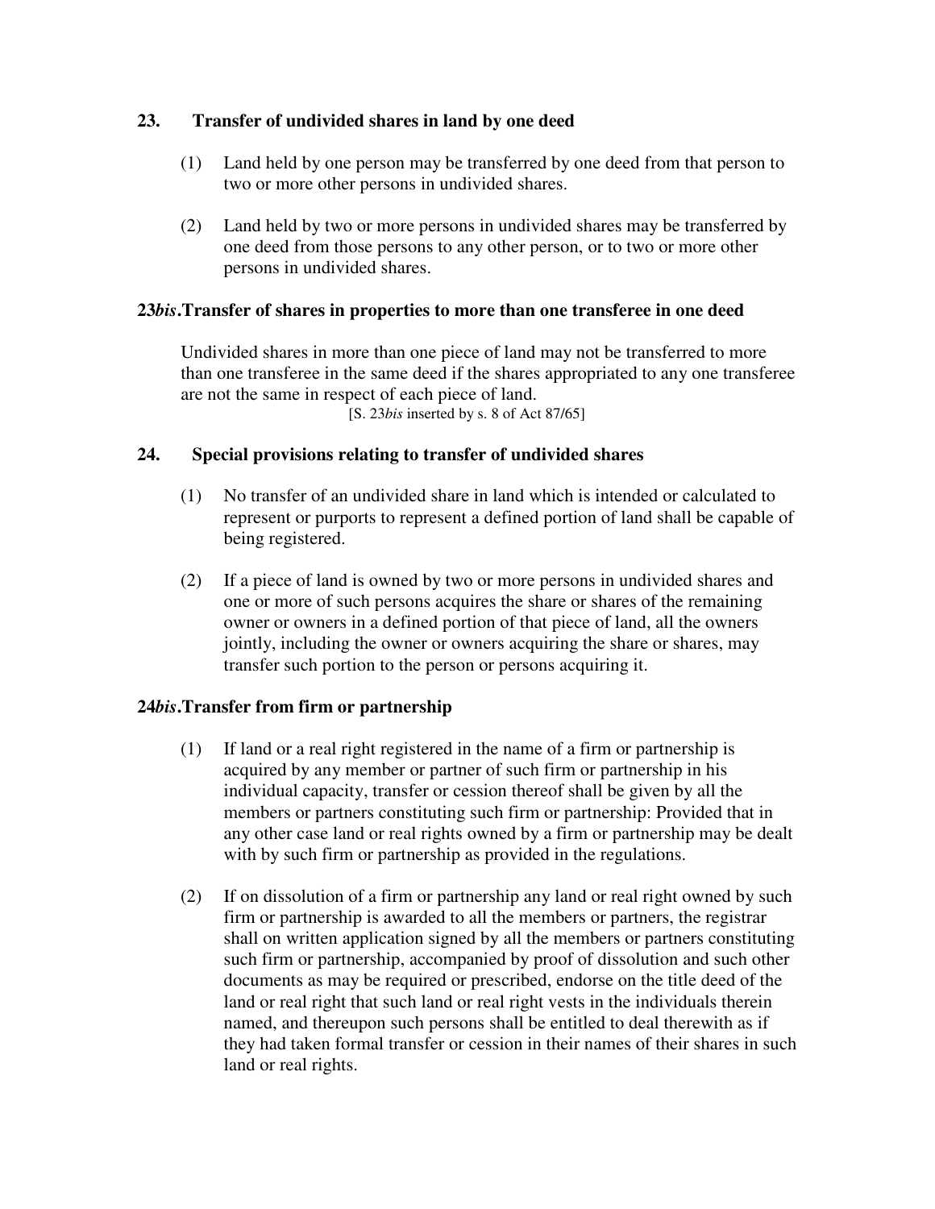### 23. Transfer of undivided shares in land by one deed

(1) Land held by one person may be transferred by one deed from that person to two or more other persons in undivided shares.

(2) Land held by two or more persons in undivided shares may be transferred by one deed from those persons to any other person, or to two or more other persons in undivided shares.

### 23*bis*. Transfer of shares in properties to more than one transferee in one deed

Undivided shares in more than one piece of land may not be transferred to more than one transferee in the same deed if the shares appropriated to any one transferee are not the same in respect of each piece of land.

[S. 23*bis* inserted by s. 8 of Act 87/65]

### 24. Special provisions relating to transfer of undivided shares

(1) No transfer of an undivided share in land which is intended or calculated to represent or purports to represent a defined portion of land shall be capable of being registered.

(2) If a piece of land is owned by two or more persons in undivided shares and one or more of such persons acquires the share or shares of the remaining owner or owners in a defined portion of that piece of land, all the owners jointly, including the owner or owners acquiring the share or shares, may transfer such portion to the person or persons acquiring it.

### 24*bis*. Transfer from firm or partnership

(1) If land or a real right registered in the name of a firm or partnership is acquired by any member or partner of such firm or partnership in his individual capacity, transfer or cession thereof shall be given by all the members or partners constituting such firm or partnership: Provided that in any other case land or real rights owned by a firm or partnership may be dealt with by such firm or partnership as provided in the regulations.

(2) If on dissolution of a firm or partnership any land or real right owned by such firm or partnership is awarded to all the members or partners, the registrar shall on written application signed by all the members or partners constituting such firm or partnership, accompanied by proof of dissolution and such other documents as may be required or prescribed, endorse on the title deed of the land or real right that such land or real right vests in the individuals therein named, and thereupon such persons shall be entitled to deal therewith as if they had taken formal transfer or cession in their names of their shares in such land or real rights.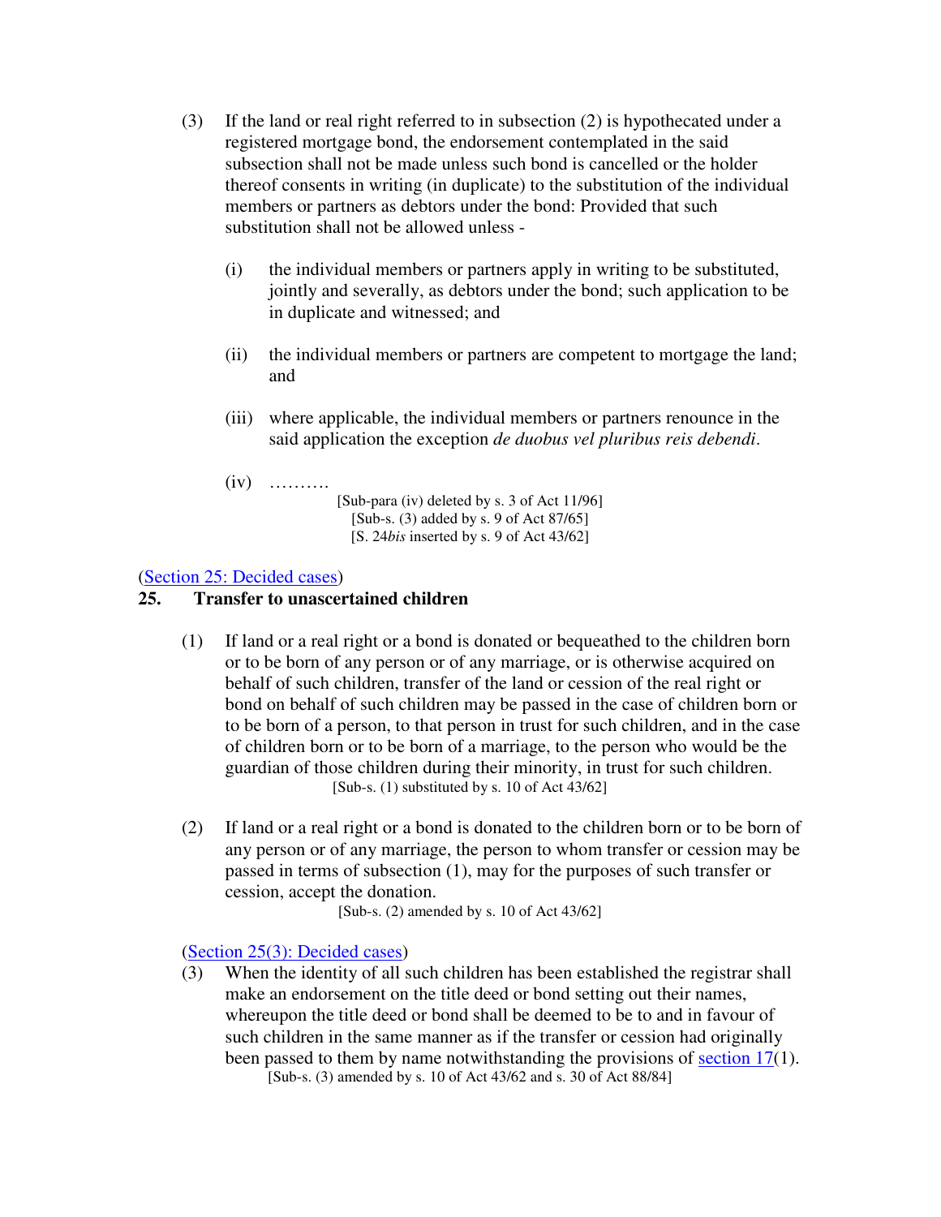(3) If the land or real right referred to in subsection (2) is hypothecated under a registered mortgage bond, the endorsement contemplated in the said subsection shall not be made unless such bond is cancelled or the holder thereof consents in writing (in duplicate) to the substitution of the individual members or partners as debtors under the bond: Provided that such substitution shall not be allowed unless -

(i) the individual members or partners apply in writing to be substituted, jointly and severally, as debtors under the bond; such application to be in duplicate and witnessed; and

(ii) the individual members or partners are competent to mortgage the land; and

(iii) where applicable, the individual members or partners renounce in the said application the exception *de duobus vel pluribus reis debendi*.

(iv) ……….

[Sub-para (iv) deleted by s. 3 of Act 11/96]
[Sub-s. (3) added by s. 9 of Act 87/65]
[S. 24*bis* inserted by s. 9 of Act 43/62]

(Section 25: Decided cases)

## 25. Transfer to unascertained children

(1) If land or a real right or a bond is donated or bequeathed to the children born or to be born of any person or of any marriage, or is otherwise acquired on behalf of such children, transfer of the land or cession of the real right or bond on behalf of such children may be passed in the case of children born or to be born of a person, to that person in trust for such children, and in the case of children born or to be born of a marriage, to the person who would be the guardian of those children during their minority, in trust for such children.

[Sub-s. (1) substituted by s. 10 of Act 43/62]

(2) If land or a real right or a bond is donated to the children born or to be born of any person or of any marriage, the person to whom transfer or cession may be passed in terms of subsection (1), may for the purposes of such transfer or cession, accept the donation.

[Sub-s. (2) amended by s. 10 of Act 43/62]

(Section 25(3): Decided cases)

(3) When the identity of all such children has been established the registrar shall make an endorsement on the title deed or bond setting out their names, whereupon the title deed or bond shall be deemed to be to and in favour of such children in the same manner as if the transfer or cession had originally been passed to them by name notwithstanding the provisions of section 17(1).

[Sub-s. (3) amended by s. 10 of Act 43/62 and s. 30 of Act 88/84]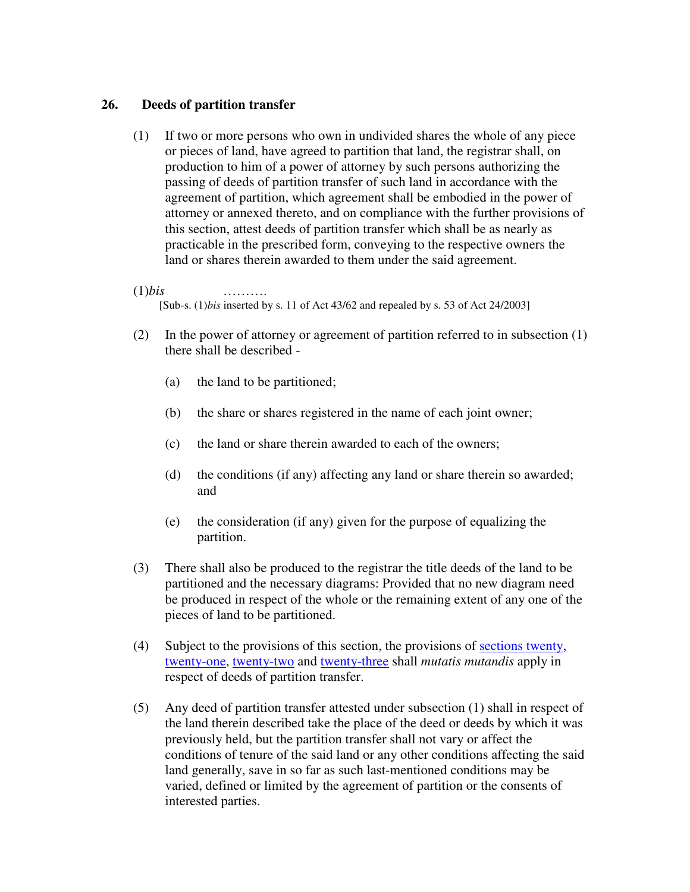## 26. Deeds of partition transfer

(1) If two or more persons who own in undivided shares the whole of any piece or pieces of land, have agreed to partition that land, the registrar shall, on production to him of a power of attorney by such persons authorizing the passing of deeds of partition transfer of such land in accordance with the agreement of partition, which agreement shall be embodied in the power of attorney or annexed thereto, and on compliance with the further provisions of this section, attest deeds of partition transfer which shall be as nearly as practicable in the prescribed form, conveying to the respective owners the land or shares therein awarded to them under the said agreement.

(1)*bis* ……….

[Sub-s. (1)*bis* inserted by s. 11 of Act 43/62 and repealed by s. 53 of Act 24/2003]

(2) In the power of attorney or agreement of partition referred to in subsection (1) there shall be described -

(a) the land to be partitioned;

(b) the share or shares registered in the name of each joint owner;

(c) the land or share therein awarded to each of the owners;

(d) the conditions (if any) affecting any land or share therein so awarded; and

(e) the consideration (if any) given for the purpose of equalizing the partition.

(3) There shall also be produced to the registrar the title deeds of the land to be partitioned and the necessary diagrams: Provided that no new diagram need be produced in respect of the whole or the remaining extent of any one of the pieces of land to be partitioned.

(4) Subject to the provisions of this section, the provisions of sections twenty, twenty-one, twenty-two and twenty-three shall *mutatis mutandis* apply in respect of deeds of partition transfer.

(5) Any deed of partition transfer attested under subsection (1) shall in respect of the land therein described take the place of the deed or deeds by which it was previously held, but the partition transfer shall not vary or affect the conditions of tenure of the said land or any other conditions affecting the said land generally, save in so far as such last-mentioned conditions may be varied, defined or limited by the agreement of partition or the consents of interested parties.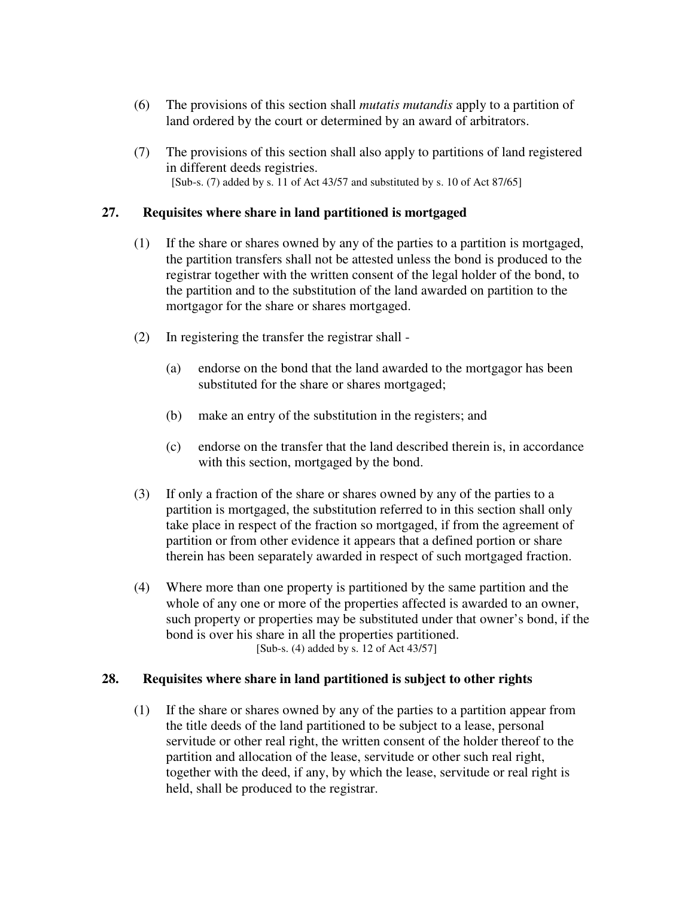(6) The provisions of this section shall *mutatis mutandis* apply to a partition of land ordered by the court or determined by an award of arbitrators.

(7) The provisions of this section shall also apply to partitions of land registered in different deeds registries.
[Sub-s. (7) added by s. 11 of Act 43/57 and substituted by s. 10 of Act 87/65]

## 27. Requisites where share in land partitioned is mortgaged

(1) If the share or shares owned by any of the parties to a partition is mortgaged, the partition transfers shall not be attested unless the bond is produced to the registrar together with the written consent of the legal holder of the bond, to the partition and to the substitution of the land awarded on partition to the mortgagor for the share or shares mortgaged.

(2) In registering the transfer the registrar shall -

(a) endorse on the bond that the land awarded to the mortgagor has been substituted for the share or shares mortgaged;

(b) make an entry of the substitution in the registers; and

(c) endorse on the transfer that the land described therein is, in accordance with this section, mortgaged by the bond.

(3) If only a fraction of the share or shares owned by any of the parties to a partition is mortgaged, the substitution referred to in this section shall only take place in respect of the fraction so mortgaged, if from the agreement of partition or from other evidence it appears that a defined portion or share therein has been separately awarded in respect of such mortgaged fraction.

(4) Where more than one property is partitioned by the same partition and the whole of any one or more of the properties affected is awarded to an owner, such property or properties may be substituted under that owner's bond, if the bond is over his share in all the properties partitioned.
[Sub-s. (4) added by s. 12 of Act 43/57]

## 28. Requisites where share in land partitioned is subject to other rights

(1) If the share or shares owned by any of the parties to a partition appear from the title deeds of the land partitioned to be subject to a lease, personal servitude or other real right, the written consent of the holder thereof to the partition and allocation of the lease, servitude or other such real right, together with the deed, if any, by which the lease, servitude or real right is held, shall be produced to the registrar.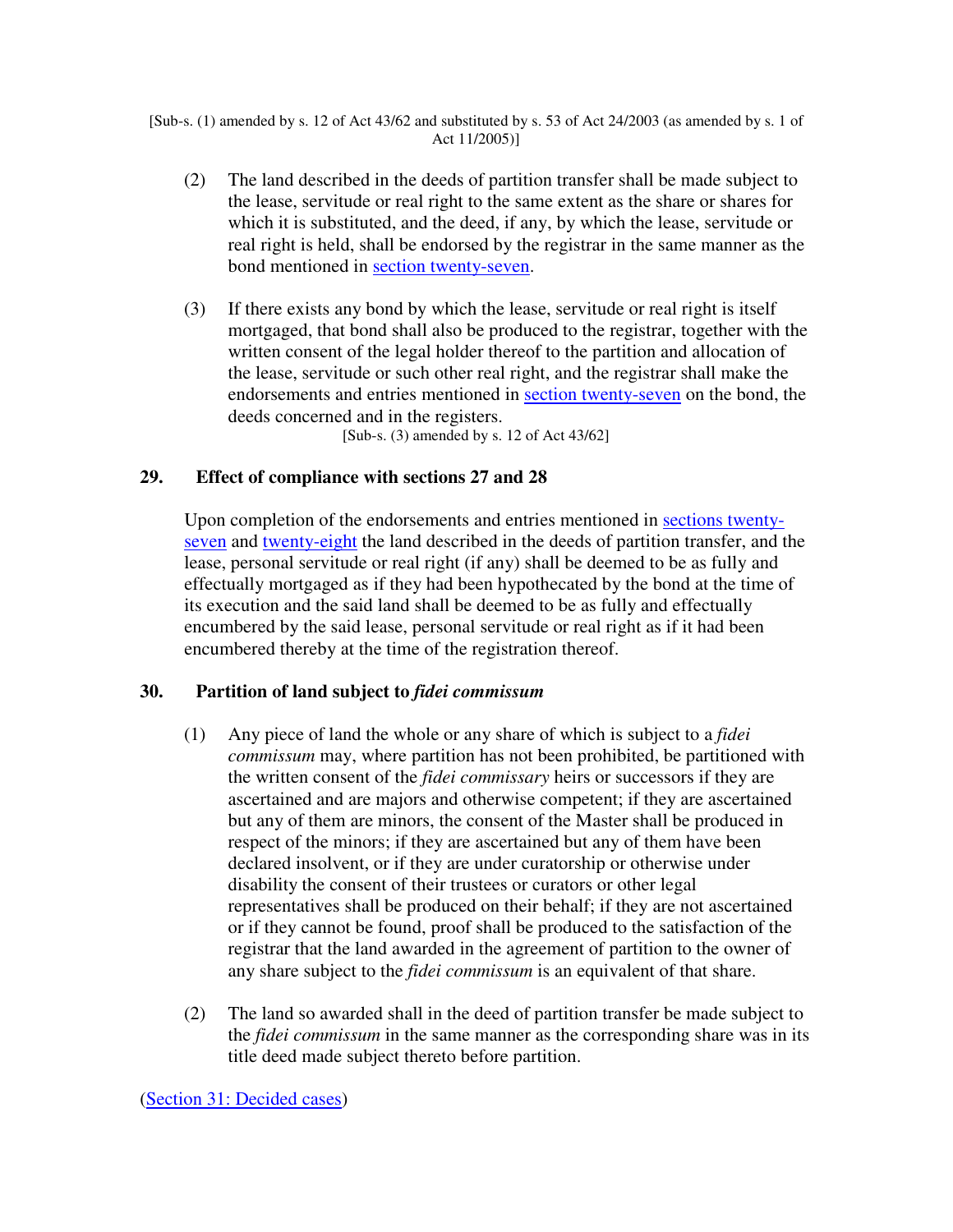[Sub-s. (1) amended by s. 12 of Act 43/62 and substituted by s. 53 of Act 24/2003 (as amended by s. 1 of Act 11/2005)]

(2) The land described in the deeds of partition transfer shall be made subject to the lease, servitude or real right to the same extent as the share or shares for which it is substituted, and the deed, if any, by which the lease, servitude or real right is held, shall be endorsed by the registrar in the same manner as the bond mentioned in section twenty-seven.

(3) If there exists any bond by which the lease, servitude or real right is itself mortgaged, that bond shall also be produced to the registrar, together with the written consent of the legal holder thereof to the partition and allocation of the lease, servitude or such other real right, and the registrar shall make the endorsements and entries mentioned in section twenty-seven on the bond, the deeds concerned and in the registers.

[Sub-s. (3) amended by s. 12 of Act 43/62]

### 29. Effect of compliance with sections 27 and 28

Upon completion of the endorsements and entries mentioned in sections twenty-seven and twenty-eight the land described in the deeds of partition transfer, and the lease, personal servitude or real right (if any) shall be deemed to be as fully and effectually mortgaged as if they had been hypothecated by the bond at the time of its execution and the said land shall be deemed to be as fully and effectually encumbered by the said lease, personal servitude or real right as if it had been encumbered thereby at the time of the registration thereof.

### 30. Partition of land subject to *fidei commissum*

(1) Any piece of land the whole or any share of which is subject to a *fidei commissum* may, where partition has not been prohibited, be partitioned with the written consent of the *fidei commissary* heirs or successors if they are ascertained and are majors and otherwise competent; if they are ascertained but any of them are minors, the consent of the Master shall be produced in respect of the minors; if they are ascertained but any of them have been declared insolvent, or if they are under curatorship or otherwise under disability the consent of their trustees or curators or other legal representatives shall be produced on their behalf; if they are not ascertained or if they cannot be found, proof shall be produced to the satisfaction of the registrar that the land awarded in the agreement of partition to the owner of any share subject to the *fidei commissum* is an equivalent of that share.

(2) The land so awarded shall in the deed of partition transfer be made subject to the *fidei commissum* in the same manner as the corresponding share was in its title deed made subject thereto before partition.

(Section 31: Decided cases)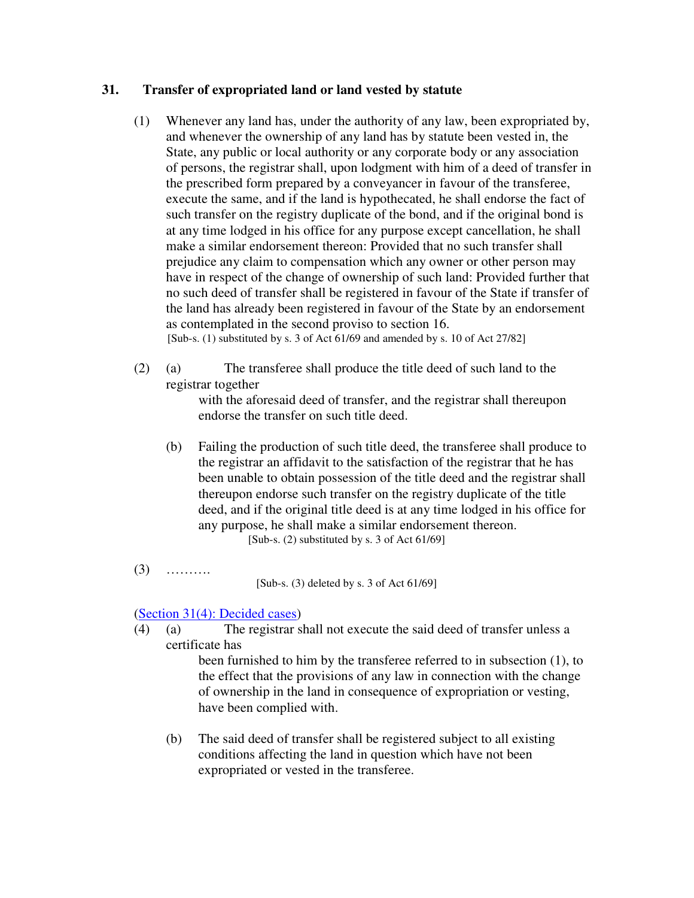## 31. Transfer of expropriated land or land vested by statute

(1) Whenever any land has, under the authority of any law, been expropriated by, and whenever the ownership of any land has by statute been vested in, the State, any public or local authority or any corporate body or any association of persons, the registrar shall, upon lodgment with him of a deed of transfer in the prescribed form prepared by a conveyancer in favour of the transferee, execute the same, and if the land is hypothecated, he shall endorse the fact of such transfer on the registry duplicate of the bond, and if the original bond is at any time lodged in his office for any purpose except cancellation, he shall make a similar endorsement thereon: Provided that no such transfer shall prejudice any claim to compensation which any owner or other person may have in respect of the change of ownership of such land: Provided further that no such deed of transfer shall be registered in favour of the State if transfer of the land has already been registered in favour of the State by an endorsement as contemplated in the second proviso to section 16.

[Sub-s. (1) substituted by s. 3 of Act 61/69 and amended by s. 10 of Act 27/82]

(2) (a) The transferee shall produce the title deed of such land to the registrar together with the aforesaid deed of transfer, and the registrar shall thereupon endorse the transfer on such title deed.

(b) Failing the production of such title deed, the transferee shall produce to the registrar an affidavit to the satisfaction of the registrar that he has been unable to obtain possession of the title deed and the registrar shall thereupon endorse such transfer on the registry duplicate of the title deed, and if the original title deed is at any time lodged in his office for any purpose, he shall make a similar endorsement thereon.

[Sub-s. (2) substituted by s. 3 of Act 61/69]

(3) ……….

[Sub-s. (3) deleted by s. 3 of Act 61/69]

(Section 31(4): Decided cases)

(4) (a) The registrar shall not execute the said deed of transfer unless a certificate has been furnished to him by the transferee referred to in subsection (1), to the effect that the provisions of any law in connection with the change of ownership in the land in consequence of expropriation or vesting, have been complied with.

(b) The said deed of transfer shall be registered subject to all existing conditions affecting the land in question which have not been expropriated or vested in the transferee.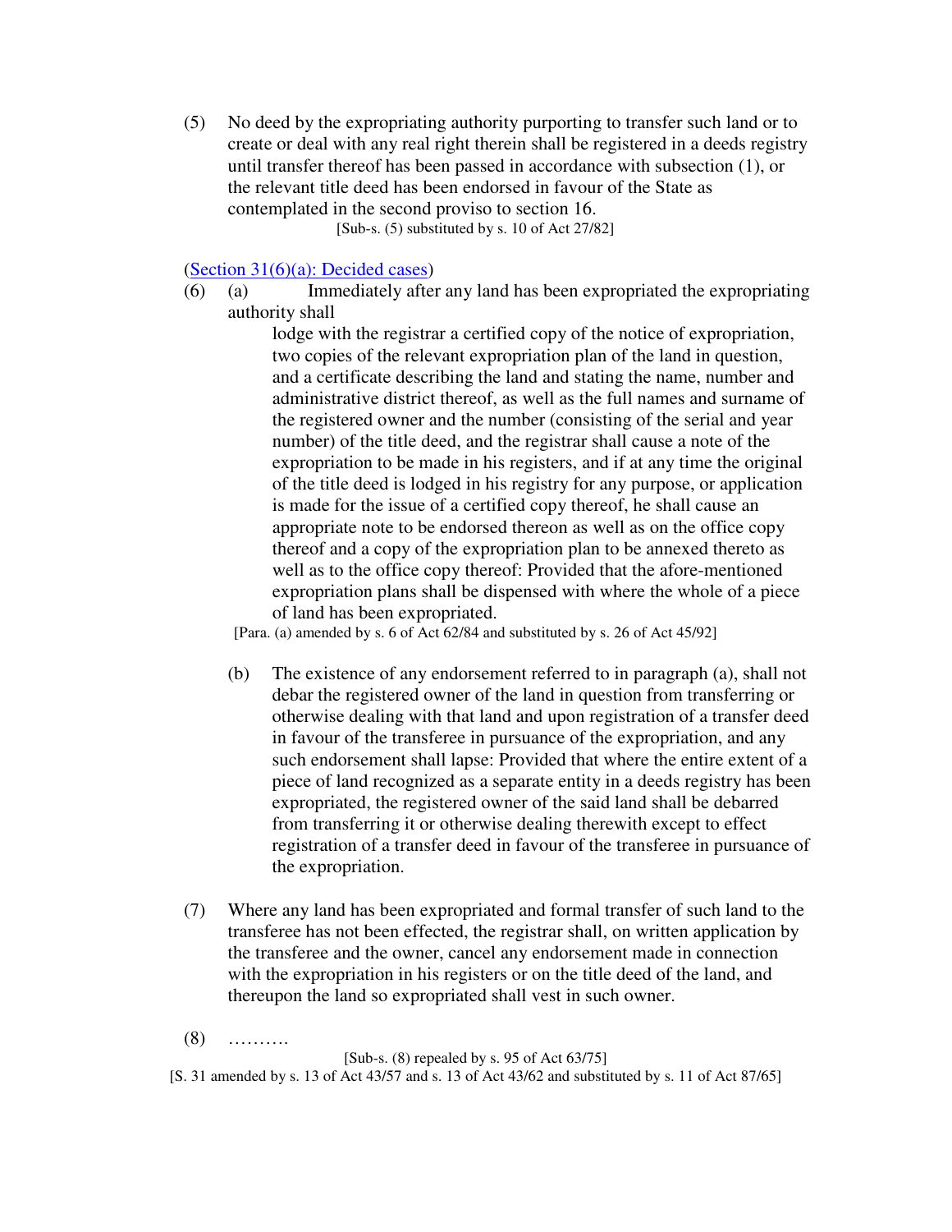(5) No deed by the expropriating authority purporting to transfer such land or to create or deal with any real right therein shall be registered in a deeds registry until transfer thereof has been passed in accordance with subsection (1), or the relevant title deed has been endorsed in favour of the State as contemplated in the second proviso to section 16.

[Sub-s. (5) substituted by s. 10 of Act 27/82]

(Section 31(6)(a): Decided cases)

(6) (a) Immediately after any land has been expropriated the expropriating authority shall

lodge with the registrar a certified copy of the notice of expropriation, two copies of the relevant expropriation plan of the land in question, and a certificate describing the land and stating the name, number and administrative district thereof, as well as the full names and surname of the registered owner and the number (consisting of the serial and year number) of the title deed, and the registrar shall cause a note of the expropriation to be made in his registers, and if at any time the original of the title deed is lodged in his registry for any purpose, or application is made for the issue of a certified copy thereof, he shall cause an appropriate note to be endorsed thereon as well as on the office copy thereof and a copy of the expropriation plan to be annexed thereto as well as to the office copy thereof: Provided that the afore-mentioned expropriation plans shall be dispensed with where the whole of a piece of land has been expropriated.

[Para. (a) amended by s. 6 of Act 62/84 and substituted by s. 26 of Act 45/92]

(b) The existence of any endorsement referred to in paragraph (a), shall not debar the registered owner of the land in question from transferring or otherwise dealing with that land and upon registration of a transfer deed in favour of the transferee in pursuance of the expropriation, and any such endorsement shall lapse: Provided that where the entire extent of a piece of land recognized as a separate entity in a deeds registry has been expropriated, the registered owner of the said land shall be debarred from transferring it or otherwise dealing therewith except to effect registration of a transfer deed in favour of the transferee in pursuance of the expropriation.

(7) Where any land has been expropriated and formal transfer of such land to the transferee has not been effected, the registrar shall, on written application by the transferee and the owner, cancel any endorsement made in connection with the expropriation in his registers or on the title deed of the land, and thereupon the land so expropriated shall vest in such owner.

(8) ……….

[Sub-s. (8) repealed by s. 95 of Act 63/75]

[S. 31 amended by s. 13 of Act 43/57 and s. 13 of Act 43/62 and substituted by s. 11 of Act 87/65]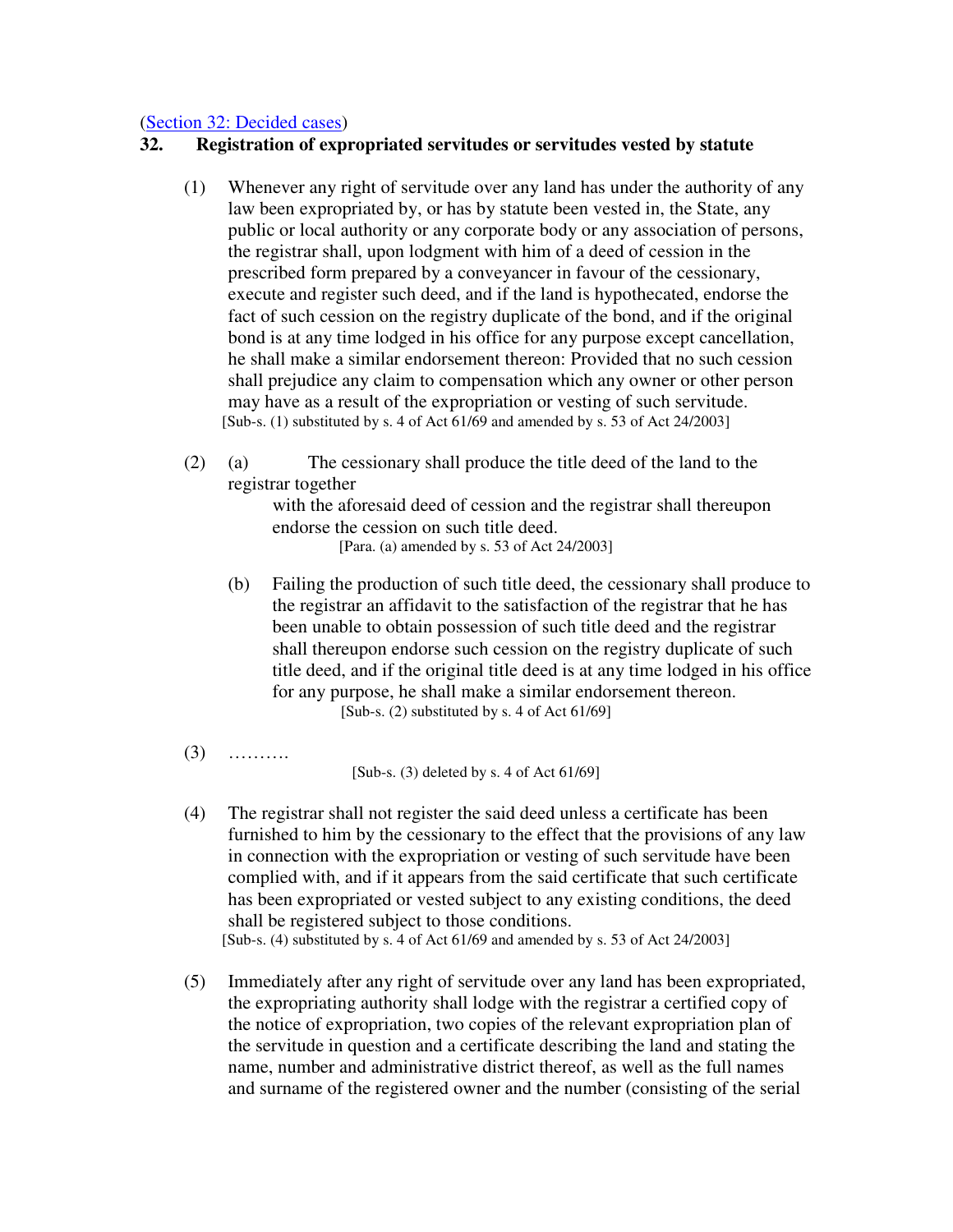(Section 32: Decided cases)

### 32. Registration of expropriated servitudes or servitudes vested by statute

(1) Whenever any right of servitude over any land has under the authority of any law been expropriated by, or has by statute been vested in, the State, any public or local authority or any corporate body or any association of persons, the registrar shall, upon lodgment with him of a deed of cession in the prescribed form prepared by a conveyancer in favour of the cessionary, execute and register such deed, and if the land is hypothecated, endorse the fact of such cession on the registry duplicate of the bond, and if the original bond is at any time lodged in his office for any purpose except cancellation, he shall make a similar endorsement thereon: Provided that no such cession shall prejudice any claim to compensation which any owner or other person may have as a result of the expropriation or vesting of such servitude.
[Sub-s. (1) substituted by s. 4 of Act 61/69 and amended by s. 53 of Act 24/2003]

(2) (a) The cessionary shall produce the title deed of the land to the registrar together with the aforesaid deed of cession and the registrar shall thereupon endorse the cession on such title deed.
[Para. (a) amended by s. 53 of Act 24/2003]

(b) Failing the production of such title deed, the cessionary shall produce to the registrar an affidavit to the satisfaction of the registrar that he has been unable to obtain possession of such title deed and the registrar shall thereupon endorse such cession on the registry duplicate of such title deed, and if the original title deed is at any time lodged in his office for any purpose, he shall make a similar endorsement thereon.
[Sub-s. (2) substituted by s. 4 of Act 61/69]

(3) ……….
[Sub-s. (3) deleted by s. 4 of Act 61/69]

(4) The registrar shall not register the said deed unless a certificate has been furnished to him by the cessionary to the effect that the provisions of any law in connection with the expropriation or vesting of such servitude have been complied with, and if it appears from the said certificate that such certificate has been expropriated or vested subject to any existing conditions, the deed shall be registered subject to those conditions.
[Sub-s. (4) substituted by s. 4 of Act 61/69 and amended by s. 53 of Act 24/2003]

(5) Immediately after any right of servitude over any land has been expropriated, the expropriating authority shall lodge with the registrar a certified copy of the notice of expropriation, two copies of the relevant expropriation plan of the servitude in question and a certificate describing the land and stating the name, number and administrative district thereof, as well as the full names and surname of the registered owner and the number (consisting of the serial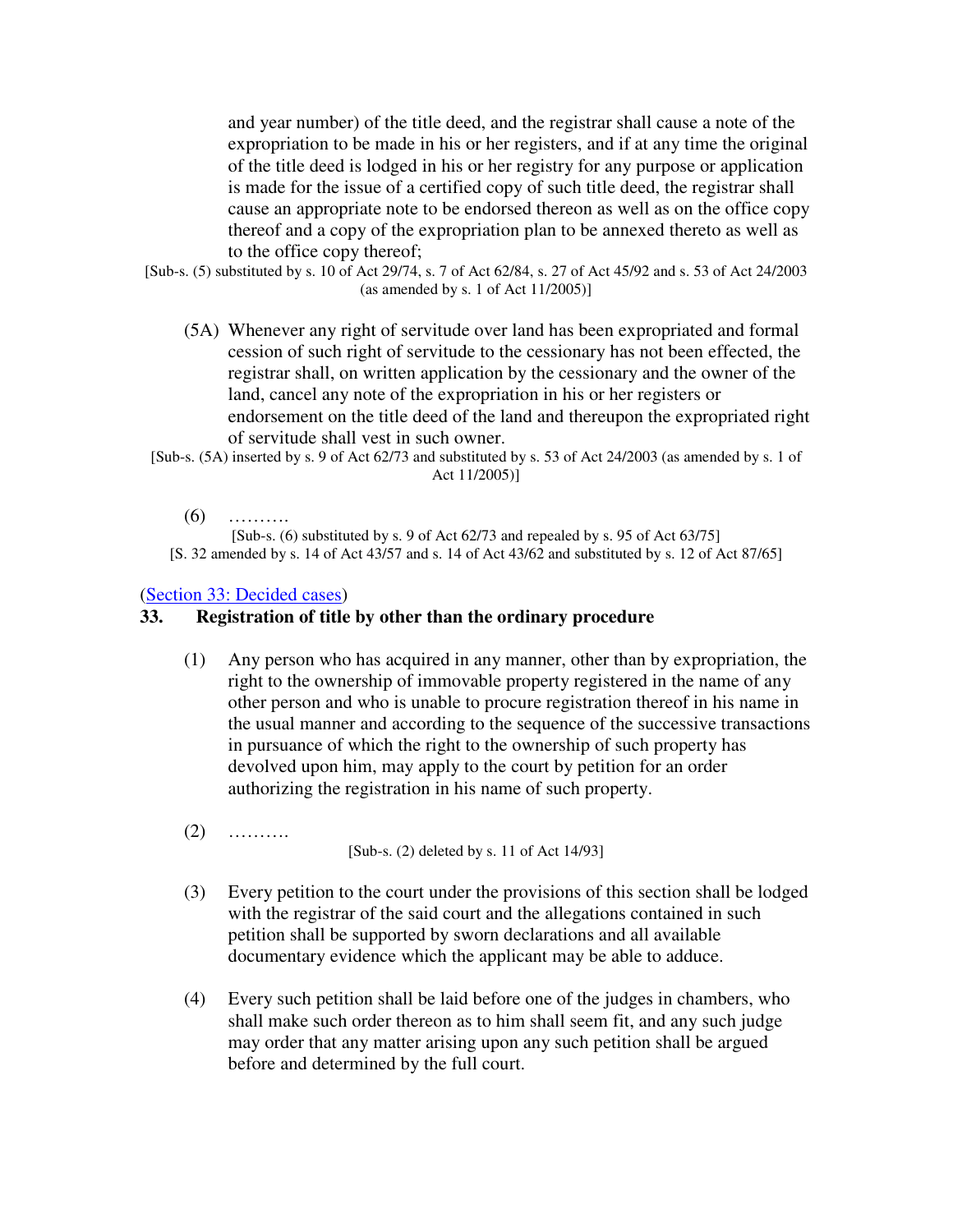and year number) of the title deed, and the registrar shall cause a note of the expropriation to be made in his or her registers, and if at any time the original of the title deed is lodged in his or her registry for any purpose or application is made for the issue of a certified copy of such title deed, the registrar shall cause an appropriate note to be endorsed thereon as well as on the office copy thereof and a copy of the expropriation plan to be annexed thereto as well as to the office copy thereof;

[Sub-s. (5) substituted by s. 10 of Act 29/74, s. 7 of Act 62/84, s. 27 of Act 45/92 and s. 53 of Act 24/2003 (as amended by s. 1 of Act 11/2005)]

(5A) Whenever any right of servitude over land has been expropriated and formal cession of such right of servitude to the cessionary has not been effected, the registrar shall, on written application by the cessionary and the owner of the land, cancel any note of the expropriation in his or her registers or endorsement on the title deed of the land and thereupon the expropriated right of servitude shall vest in such owner.

[Sub-s. (5A) inserted by s. 9 of Act 62/73 and substituted by s. 53 of Act 24/2003 (as amended by s. 1 of Act 11/2005)]

(6) ……….

[Sub-s. (6) substituted by s. 9 of Act 62/73 and repealed by s. 95 of Act 63/75]

[S. 32 amended by s. 14 of Act 43/57 and s. 14 of Act 43/62 and substituted by s. 12 of Act 87/65]

(Section 33: Decided cases)

## 33. Registration of title by other than the ordinary procedure

(1) Any person who has acquired in any manner, other than by expropriation, the right to the ownership of immovable property registered in the name of any other person and who is unable to procure registration thereof in his name in the usual manner and according to the sequence of the successive transactions in pursuance of which the right to the ownership of such property has devolved upon him, may apply to the court by petition for an order authorizing the registration in his name of such property.

(2) ……….

[Sub-s. (2) deleted by s. 11 of Act 14/93]

(3) Every petition to the court under the provisions of this section shall be lodged with the registrar of the said court and the allegations contained in such petition shall be supported by sworn declarations and all available documentary evidence which the applicant may be able to adduce.

(4) Every such petition shall be laid before one of the judges in chambers, who shall make such order thereon as to him shall seem fit, and any such judge may order that any matter arising upon any such petition shall be argued before and determined by the full court.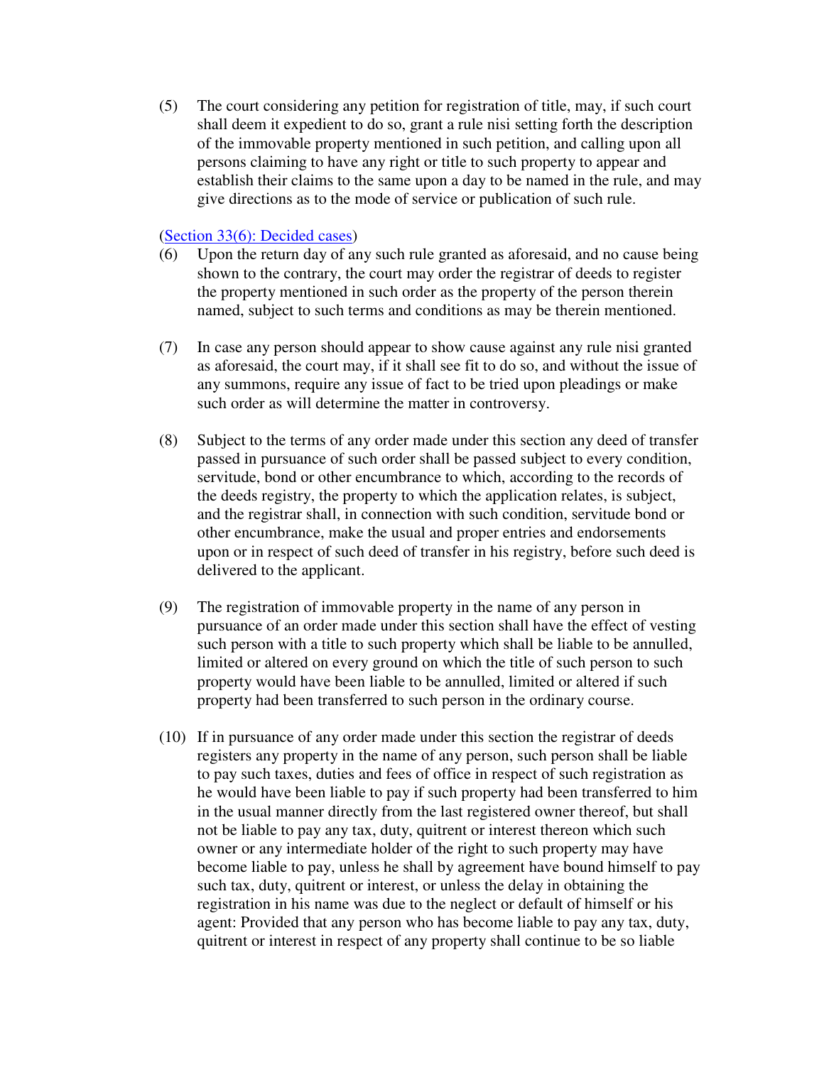(5) The court considering any petition for registration of title, may, if such court shall deem it expedient to do so, grant a rule nisi setting forth the description of the immovable property mentioned in such petition, and calling upon all persons claiming to have any right or title to such property to appear and establish their claims to the same upon a day to be named in the rule, and may give directions as to the mode of service or publication of such rule.

(Section 33(6): Decided cases)

(6) Upon the return day of any such rule granted as aforesaid, and no cause being shown to the contrary, the court may order the registrar of deeds to register the property mentioned in such order as the property of the person therein named, subject to such terms and conditions as may be therein mentioned.

(7) In case any person should appear to show cause against any rule nisi granted as aforesaid, the court may, if it shall see fit to do so, and without the issue of any summons, require any issue of fact to be tried upon pleadings or make such order as will determine the matter in controversy.

(8) Subject to the terms of any order made under this section any deed of transfer passed in pursuance of such order shall be passed subject to every condition, servitude, bond or other encumbrance to which, according to the records of the deeds registry, the property to which the application relates, is subject, and the registrar shall, in connection with such condition, servitude bond or other encumbrance, make the usual and proper entries and endorsements upon or in respect of such deed of transfer in his registry, before such deed is delivered to the applicant.

(9) The registration of immovable property in the name of any person in pursuance of an order made under this section shall have the effect of vesting such person with a title to such property which shall be liable to be annulled, limited or altered on every ground on which the title of such person to such property would have been liable to be annulled, limited or altered if such property had been transferred to such person in the ordinary course.

(10) If in pursuance of any order made under this section the registrar of deeds registers any property in the name of any person, such person shall be liable to pay such taxes, duties and fees of office in respect of such registration as he would have been liable to pay if such property had been transferred to him in the usual manner directly from the last registered owner thereof, but shall not be liable to pay any tax, duty, quitrent or interest thereon which such owner or any intermediate holder of the right to such property may have become liable to pay, unless he shall by agreement have bound himself to pay such tax, duty, quitrent or interest, or unless the delay in obtaining the registration in his name was due to the neglect or default of himself or his agent: Provided that any person who has become liable to pay any tax, duty, quitrent or interest in respect of any property shall continue to be so liable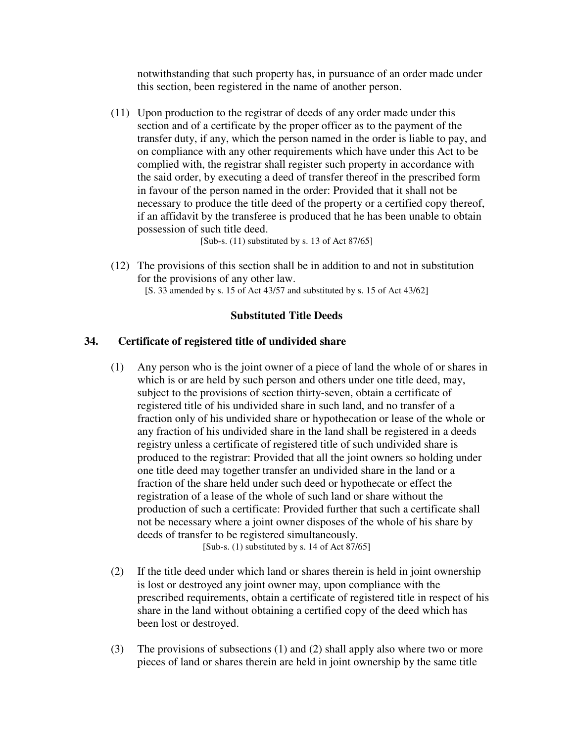notwithstanding that such property has, in pursuance of an order made under this section, been registered in the name of another person.

(11) Upon production to the registrar of deeds of any order made under this section and of a certificate by the proper officer as to the payment of the transfer duty, if any, which the person named in the order is liable to pay, and on compliance with any other requirements which have under this Act to be complied with, the registrar shall register such property in accordance with the said order, by executing a deed of transfer thereof in the prescribed form in favour of the person named in the order: Provided that it shall not be necessary to produce the title deed of the property or a certified copy thereof, if an affidavit by the transferee is produced that he has been unable to obtain possession of such title deed.

[Sub-s. (11) substituted by s. 13 of Act 87/65]

(12) The provisions of this section shall be in addition to and not in substitution for the provisions of any other law.

[S. 33 amended by s. 15 of Act 43/57 and substituted by s. 15 of Act 43/62]

## Substituted Title Deeds

### 34. Certificate of registered title of undivided share

(1) Any person who is the joint owner of a piece of land the whole of or shares in which is or are held by such person and others under one title deed, may, subject to the provisions of section thirty-seven, obtain a certificate of registered title of his undivided share in such land, and no transfer of a fraction only of his undivided share or hypothecation or lease of the whole or any fraction of his undivided share in the land shall be registered in a deeds registry unless a certificate of registered title of such undivided share is produced to the registrar: Provided that all the joint owners so holding under one title deed may together transfer an undivided share in the land or a fraction of the share held under such deed or hypothecate or effect the registration of a lease of the whole of such land or share without the production of such a certificate: Provided further that such a certificate shall not be necessary where a joint owner disposes of the whole of his share by deeds of transfer to be registered simultaneously.

[Sub-s. (1) substituted by s. 14 of Act 87/65]

(2) If the title deed under which land or shares therein is held in joint ownership is lost or destroyed any joint owner may, upon compliance with the prescribed requirements, obtain a certificate of registered title in respect of his share in the land without obtaining a certified copy of the deed which has been lost or destroyed.

(3) The provisions of subsections (1) and (2) shall apply also where two or more pieces of land or shares therein are held in joint ownership by the same title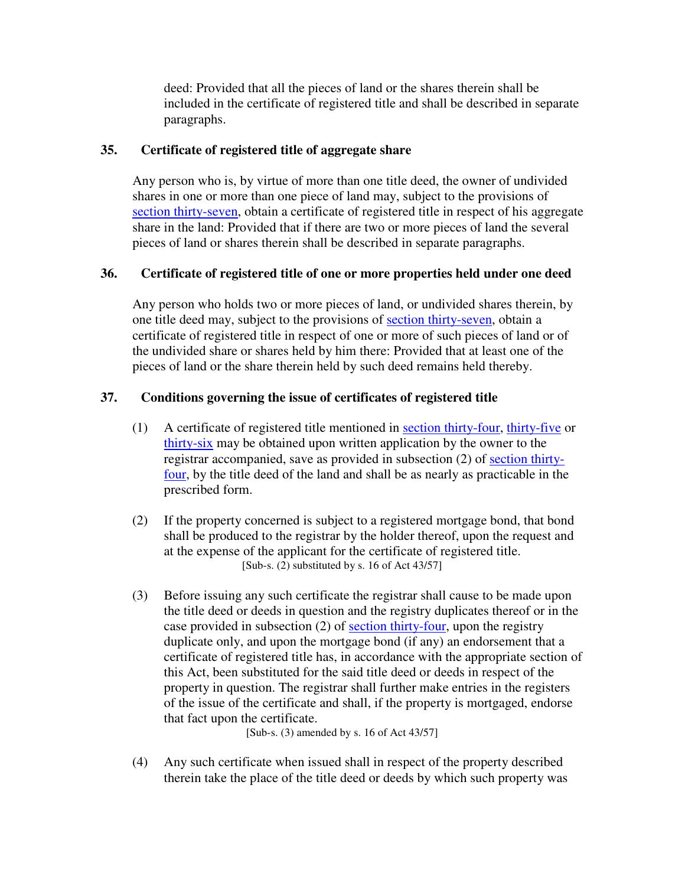deed: Provided that all the pieces of land or the shares therein shall be included in the certificate of registered title and shall be described in separate paragraphs.

### 35. Certificate of registered title of aggregate share

Any person who is, by virtue of more than one title deed, the owner of undivided shares in one or more than one piece of land may, subject to the provisions of section thirty-seven, obtain a certificate of registered title in respect of his aggregate share in the land: Provided that if there are two or more pieces of land the several pieces of land or shares therein shall be described in separate paragraphs.

### 36. Certificate of registered title of one or more properties held under one deed

Any person who holds two or more pieces of land, or undivided shares therein, by one title deed may, subject to the provisions of section thirty-seven, obtain a certificate of registered title in respect of one or more of such pieces of land or of the undivided share or shares held by him there: Provided that at least one of the pieces of land or the share therein held by such deed remains held thereby.

### 37. Conditions governing the issue of certificates of registered title

(1) A certificate of registered title mentioned in section thirty-four, thirty-five or thirty-six may be obtained upon written application by the owner to the registrar accompanied, save as provided in subsection (2) of section thirty-four, by the title deed of the land and shall be as nearly as practicable in the prescribed form.

(2) If the property concerned is subject to a registered mortgage bond, that bond shall be produced to the registrar by the holder thereof, upon the request and at the expense of the applicant for the certificate of registered title.
[Sub-s. (2) substituted by s. 16 of Act 43/57]

(3) Before issuing any such certificate the registrar shall cause to be made upon the title deed or deeds in question and the registry duplicates thereof or in the case provided in subsection (2) of section thirty-four, upon the registry duplicate only, and upon the mortgage bond (if any) an endorsement that a certificate of registered title has, in accordance with the appropriate section of this Act, been substituted for the said title deed or deeds in respect of the property in question. The registrar shall further make entries in the registers of the issue of the certificate and shall, if the property is mortgaged, endorse that fact upon the certificate.
[Sub-s. (3) amended by s. 16 of Act 43/57]

(4) Any such certificate when issued shall in respect of the property described therein take the place of the title deed or deeds by which such property was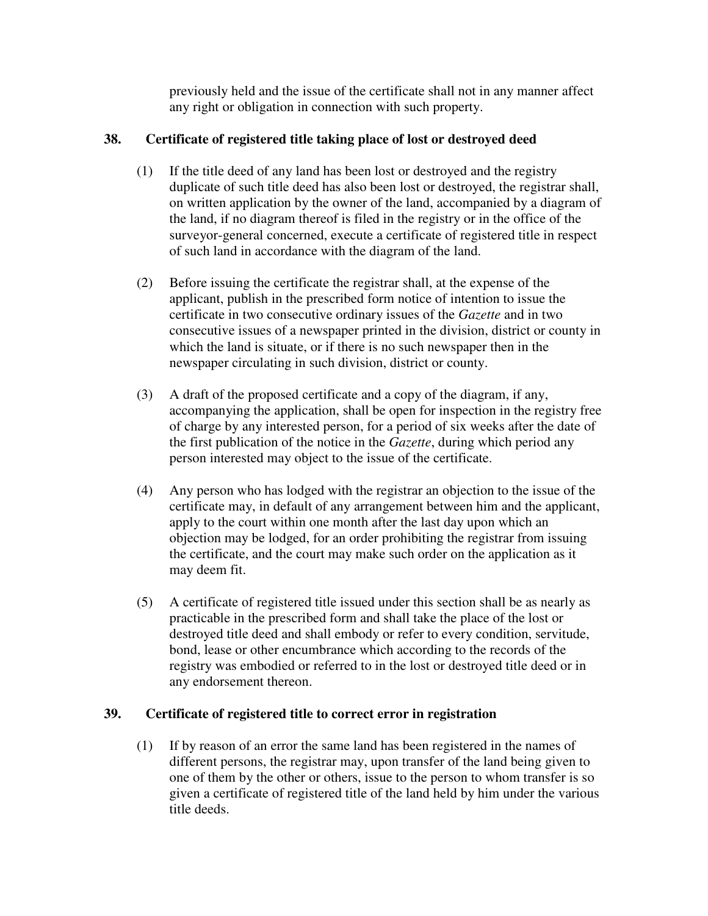previously held and the issue of the certificate shall not in any manner affect any right or obligation in connection with such property.

### 38. Certificate of registered title taking place of lost or destroyed deed

(1) If the title deed of any land has been lost or destroyed and the registry duplicate of such title deed has also been lost or destroyed, the registrar shall, on written application by the owner of the land, accompanied by a diagram of the land, if no diagram thereof is filed in the registry or in the office of the surveyor-general concerned, execute a certificate of registered title in respect of such land in accordance with the diagram of the land.

(2) Before issuing the certificate the registrar shall, at the expense of the applicant, publish in the prescribed form notice of intention to issue the certificate in two consecutive ordinary issues of the *Gazette* and in two consecutive issues of a newspaper printed in the division, district or county in which the land is situate, or if there is no such newspaper then in the newspaper circulating in such division, district or county.

(3) A draft of the proposed certificate and a copy of the diagram, if any, accompanying the application, shall be open for inspection in the registry free of charge by any interested person, for a period of six weeks after the date of the first publication of the notice in the *Gazette*, during which period any person interested may object to the issue of the certificate.

(4) Any person who has lodged with the registrar an objection to the issue of the certificate may, in default of any arrangement between him and the applicant, apply to the court within one month after the last day upon which an objection may be lodged, for an order prohibiting the registrar from issuing the certificate, and the court may make such order on the application as it may deem fit.

(5) A certificate of registered title issued under this section shall be as nearly as practicable in the prescribed form and shall take the place of the lost or destroyed title deed and shall embody or refer to every condition, servitude, bond, lease or other encumbrance which according to the records of the registry was embodied or referred to in the lost or destroyed title deed or in any endorsement thereon.

### 39. Certificate of registered title to correct error in registration

(1) If by reason of an error the same land has been registered in the names of different persons, the registrar may, upon transfer of the land being given to one of them by the other or others, issue to the person to whom transfer is so given a certificate of registered title of the land held by him under the various title deeds.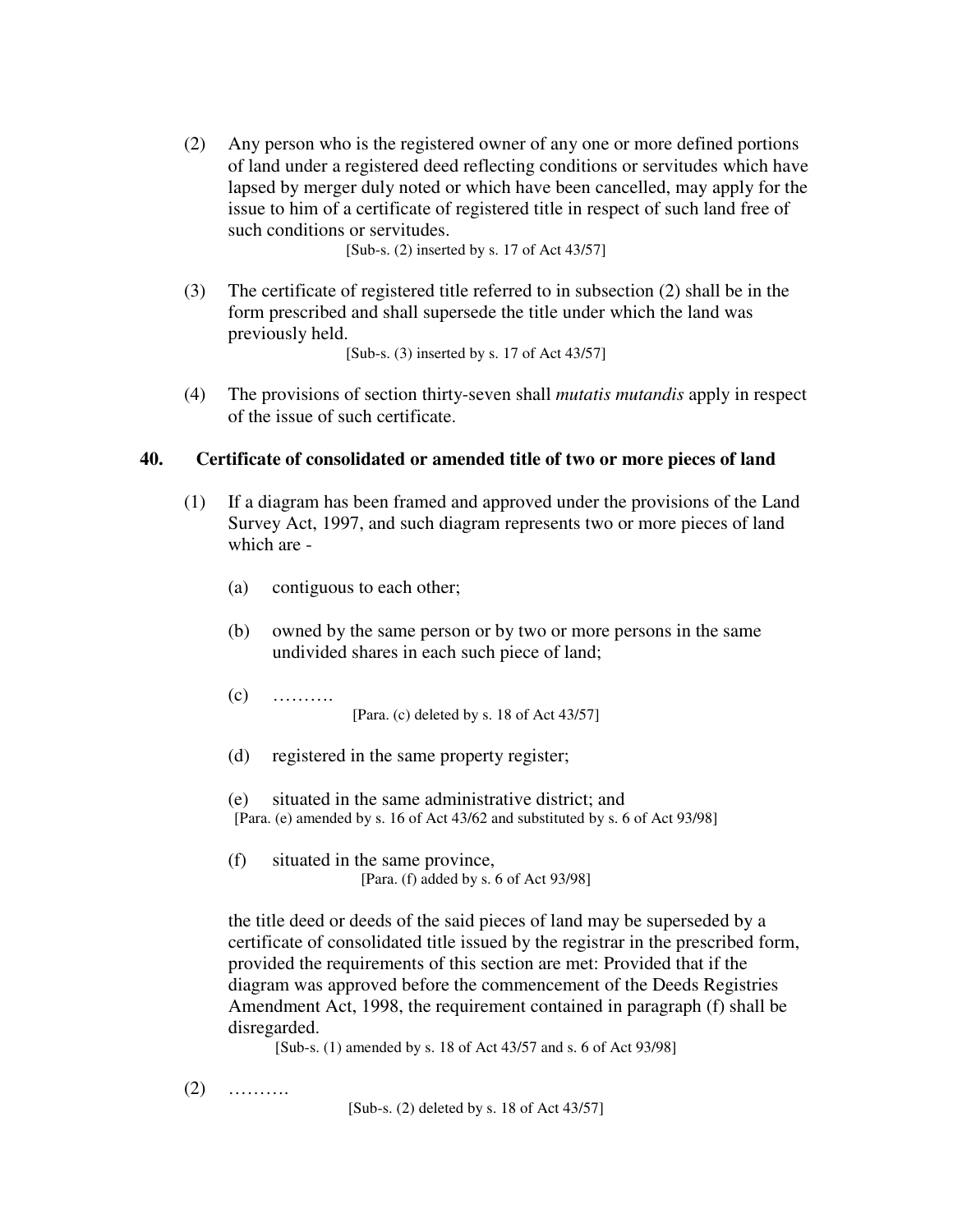(2) Any person who is the registered owner of any one or more defined portions of land under a registered deed reflecting conditions or servitudes which have lapsed by merger duly noted or which have been cancelled, may apply for the issue to him of a certificate of registered title in respect of such land free of such conditions or servitudes.

[Sub-s. (2) inserted by s. 17 of Act 43/57]

(3) The certificate of registered title referred to in subsection (2) shall be in the form prescribed and shall supersede the title under which the land was previously held.

[Sub-s. (3) inserted by s. 17 of Act 43/57]

(4) The provisions of section thirty-seven shall *mutatis mutandis* apply in respect of the issue of such certificate.

## 40. Certificate of consolidated or amended title of two or more pieces of land

(1) If a diagram has been framed and approved under the provisions of the Land Survey Act, 1997, and such diagram represents two or more pieces of land which are -

(a) contiguous to each other;

(b) owned by the same person or by two or more persons in the same undivided shares in each such piece of land;

(c) ……….

[Para. (c) deleted by s. 18 of Act 43/57]

(d) registered in the same property register;

(e) situated in the same administrative district; and

[Para. (e) amended by s. 16 of Act 43/62 and substituted by s. 6 of Act 93/98]

(f) situated in the same province,

[Para. (f) added by s. 6 of Act 93/98]

the title deed or deeds of the said pieces of land may be superseded by a certificate of consolidated title issued by the registrar in the prescribed form, provided the requirements of this section are met: Provided that if the diagram was approved before the commencement of the Deeds Registries Amendment Act, 1998, the requirement contained in paragraph (f) shall be disregarded.

[Sub-s. (1) amended by s. 18 of Act 43/57 and s. 6 of Act 93/98]

(2) ……….

[Sub-s. (2) deleted by s. 18 of Act 43/57]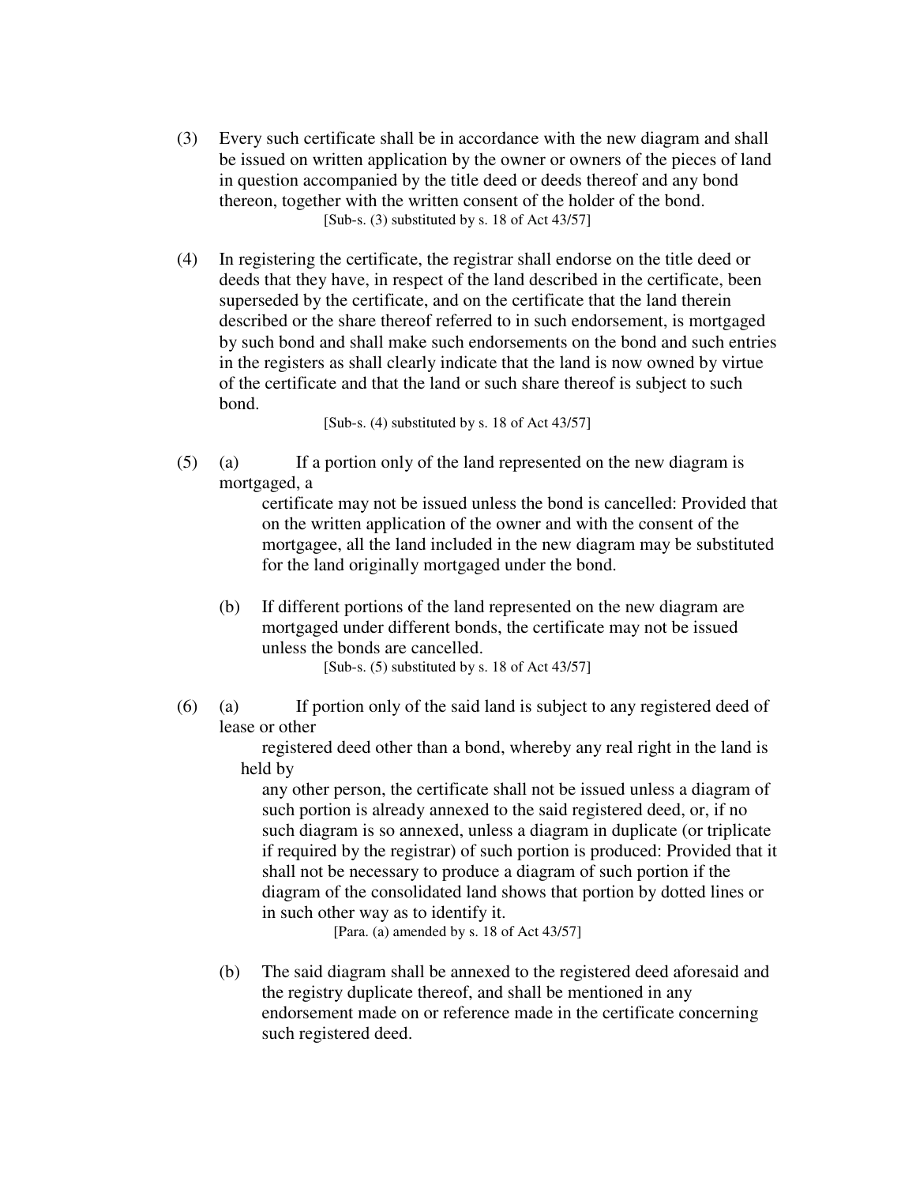(3) Every such certificate shall be in accordance with the new diagram and shall be issued on written application by the owner or owners of the pieces of land in question accompanied by the title deed or deeds thereof and any bond thereon, together with the written consent of the holder of the bond.

[Sub-s. (3) substituted by s. 18 of Act 43/57]

(4) In registering the certificate, the registrar shall endorse on the title deed or deeds that they have, in respect of the land described in the certificate, been superseded by the certificate, and on the certificate that the land therein described or the share thereof referred to in such endorsement, is mortgaged by such bond and shall make such endorsements on the bond and such entries in the registers as shall clearly indicate that the land is now owned by virtue of the certificate and that the land or such share thereof is subject to such bond.

[Sub-s. (4) substituted by s. 18 of Act 43/57]

(5) (a) If a portion only of the land represented on the new diagram is mortgaged, a certificate may not be issued unless the bond is cancelled: Provided that on the written application of the owner and with the consent of the mortgagee, all the land included in the new diagram may be substituted for the land originally mortgaged under the bond.

(b) If different portions of the land represented on the new diagram are mortgaged under different bonds, the certificate may not be issued unless the bonds are cancelled.

[Sub-s. (5) substituted by s. 18 of Act 43/57]

(6) (a) If portion only of the said land is subject to any registered deed of lease or other registered deed other than a bond, whereby any real right in the land is held by any other person, the certificate shall not be issued unless a diagram of such portion is already annexed to the said registered deed, or, if no such diagram is so annexed, unless a diagram in duplicate (or triplicate if required by the registrar) of such portion is produced: Provided that it shall not be necessary to produce a diagram of such portion if the diagram of the consolidated land shows that portion by dotted lines or in such other way as to identify it.

[Para. (a) amended by s. 18 of Act 43/57]

(b) The said diagram shall be annexed to the registered deed aforesaid and the registry duplicate thereof, and shall be mentioned in any endorsement made on or reference made in the certificate concerning such registered deed.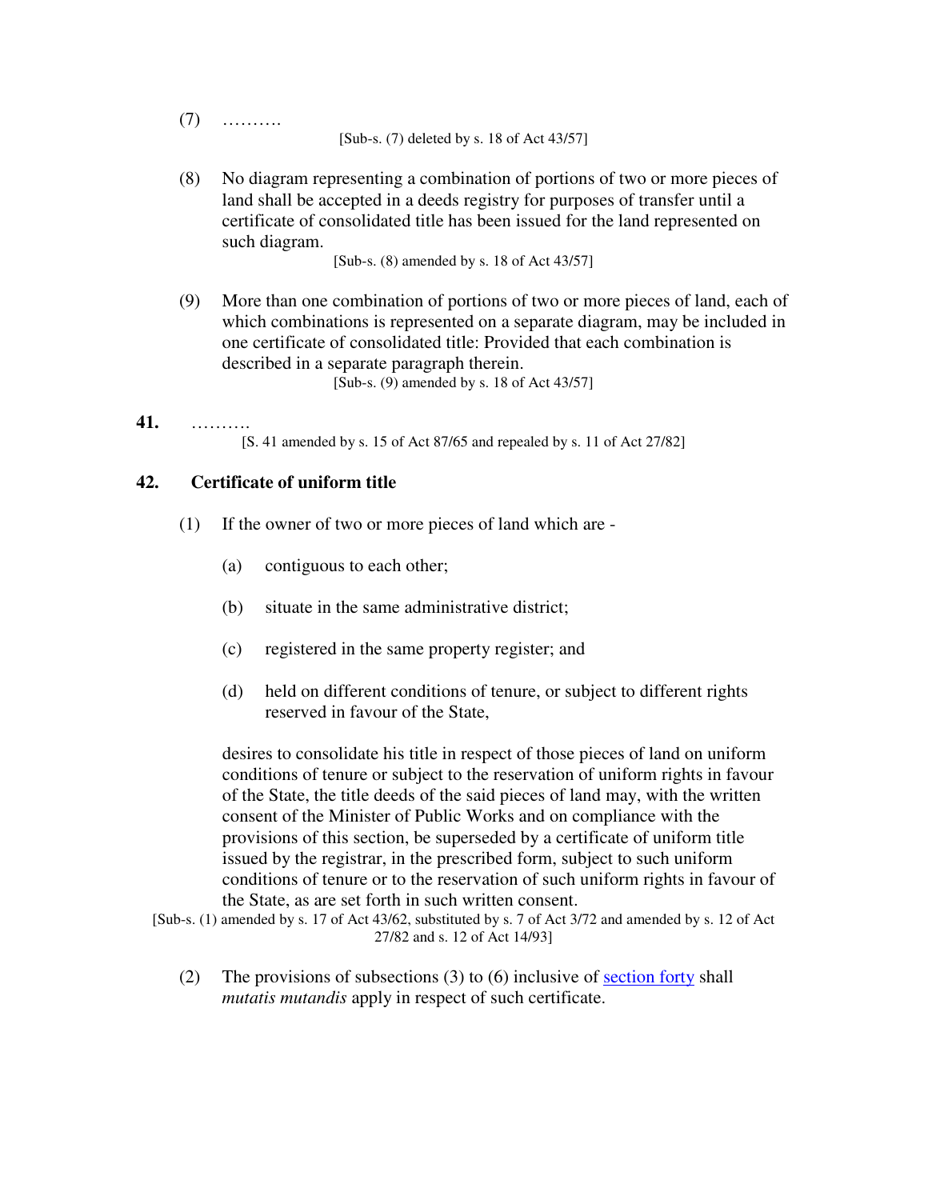(7) ……….

[Sub-s. (7) deleted by s. 18 of Act 43/57]

(8) No diagram representing a combination of portions of two or more pieces of land shall be accepted in a deeds registry for purposes of transfer until a certificate of consolidated title has been issued for the land represented on such diagram.

[Sub-s. (8) amended by s. 18 of Act 43/57]

(9) More than one combination of portions of two or more pieces of land, each of which combinations is represented on a separate diagram, may be included in one certificate of consolidated title: Provided that each combination is described in a separate paragraph therein.

[Sub-s. (9) amended by s. 18 of Act 43/57]

**41.** ……….

[S. 41 amended by s. 15 of Act 87/65 and repealed by s. 11 of Act 27/82]

## 42. Certificate of uniform title

(1) If the owner of two or more pieces of land which are -

(a) contiguous to each other;

(b) situate in the same administrative district;

(c) registered in the same property register; and

(d) held on different conditions of tenure, or subject to different rights reserved in favour of the State,

desires to consolidate his title in respect of those pieces of land on uniform conditions of tenure or subject to the reservation of uniform rights in favour of the State, the title deeds of the said pieces of land may, with the written consent of the Minister of Public Works and on compliance with the provisions of this section, be superseded by a certificate of uniform title issued by the registrar, in the prescribed form, subject to such uniform conditions of tenure or to the reservation of such uniform rights in favour of the State, as are set forth in such written consent.

[Sub-s. (1) amended by s. 17 of Act 43/62, substituted by s. 7 of Act 3/72 and amended by s. 12 of Act 27/82 and s. 12 of Act 14/93]

(2) The provisions of subsections (3) to (6) inclusive of section forty shall *mutatis mutandis* apply in respect of such certificate.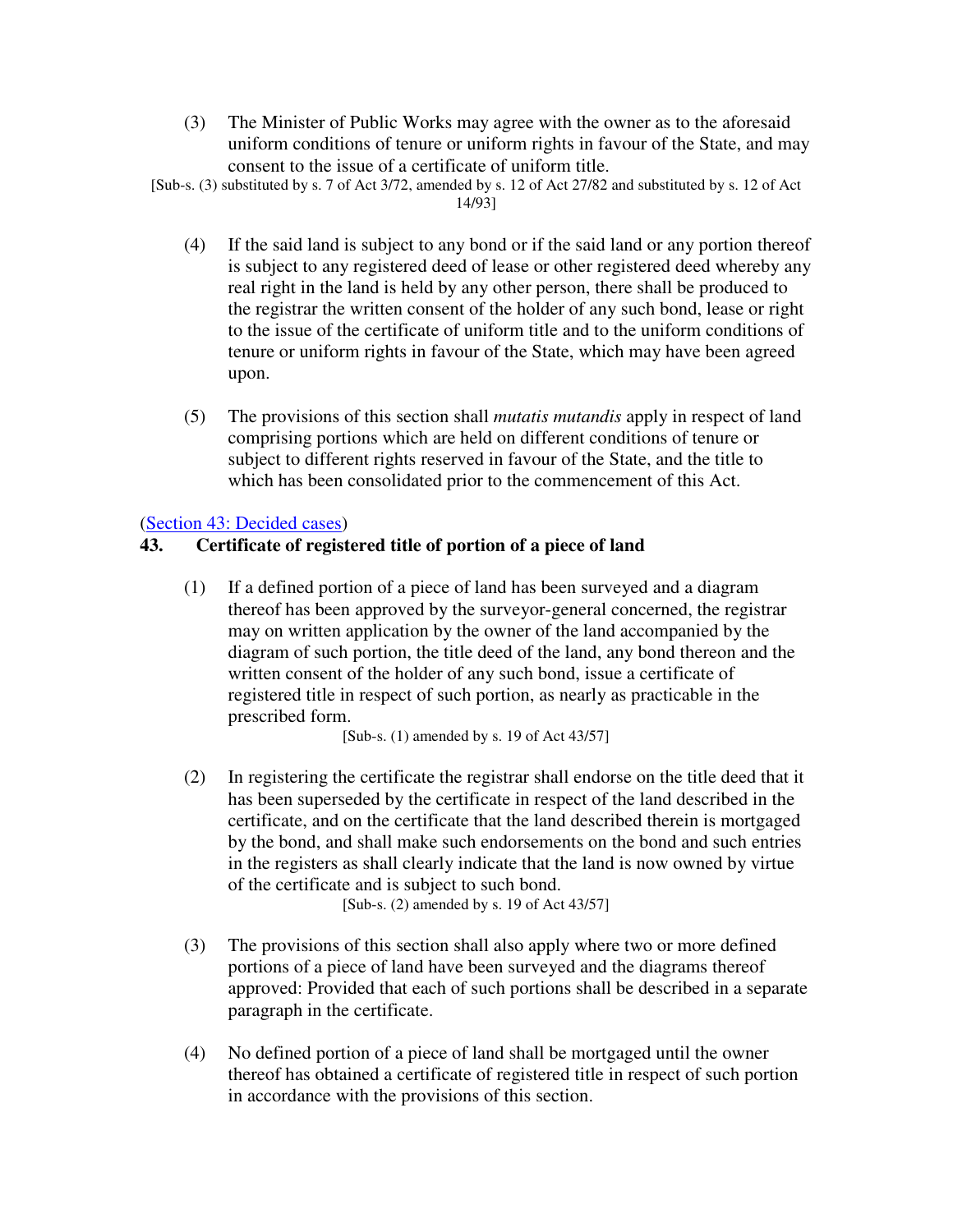(3) The Minister of Public Works may agree with the owner as to the aforesaid uniform conditions of tenure or uniform rights in favour of the State, and may consent to the issue of a certificate of uniform title.

[Sub-s. (3) substituted by s. 7 of Act 3/72, amended by s. 12 of Act 27/82 and substituted by s. 12 of Act 14/93]

(4) If the said land is subject to any bond or if the said land or any portion thereof is subject to any registered deed of lease or other registered deed whereby any real right in the land is held by any other person, there shall be produced to the registrar the written consent of the holder of any such bond, lease or right to the issue of the certificate of uniform title and to the uniform conditions of tenure or uniform rights in favour of the State, which may have been agreed upon.

(5) The provisions of this section shall *mutatis mutandis* apply in respect of land comprising portions which are held on different conditions of tenure or subject to different rights reserved in favour of the State, and the title to which has been consolidated prior to the commencement of this Act.

(Section 43: Decided cases)

## 43. Certificate of registered title of portion of a piece of land

(1) If a defined portion of a piece of land has been surveyed and a diagram thereof has been approved by the surveyor-general concerned, the registrar may on written application by the owner of the land accompanied by the diagram of such portion, the title deed of the land, any bond thereon and the written consent of the holder of any such bond, issue a certificate of registered title in respect of such portion, as nearly as practicable in the prescribed form.

[Sub-s. (1) amended by s. 19 of Act 43/57]

(2) In registering the certificate the registrar shall endorse on the title deed that it has been superseded by the certificate in respect of the land described in the certificate, and on the certificate that the land described therein is mortgaged by the bond, and shall make such endorsements on the bond and such entries in the registers as shall clearly indicate that the land is now owned by virtue of the certificate and is subject to such bond.

[Sub-s. (2) amended by s. 19 of Act 43/57]

(3) The provisions of this section shall also apply where two or more defined portions of a piece of land have been surveyed and the diagrams thereof approved: Provided that each of such portions shall be described in a separate paragraph in the certificate.

(4) No defined portion of a piece of land shall be mortgaged until the owner thereof has obtained a certificate of registered title in respect of such portion in accordance with the provisions of this section.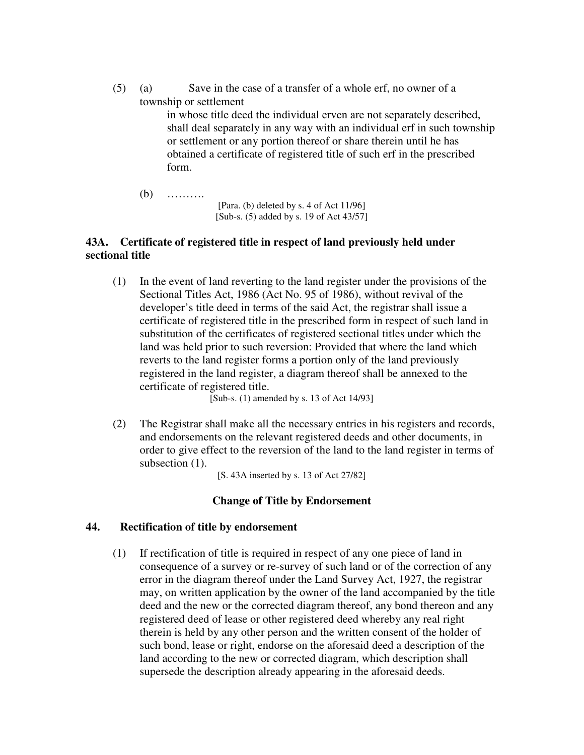(5) (a) Save in the case of a transfer of a whole erf, no owner of a township or settlement in whose title deed the individual erven are not separately described, shall deal separately in any way with an individual erf in such township or settlement or any portion thereof or share therein until he has obtained a certificate of registered title of such erf in the prescribed form.

(b) ……….

[Para. (b) deleted by s. 4 of Act 11/96]
[Sub-s. (5) added by s. 19 of Act 43/57]

### 43A. Certificate of registered title in respect of land previously held under sectional title

(1) In the event of land reverting to the land register under the provisions of the Sectional Titles Act, 1986 (Act No. 95 of 1986), without revival of the developer's title deed in terms of the said Act, the registrar shall issue a certificate of registered title in the prescribed form in respect of such land in substitution of the certificates of registered sectional titles under which the land was held prior to such reversion: Provided that where the land which reverts to the land register forms a portion only of the land previously registered in the land register, a diagram thereof shall be annexed to the certificate of registered title.

[Sub-s. (1) amended by s. 13 of Act 14/93]

(2) The Registrar shall make all the necessary entries in his registers and records, and endorsements on the relevant registered deeds and other documents, in order to give effect to the reversion of the land to the land register in terms of subsection (1).

[S. 43A inserted by s. 13 of Act 27/82]

## Change of Title by Endorsement

### 44. Rectification of title by endorsement

(1) If rectification of title is required in respect of any one piece of land in consequence of a survey or re-survey of such land or of the correction of any error in the diagram thereof under the Land Survey Act, 1927, the registrar may, on written application by the owner of the land accompanied by the title deed and the new or the corrected diagram thereof, any bond thereon and any registered deed of lease or other registered deed whereby any real right therein is held by any other person and the written consent of the holder of such bond, lease or right, endorse on the aforesaid deed a description of the land according to the new or corrected diagram, which description shall supersede the description already appearing in the aforesaid deeds.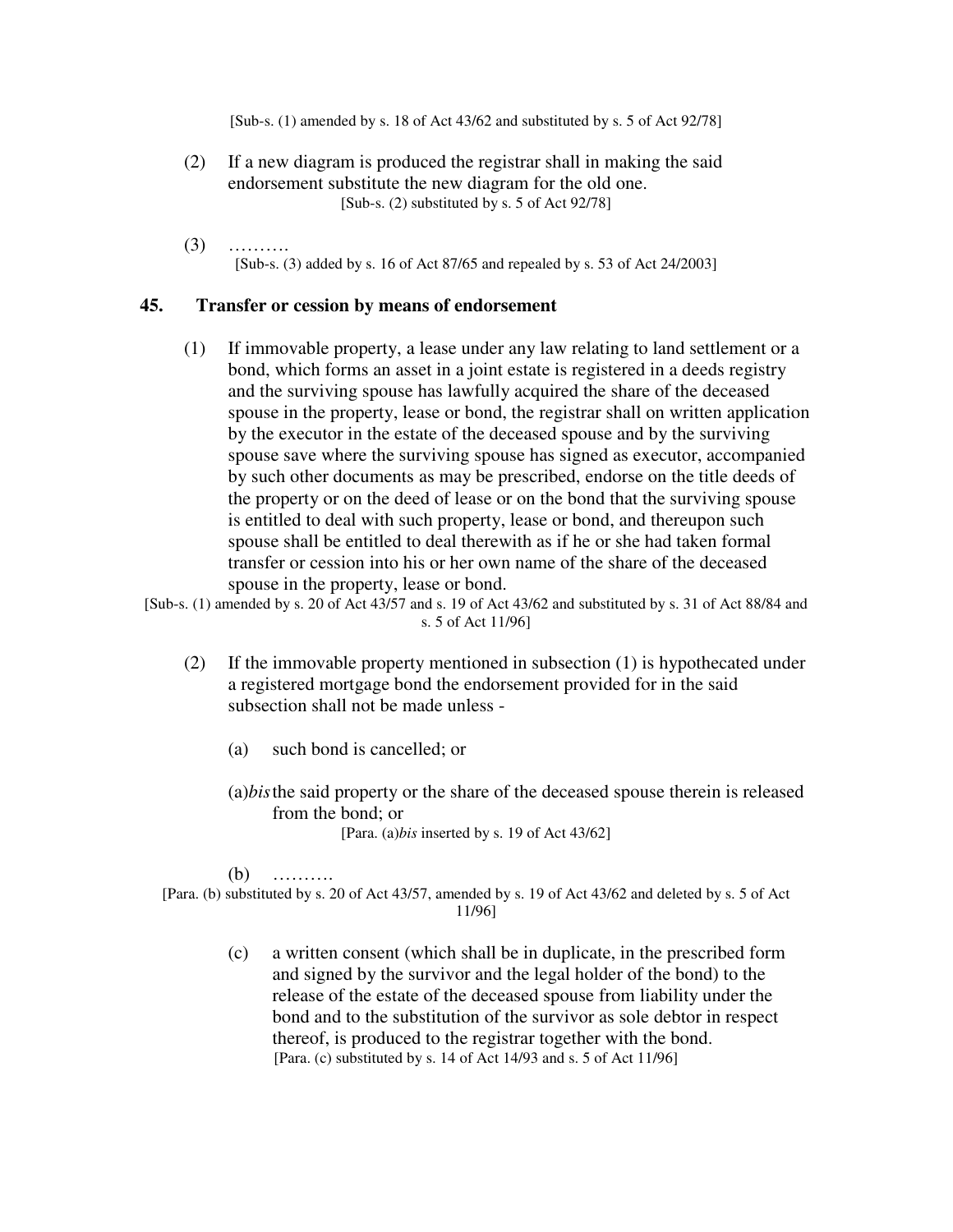[Sub-s. (1) amended by s. 18 of Act 43/62 and substituted by s. 5 of Act 92/78]

(2) If a new diagram is produced the registrar shall in making the said endorsement substitute the new diagram for the old one.
[Sub-s. (2) substituted by s. 5 of Act 92/78]

(3) ……….
[Sub-s. (3) added by s. 16 of Act 87/65 and repealed by s. 53 of Act 24/2003]

## 45. Transfer or cession by means of endorsement

(1) If immovable property, a lease under any law relating to land settlement or a bond, which forms an asset in a joint estate is registered in a deeds registry and the surviving spouse has lawfully acquired the share of the deceased spouse in the property, lease or bond, the registrar shall on written application by the executor in the estate of the deceased spouse and by the surviving spouse save where the surviving spouse has signed as executor, accompanied by such other documents as may be prescribed, endorse on the title deeds of the property or on the deed of lease or on the bond that the surviving spouse is entitled to deal with such property, lease or bond, and thereupon such spouse shall be entitled to deal therewith as if he or she had taken formal transfer or cession into his or her own name of the share of the deceased spouse in the property, lease or bond.
[Sub-s. (1) amended by s. 20 of Act 43/57 and s. 19 of Act 43/62 and substituted by s. 31 of Act 88/84 and s. 5 of Act 11/96]

(2) If the immovable property mentioned in subsection (1) is hypothecated under a registered mortgage bond the endorsement provided for in the said subsection shall not be made unless -

(a) such bond is cancelled; or

(a)*bis* the said property or the share of the deceased spouse therein is released from the bond; or
[Para. (a)*bis* inserted by s. 19 of Act 43/62]

(b) ……….
[Para. (b) substituted by s. 20 of Act 43/57, amended by s. 19 of Act 43/62 and deleted by s. 5 of Act 11/96]

(c) a written consent (which shall be in duplicate, in the prescribed form and signed by the survivor and the legal holder of the bond) to the release of the estate of the deceased spouse from liability under the bond and to the substitution of the survivor as sole debtor in respect thereof, is produced to the registrar together with the bond.
[Para. (c) substituted by s. 14 of Act 14/93 and s. 5 of Act 11/96]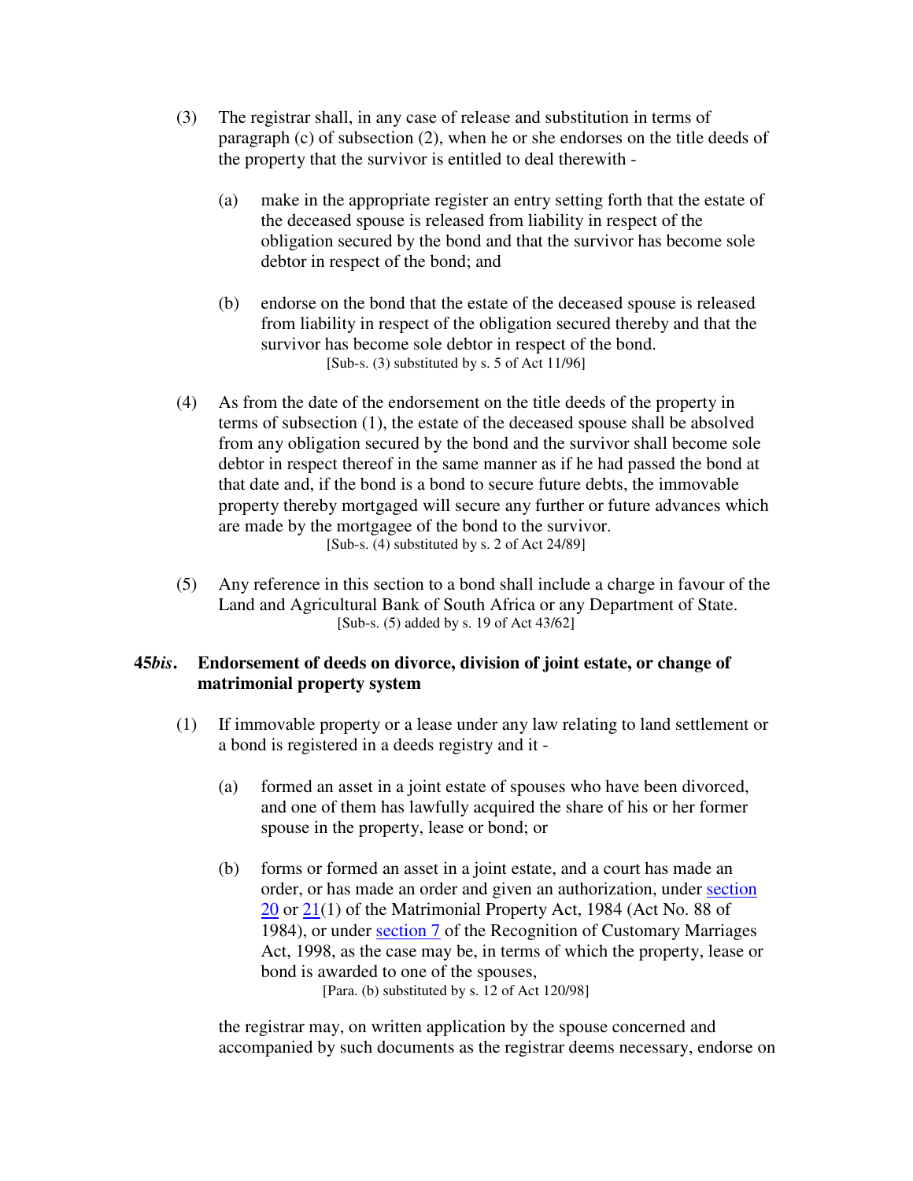(3) The registrar shall, in any case of release and substitution in terms of paragraph (c) of subsection (2), when he or she endorses on the title deeds of the property that the survivor is entitled to deal therewith -

(a) make in the appropriate register an entry setting forth that the estate of the deceased spouse is released from liability in respect of the obligation secured by the bond and that the survivor has become sole debtor in respect of the bond; and

(b) endorse on the bond that the estate of the deceased spouse is released from liability in respect of the obligation secured thereby and that the survivor has become sole debtor in respect of the bond.

[Sub-s. (3) substituted by s. 5 of Act 11/96]

(4) As from the date of the endorsement on the title deeds of the property in terms of subsection (1), the estate of the deceased spouse shall be absolved from any obligation secured by the bond and the survivor shall become sole debtor in respect thereof in the same manner as if he had passed the bond at that date and, if the bond is a bond to secure future debts, the immovable property thereby mortgaged will secure any further or future advances which are made by the mortgagee of the bond to the survivor.

[Sub-s. (4) substituted by s. 2 of Act 24/89]

(5) Any reference in this section to a bond shall include a charge in favour of the Land and Agricultural Bank of South Africa or any Department of State.

[Sub-s. (5) added by s. 19 of Act 43/62]

### 45*bis*. Endorsement of deeds on divorce, division of joint estate, or change of matrimonial property system

(1) If immovable property or a lease under any law relating to land settlement or a bond is registered in a deeds registry and it -

(a) formed an asset in a joint estate of spouses who have been divorced, and one of them has lawfully acquired the share of his or her former spouse in the property, lease or bond; or

(b) forms or formed an asset in a joint estate, and a court has made an order, or has made an order and given an authorization, under section 20 or 21(1) of the Matrimonial Property Act, 1984 (Act No. 88 of 1984), or under section 7 of the Recognition of Customary Marriages Act, 1998, as the case may be, in terms of which the property, lease or bond is awarded to one of the spouses,

[Para. (b) substituted by s. 12 of Act 120/98]

the registrar may, on written application by the spouse concerned and accompanied by such documents as the registrar deems necessary, endorse on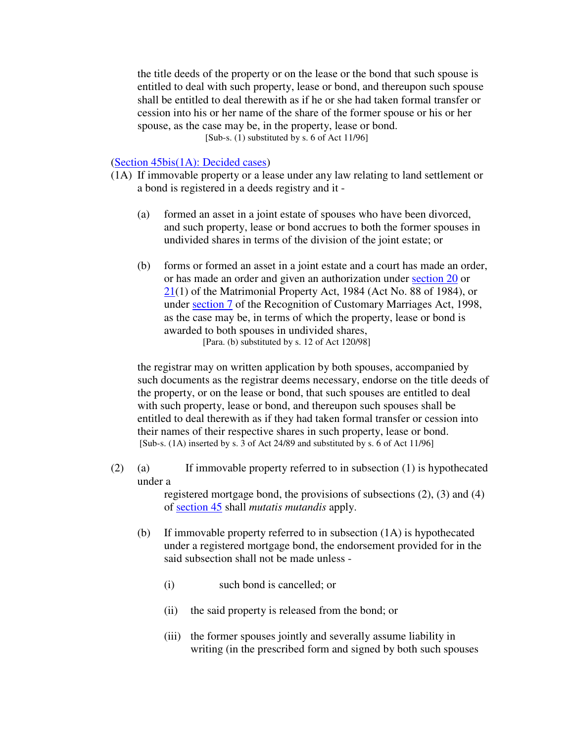the title deeds of the property or on the lease or the bond that such spouse is entitled to deal with such property, lease or bond, and thereupon such spouse shall be entitled to deal therewith as if he or she had taken formal transfer or cession into his or her name of the share of the former spouse or his or her spouse, as the case may be, in the property, lease or bond.

[Sub-s. (1) substituted by s. 6 of Act 11/96]

(Section 45bis(1A): Decided cases)

(1A) If immovable property or a lease under any law relating to land settlement or a bond is registered in a deeds registry and it -

(a) formed an asset in a joint estate of spouses who have been divorced, and such property, lease or bond accrues to both the former spouses in undivided shares in terms of the division of the joint estate; or

(b) forms or formed an asset in a joint estate and a court has made an order, or has made an order and given an authorization under section 20 or 21(1) of the Matrimonial Property Act, 1984 (Act No. 88 of 1984), or under section 7 of the Recognition of Customary Marriages Act, 1998, as the case may be, in terms of which the property, lease or bond is awarded to both spouses in undivided shares,

[Para. (b) substituted by s. 12 of Act 120/98]

the registrar may on written application by both spouses, accompanied by such documents as the registrar deems necessary, endorse on the title deeds of the property, or on the lease or bond, that such spouses are entitled to deal with such property, lease or bond, and thereupon such spouses shall be entitled to deal therewith as if they had taken formal transfer or cession into their names of their respective shares in such property, lease or bond.

[Sub-s. (1A) inserted by s. 3 of Act 24/89 and substituted by s. 6 of Act 11/96]

(2) (a) If immovable property referred to in subsection (1) is hypothecated under a registered mortgage bond, the provisions of subsections (2), (3) and (4) of section 45 shall *mutatis mutandis* apply.

(b) If immovable property referred to in subsection (1A) is hypothecated under a registered mortgage bond, the endorsement provided for in the said subsection shall not be made unless -

(i) such bond is cancelled; or

(ii) the said property is released from the bond; or

(iii) the former spouses jointly and severally assume liability in writing (in the prescribed form and signed by both such spouses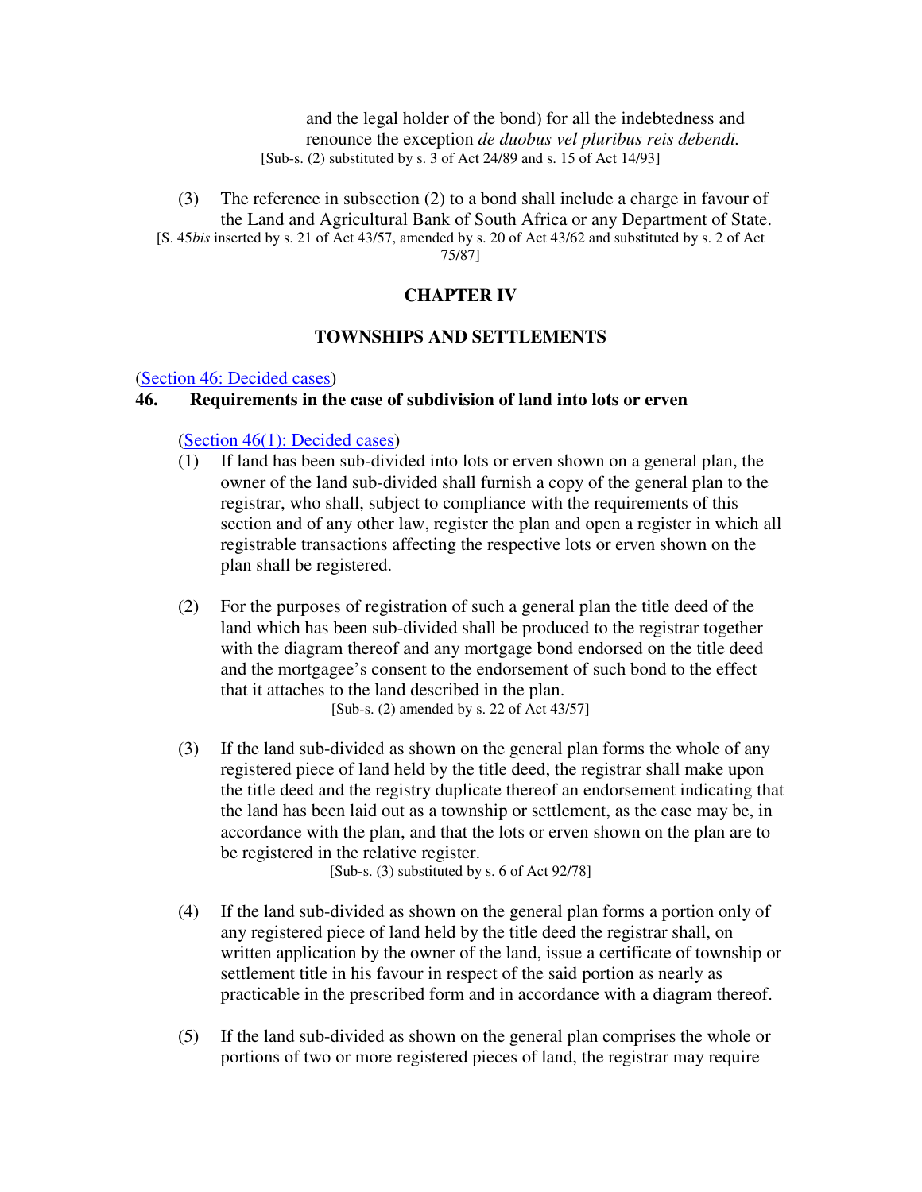and the legal holder of the bond) for all the indebtedness and renounce the exception *de duobus vel pluribus reis debendi.*

[Sub-s. (2) substituted by s. 3 of Act 24/89 and s. 15 of Act 14/93]

(3) The reference in subsection (2) to a bond shall include a charge in favour of the Land and Agricultural Bank of South Africa or any Department of State.

[S. 45*bis* inserted by s. 21 of Act 43/57, amended by s. 20 of Act 43/62 and substituted by s. 2 of Act 75/87]

## CHAPTER IV

## TOWNSHIPS AND SETTLEMENTS

(Section 46: Decided cases)

### 46. Requirements in the case of subdivision of land into lots or erven

(Section 46(1): Decided cases)

(1) If land has been sub-divided into lots or erven shown on a general plan, the owner of the land sub-divided shall furnish a copy of the general plan to the registrar, who shall, subject to compliance with the requirements of this section and of any other law, register the plan and open a register in which all registrable transactions affecting the respective lots or erven shown on the plan shall be registered.

(2) For the purposes of registration of such a general plan the title deed of the land which has been sub-divided shall be produced to the registrar together with the diagram thereof and any mortgage bond endorsed on the title deed and the mortgagee's consent to the endorsement of such bond to the effect that it attaches to the land described in the plan.

[Sub-s. (2) amended by s. 22 of Act 43/57]

(3) If the land sub-divided as shown on the general plan forms the whole of any registered piece of land held by the title deed, the registrar shall make upon the title deed and the registry duplicate thereof an endorsement indicating that the land has been laid out as a township or settlement, as the case may be, in accordance with the plan, and that the lots or erven shown on the plan are to be registered in the relative register.

[Sub-s. (3) substituted by s. 6 of Act 92/78]

(4) If the land sub-divided as shown on the general plan forms a portion only of any registered piece of land held by the title deed the registrar shall, on written application by the owner of the land, issue a certificate of township or settlement title in his favour in respect of the said portion as nearly as practicable in the prescribed form and in accordance with a diagram thereof.

(5) If the land sub-divided as shown on the general plan comprises the whole or portions of two or more registered pieces of land, the registrar may require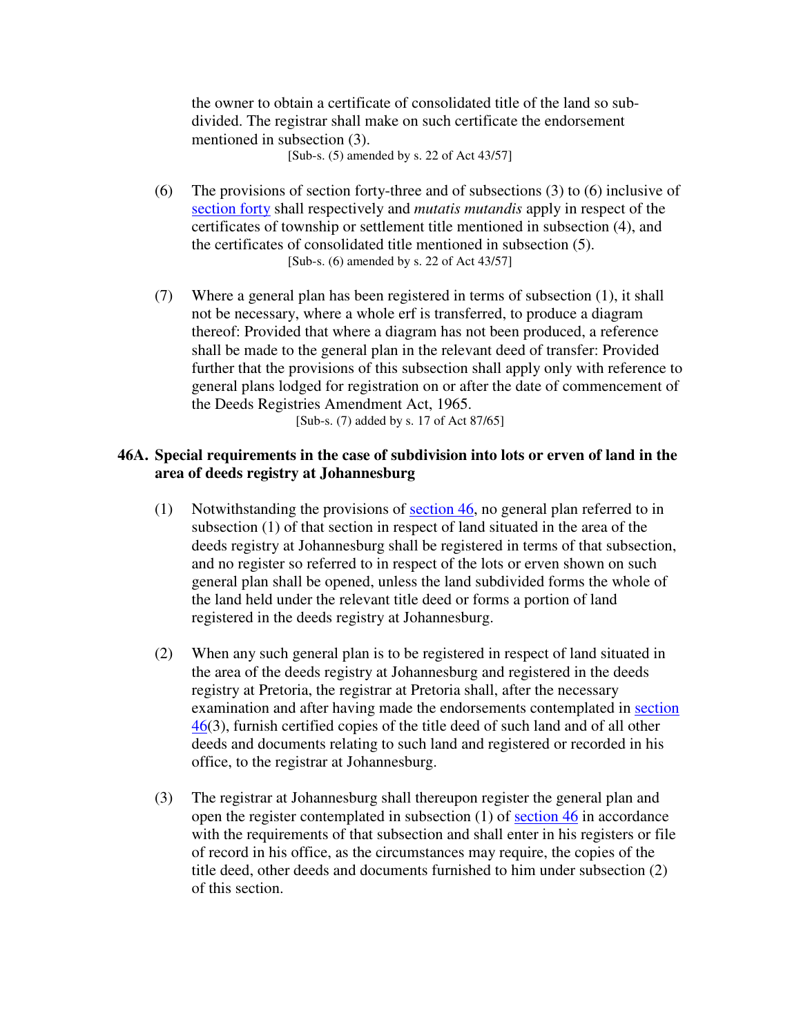the owner to obtain a certificate of consolidated title of the land so subdivided. The registrar shall make on such certificate the endorsement mentioned in subsection (3).

[Sub-s. (5) amended by s. 22 of Act 43/57]

(6) The provisions of section forty-three and of subsections (3) to (6) inclusive of section forty shall respectively and *mutatis mutandis* apply in respect of the certificates of township or settlement title mentioned in subsection (4), and the certificates of consolidated title mentioned in subsection (5).

[Sub-s. (6) amended by s. 22 of Act 43/57]

(7) Where a general plan has been registered in terms of subsection (1), it shall not be necessary, where a whole erf is transferred, to produce a diagram thereof: Provided that where a diagram has not been produced, a reference shall be made to the general plan in the relevant deed of transfer: Provided further that the provisions of this subsection shall apply only with reference to general plans lodged for registration on or after the date of commencement of the Deeds Registries Amendment Act, 1965.

[Sub-s. (7) added by s. 17 of Act 87/65]

**46A. Special requirements in the case of subdivision into lots or erven of land in the area of deeds registry at Johannesburg**

(1) Notwithstanding the provisions of section 46, no general plan referred to in subsection (1) of that section in respect of land situated in the area of the deeds registry at Johannesburg shall be registered in terms of that subsection, and no register so referred to in respect of the lots or erven shown on such general plan shall be opened, unless the land subdivided forms the whole of the land held under the relevant title deed or forms a portion of land registered in the deeds registry at Johannesburg.

(2) When any such general plan is to be registered in respect of land situated in the area of the deeds registry at Johannesburg and registered in the deeds registry at Pretoria, the registrar at Pretoria shall, after the necessary examination and after having made the endorsements contemplated in section 46(3), furnish certified copies of the title deed of such land and of all other deeds and documents relating to such land and registered or recorded in his office, to the registrar at Johannesburg.

(3) The registrar at Johannesburg shall thereupon register the general plan and open the register contemplated in subsection (1) of section 46 in accordance with the requirements of that subsection and shall enter in his registers or file of record in his office, as the circumstances may require, the copies of the title deed, other deeds and documents furnished to him under subsection (2) of this section.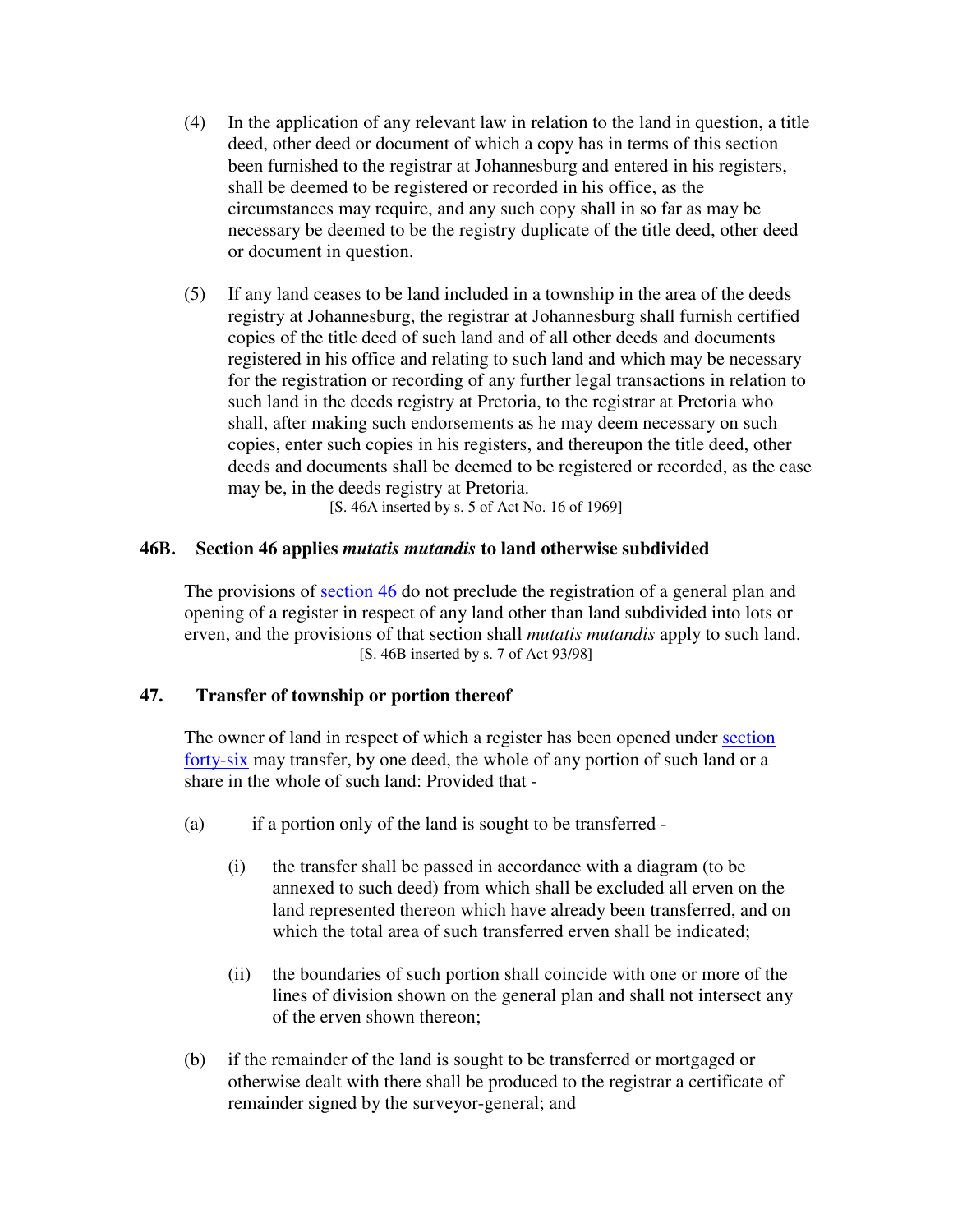(4) In the application of any relevant law in relation to the land in question, a title deed, other deed or document of which a copy has in terms of this section been furnished to the registrar at Johannesburg and entered in his registers, shall be deemed to be registered or recorded in his office, as the circumstances may require, and any such copy shall in so far as may be necessary be deemed to be the registry duplicate of the title deed, other deed or document in question.

(5) If any land ceases to be land included in a township in the area of the deeds registry at Johannesburg, the registrar at Johannesburg shall furnish certified copies of the title deed of such land and of all other deeds and documents registered in his office and relating to such land and which may be necessary for the registration or recording of any further legal transactions in relation to such land in the deeds registry at Pretoria, to the registrar at Pretoria who shall, after making such endorsements as he may deem necessary on such copies, enter such copies in his registers, and thereupon the title deed, other deeds and documents shall be deemed to be registered or recorded, as the case may be, in the deeds registry at Pretoria.

[S. 46A inserted by s. 5 of Act No. 16 of 1969]

### 46B. Section 46 applies *mutatis mutandis* to land otherwise subdivided

The provisions of section 46 do not preclude the registration of a general plan and opening of a register in respect of any land other than land subdivided into lots or erven, and the provisions of that section shall *mutatis mutandis* apply to such land.

[S. 46B inserted by s. 7 of Act 93/98]

### 47. Transfer of township or portion thereof

The owner of land in respect of which a register has been opened under section forty-six may transfer, by one deed, the whole of any portion of such land or a share in the whole of such land: Provided that -

(a) if a portion only of the land is sought to be transferred -

(i) the transfer shall be passed in accordance with a diagram (to be annexed to such deed) from which shall be excluded all erven on the land represented thereon which have already been transferred, and on which the total area of such transferred erven shall be indicated;

(ii) the boundaries of such portion shall coincide with one or more of the lines of division shown on the general plan and shall not intersect any of the erven shown thereon;

(b) if the remainder of the land is sought to be transferred or mortgaged or otherwise dealt with there shall be produced to the registrar a certificate of remainder signed by the surveyor-general; and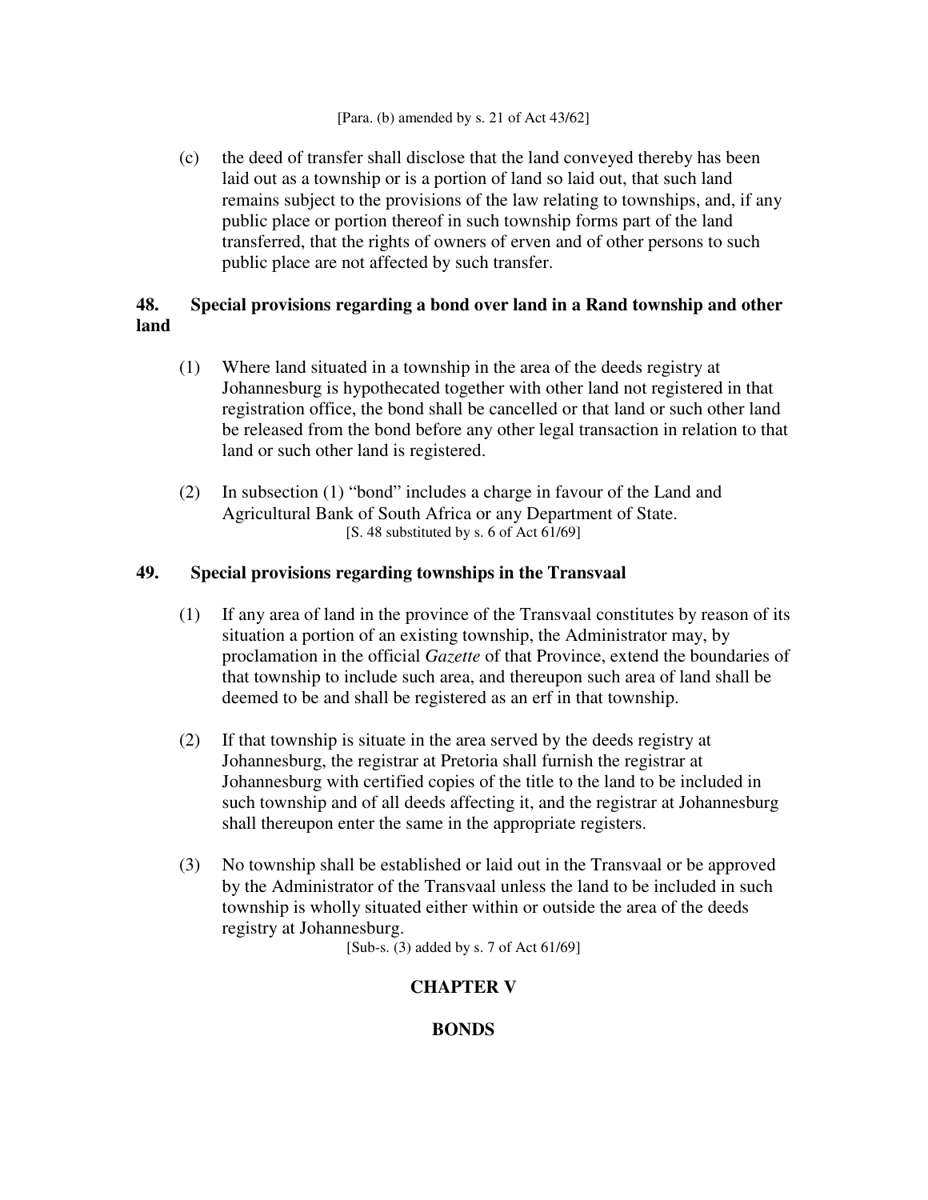[Para. (b) amended by s. 21 of Act 43/62]

(c) the deed of transfer shall disclose that the land conveyed thereby has been laid out as a township or is a portion of land so laid out, that such land remains subject to the provisions of the law relating to townships, and, if any public place or portion thereof in such township forms part of the land transferred, that the rights of owners of erven and of other persons to such public place are not affected by such transfer.

### 48. Special provisions regarding a bond over land in a Rand township and other land

(1) Where land situated in a township in the area of the deeds registry at Johannesburg is hypothecated together with other land not registered in that registration office, the bond shall be cancelled or that land or such other land be released from the bond before any other legal transaction in relation to that land or such other land is registered.

(2) In subsection (1) "bond" includes a charge in favour of the Land and Agricultural Bank of South Africa or any Department of State.

[S. 48 substituted by s. 6 of Act 61/69]

### 49. Special provisions regarding townships in the Transvaal

(1) If any area of land in the province of the Transvaal constitutes by reason of its situation a portion of an existing township, the Administrator may, by proclamation in the official *Gazette* of that Province, extend the boundaries of that township to include such area, and thereupon such area of land shall be deemed to be and shall be registered as an erf in that township.

(2) If that township is situate in the area served by the deeds registry at Johannesburg, the registrar at Pretoria shall furnish the registrar at Johannesburg with certified copies of the title to the land to be included in such township and of all deeds affecting it, and the registrar at Johannesburg shall thereupon enter the same in the appropriate registers.

(3) No township shall be established or laid out in the Transvaal or be approved by the Administrator of the Transvaal unless the land to be included in such township is wholly situated either within or outside the area of the deeds registry at Johannesburg.

[Sub-s. (3) added by s. 7 of Act 61/69]

## CHAPTER V

## BONDS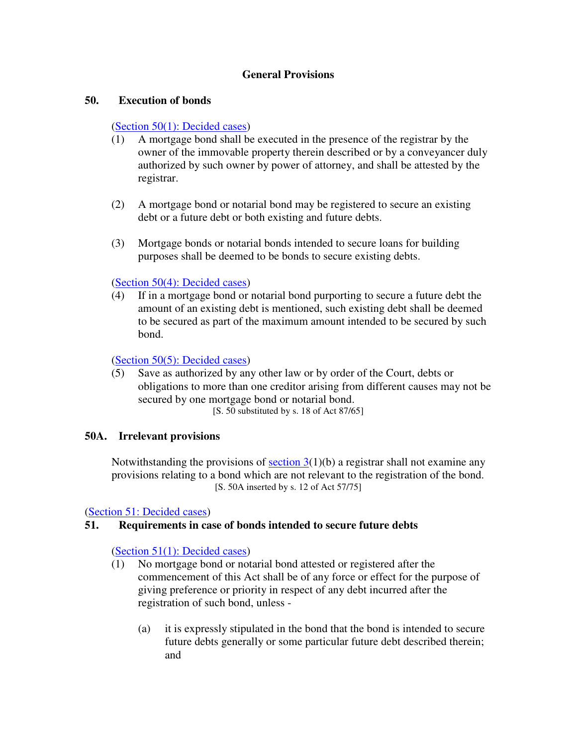## General Provisions

### 50. Execution of bonds

(Section 50(1): Decided cases)

(1) A mortgage bond shall be executed in the presence of the registrar by the owner of the immovable property therein described or by a conveyancer duly authorized by such owner by power of attorney, and shall be attested by the registrar.

(2) A mortgage bond or notarial bond may be registered to secure an existing debt or a future debt or both existing and future debts.

(3) Mortgage bonds or notarial bonds intended to secure loans for building purposes shall be deemed to be bonds to secure existing debts.

(Section 50(4): Decided cases)

(4) If in a mortgage bond or notarial bond purporting to secure a future debt the amount of an existing debt is mentioned, such existing debt shall be deemed to be secured as part of the maximum amount intended to be secured by such bond.

(Section 50(5): Decided cases)

(5) Save as authorized by any other law or by order of the Court, debts or obligations to more than one creditor arising from different causes may not be secured by one mortgage bond or notarial bond.

[S. 50 substituted by s. 18 of Act 87/65]

### 50A. Irrelevant provisions

Notwithstanding the provisions of section 3(1)(b) a registrar shall not examine any provisions relating to a bond which are not relevant to the registration of the bond.

[S. 50A inserted by s. 12 of Act 57/75]

(Section 51: Decided cases)

### 51. Requirements in case of bonds intended to secure future debts

(Section 51(1): Decided cases)

(1) No mortgage bond or notarial bond attested or registered after the commencement of this Act shall be of any force or effect for the purpose of giving preference or priority in respect of any debt incurred after the registration of such bond, unless -

(a) it is expressly stipulated in the bond that the bond is intended to secure future debts generally or some particular future debt described therein; and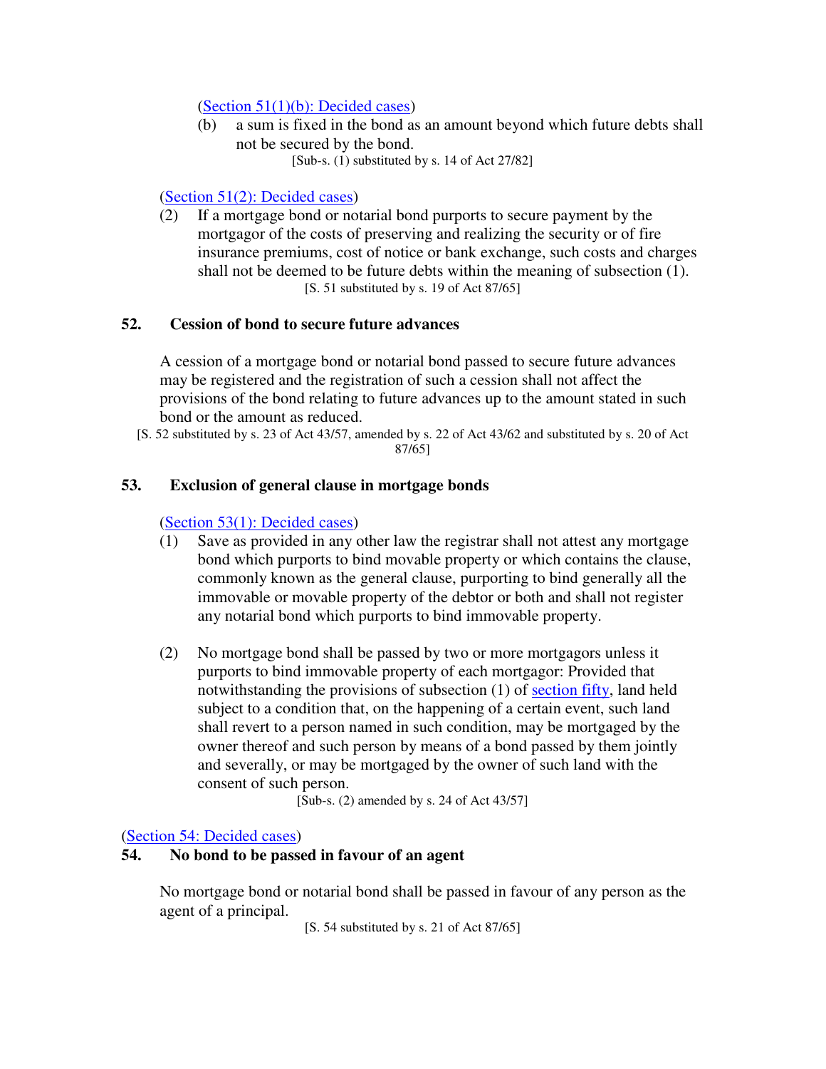(Section 51(1)(b): Decided cases)

(b) a sum is fixed in the bond as an amount beyond which future debts shall not be secured by the bond.

[Sub-s. (1) substituted by s. 14 of Act 27/82]

(Section 51(2): Decided cases)

(2) If a mortgage bond or notarial bond purports to secure payment by the mortgagor of the costs of preserving and realizing the security or of fire insurance premiums, cost of notice or bank exchange, such costs and charges shall not be deemed to be future debts within the meaning of subsection (1).

[S. 51 substituted by s. 19 of Act 87/65]

### 52. Cession of bond to secure future advances

A cession of a mortgage bond or notarial bond passed to secure future advances may be registered and the registration of such a cession shall not affect the provisions of the bond relating to future advances up to the amount stated in such bond or the amount as reduced.

[S. 52 substituted by s. 23 of Act 43/57, amended by s. 22 of Act 43/62 and substituted by s. 20 of Act 87/65]

### 53. Exclusion of general clause in mortgage bonds

(Section 53(1): Decided cases)

(1) Save as provided in any other law the registrar shall not attest any mortgage bond which purports to bind movable property or which contains the clause, commonly known as the general clause, purporting to bind generally all the immovable or movable property of the debtor or both and shall not register any notarial bond which purports to bind immovable property.

(2) No mortgage bond shall be passed by two or more mortgagors unless it purports to bind immovable property of each mortgagor: Provided that notwithstanding the provisions of subsection (1) of section fifty, land held subject to a condition that, on the happening of a certain event, such land shall revert to a person named in such condition, may be mortgaged by the owner thereof and such person by means of a bond passed by them jointly and severally, or may be mortgaged by the owner of such land with the consent of such person.

[Sub-s. (2) amended by s. 24 of Act 43/57]

(Section 54: Decided cases)

### 54. No bond to be passed in favour of an agent

No mortgage bond or notarial bond shall be passed in favour of any person as the agent of a principal.

[S. 54 substituted by s. 21 of Act 87/65]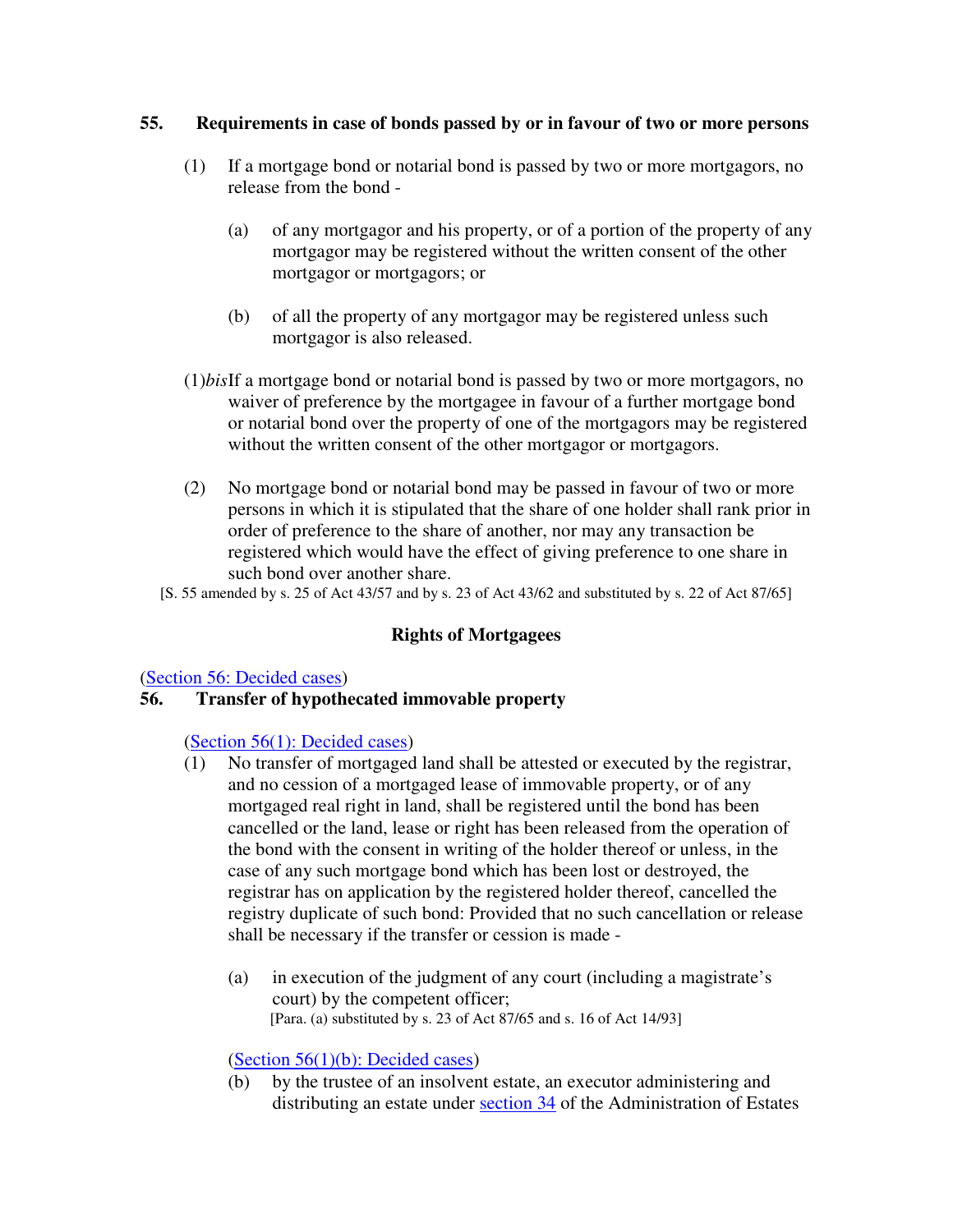## 55. Requirements in case of bonds passed by or in favour of two or more persons

(1) If a mortgage bond or notarial bond is passed by two or more mortgagors, no release from the bond -

(a) of any mortgagor and his property, or of a portion of the property of any mortgagor may be registered without the written consent of the other mortgagor or mortgagors; or

(b) of all the property of any mortgagor may be registered unless such mortgagor is also released.

(1)*bis* If a mortgage bond or notarial bond is passed by two or more mortgagors, no waiver of preference by the mortgagee in favour of a further mortgage bond or notarial bond over the property of one of the mortgagors may be registered without the written consent of the other mortgagor or mortgagors.

(2) No mortgage bond or notarial bond may be passed in favour of two or more persons in which it is stipulated that the share of one holder shall rank prior in order of preference to the share of another, nor may any transaction be registered which would have the effect of giving preference to one share in such bond over another share.

[S. 55 amended by s. 25 of Act 43/57 and by s. 23 of Act 43/62 and substituted by s. 22 of Act 87/65]

### Rights of Mortgagees

(Section 56: Decided cases)

## 56. Transfer of hypothecated immovable property

(Section 56(1): Decided cases)

(1) No transfer of mortgaged land shall be attested or executed by the registrar, and no cession of a mortgaged lease of immovable property, or of any mortgaged real right in land, shall be registered until the bond has been cancelled or the land, lease or right has been released from the operation of the bond with the consent in writing of the holder thereof or unless, in the case of any such mortgage bond which has been lost or destroyed, the registrar has on application by the registered holder thereof, cancelled the registry duplicate of such bond: Provided that no such cancellation or release shall be necessary if the transfer or cession is made -

(a) in execution of the judgment of any court (including a magistrate's court) by the competent officer;
[Para. (a) substituted by s. 23 of Act 87/65 and s. 16 of Act 14/93]

(Section 56(1)(b): Decided cases)

(b) by the trustee of an insolvent estate, an executor administering and distributing an estate under section 34 of the Administration of Estates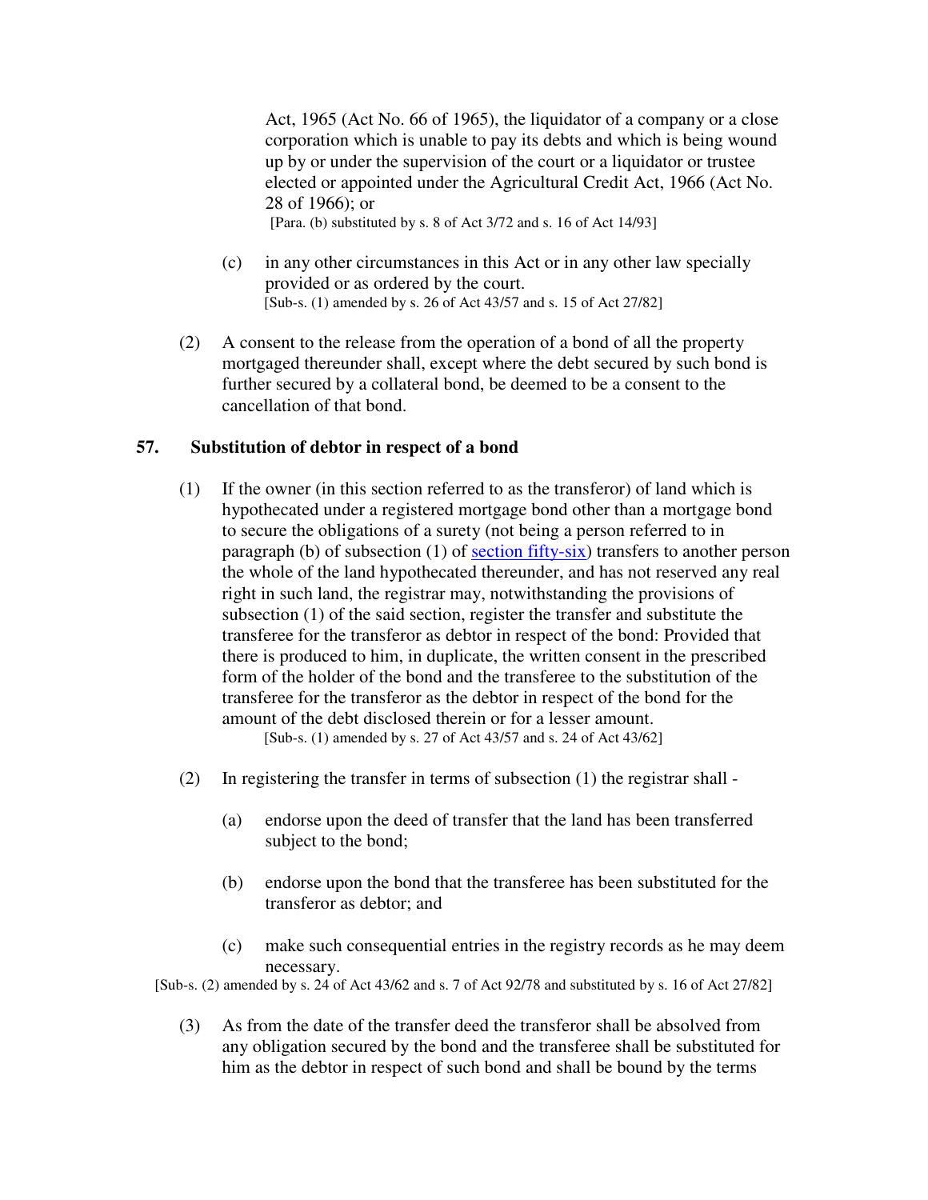Act, 1965 (Act No. 66 of 1965), the liquidator of a company or a close corporation which is unable to pay its debts and which is being wound up by or under the supervision of the court or a liquidator or trustee elected or appointed under the Agricultural Credit Act, 1966 (Act No. 28 of 1966); or
[Para. (b) substituted by s. 8 of Act 3/72 and s. 16 of Act 14/93]

(c) in any other circumstances in this Act or in any other law specially provided or as ordered by the court.
[Sub-s. (1) amended by s. 26 of Act 43/57 and s. 15 of Act 27/82]

(2) A consent to the release from the operation of a bond of all the property mortgaged thereunder shall, except where the debt secured by such bond is further secured by a collateral bond, be deemed to be a consent to the cancellation of that bond.

## 57. Substitution of debtor in respect of a bond

(1) If the owner (in this section referred to as the transferor) of land which is hypothecated under a registered mortgage bond other than a mortgage bond to secure the obligations of a surety (not being a person referred to in paragraph (b) of subsection (1) of section fifty-six) transfers to another person the whole of the land hypothecated thereunder, and has not reserved any real right in such land, the registrar may, notwithstanding the provisions of subsection (1) of the said section, register the transfer and substitute the transferee for the transferor as debtor in respect of the bond: Provided that there is produced to him, in duplicate, the written consent in the prescribed form of the holder of the bond and the transferee to the substitution of the transferee for the transferor as the debtor in respect of the bond for the amount of the debt disclosed therein or for a lesser amount.
[Sub-s. (1) amended by s. 27 of Act 43/57 and s. 24 of Act 43/62]

(2) In registering the transfer in terms of subsection (1) the registrar shall -

(a) endorse upon the deed of transfer that the land has been transferred subject to the bond;

(b) endorse upon the bond that the transferee has been substituted for the transferor as debtor; and

(c) make such consequential entries in the registry records as he may deem necessary.

[Sub-s. (2) amended by s. 24 of Act 43/62 and s. 7 of Act 92/78 and substituted by s. 16 of Act 27/82]

(3) As from the date of the transfer deed the transferor shall be absolved from any obligation secured by the bond and the transferee shall be substituted for him as the debtor in respect of such bond and shall be bound by the terms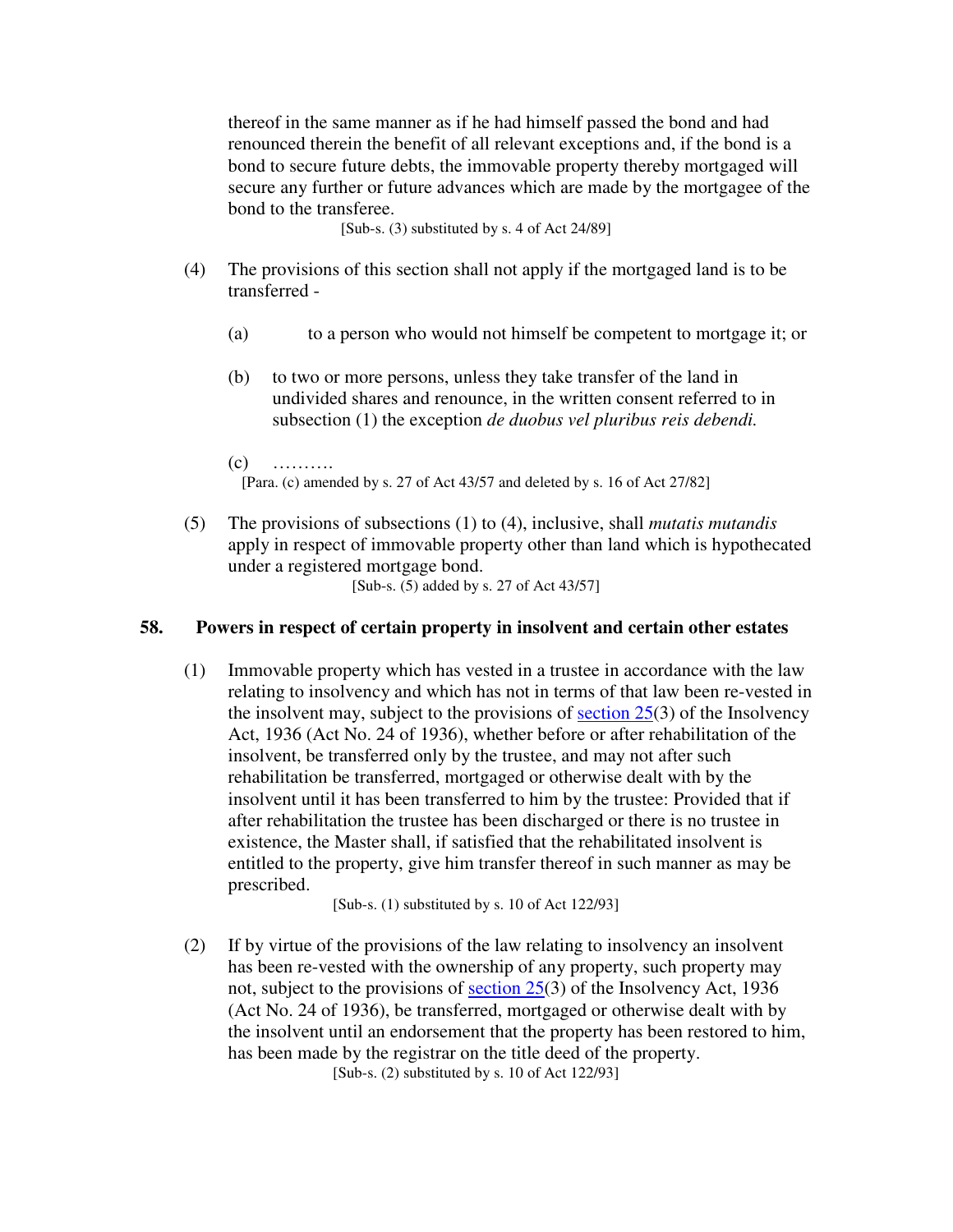thereof in the same manner as if he had himself passed the bond and had renounced therein the benefit of all relevant exceptions and, if the bond is a bond to secure future debts, the immovable property thereby mortgaged will secure any further or future advances which are made by the mortgagee of the bond to the transferee.

[Sub-s. (3) substituted by s. 4 of Act 24/89]

(4) The provisions of this section shall not apply if the mortgaged land is to be transferred -

(a) to a person who would not himself be competent to mortgage it; or

(b) to two or more persons, unless they take transfer of the land in undivided shares and renounce, in the written consent referred to in subsection (1) the exception *de duobus vel pluribus reis debendi.*

(c) ……….

[Para. (c) amended by s. 27 of Act 43/57 and deleted by s. 16 of Act 27/82]

(5) The provisions of subsections (1) to (4), inclusive, shall *mutatis mutandis* apply in respect of immovable property other than land which is hypothecated under a registered mortgage bond.

[Sub-s. (5) added by s. 27 of Act 43/57]

### 58. Powers in respect of certain property in insolvent and certain other estates

(1) Immovable property which has vested in a trustee in accordance with the law relating to insolvency and which has not in terms of that law been re-vested in the insolvent may, subject to the provisions of section 25(3) of the Insolvency Act, 1936 (Act No. 24 of 1936), whether before or after rehabilitation of the insolvent, be transferred only by the trustee, and may not after such rehabilitation be transferred, mortgaged or otherwise dealt with by the insolvent until it has been transferred to him by the trustee: Provided that if after rehabilitation the trustee has been discharged or there is no trustee in existence, the Master shall, if satisfied that the rehabilitated insolvent is entitled to the property, give him transfer thereof in such manner as may be prescribed.

[Sub-s. (1) substituted by s. 10 of Act 122/93]

(2) If by virtue of the provisions of the law relating to insolvency an insolvent has been re-vested with the ownership of any property, such property may not, subject to the provisions of section 25(3) of the Insolvency Act, 1936 (Act No. 24 of 1936), be transferred, mortgaged or otherwise dealt with by the insolvent until an endorsement that the property has been restored to him, has been made by the registrar on the title deed of the property.

[Sub-s. (2) substituted by s. 10 of Act 122/93]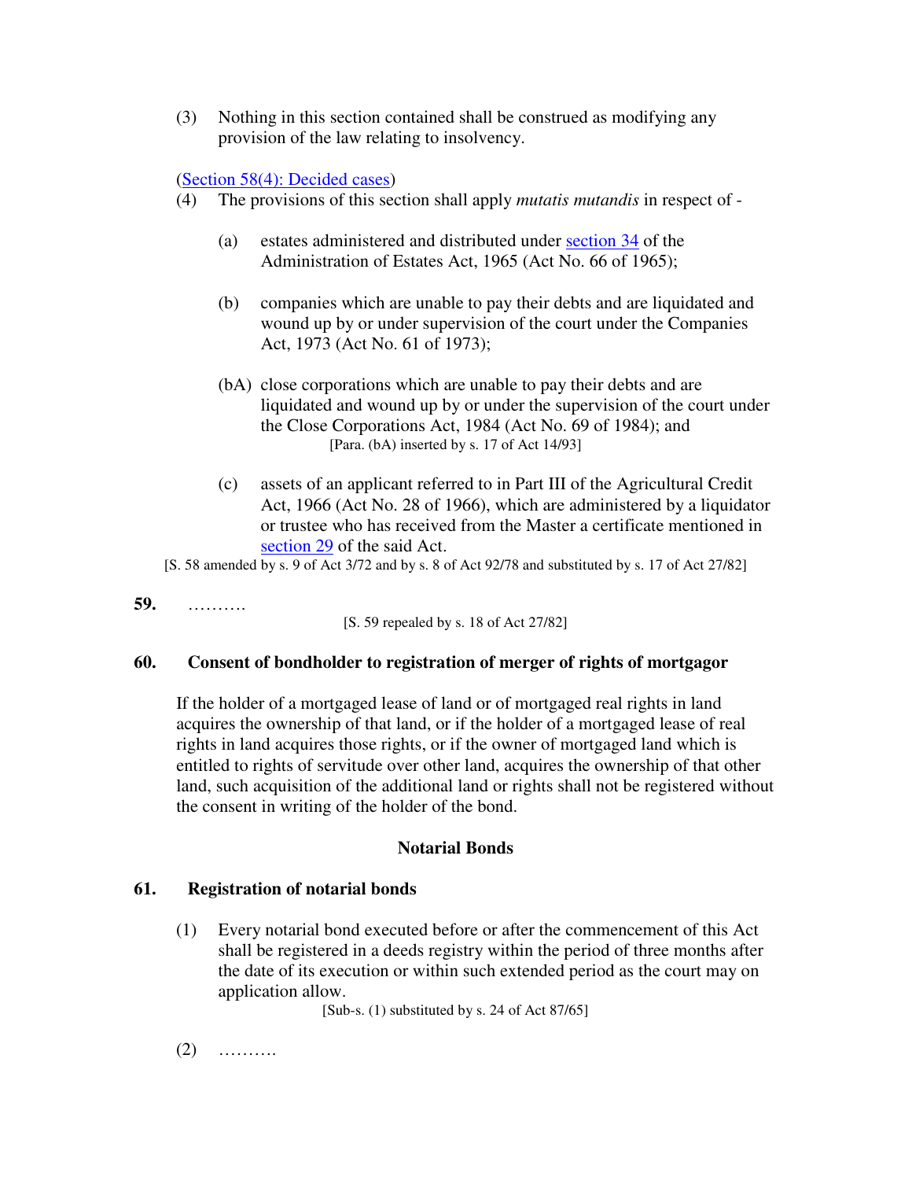(3) Nothing in this section contained shall be construed as modifying any provision of the law relating to insolvency.

(Section 58(4): Decided cases)

(4) The provisions of this section shall apply *mutatis mutandis* in respect of -

(a) estates administered and distributed under section 34 of the Administration of Estates Act, 1965 (Act No. 66 of 1965);

(b) companies which are unable to pay their debts and are liquidated and wound up by or under supervision of the court under the Companies Act, 1973 (Act No. 61 of 1973);

(bA) close corporations which are unable to pay their debts and are liquidated and wound up by or under the supervision of the court under the Close Corporations Act, 1984 (Act No. 69 of 1984); and

[Para. (bA) inserted by s. 17 of Act 14/93]

(c) assets of an applicant referred to in Part III of the Agricultural Credit Act, 1966 (Act No. 28 of 1966), which are administered by a liquidator or trustee who has received from the Master a certificate mentioned in section 29 of the said Act.

[S. 58 amended by s. 9 of Act 3/72 and by s. 8 of Act 92/78 and substituted by s. 17 of Act 27/82]

**59.** ……….

[S. 59 repealed by s. 18 of Act 27/82]

**60. Consent of bondholder to registration of merger of rights of mortgagor**

If the holder of a mortgaged lease of land or of mortgaged real rights in land acquires the ownership of that land, or if the holder of a mortgaged lease of real rights in land acquires those rights, or if the owner of mortgaged land which is entitled to rights of servitude over other land, acquires the ownership of that other land, such acquisition of the additional land or rights shall not be registered without the consent in writing of the holder of the bond.

## Notarial Bonds

**61. Registration of notarial bonds**

(1) Every notarial bond executed before or after the commencement of this Act shall be registered in a deeds registry within the period of three months after the date of its execution or within such extended period as the court may on application allow.

[Sub-s. (1) substituted by s. 24 of Act 87/65]

(2) ……….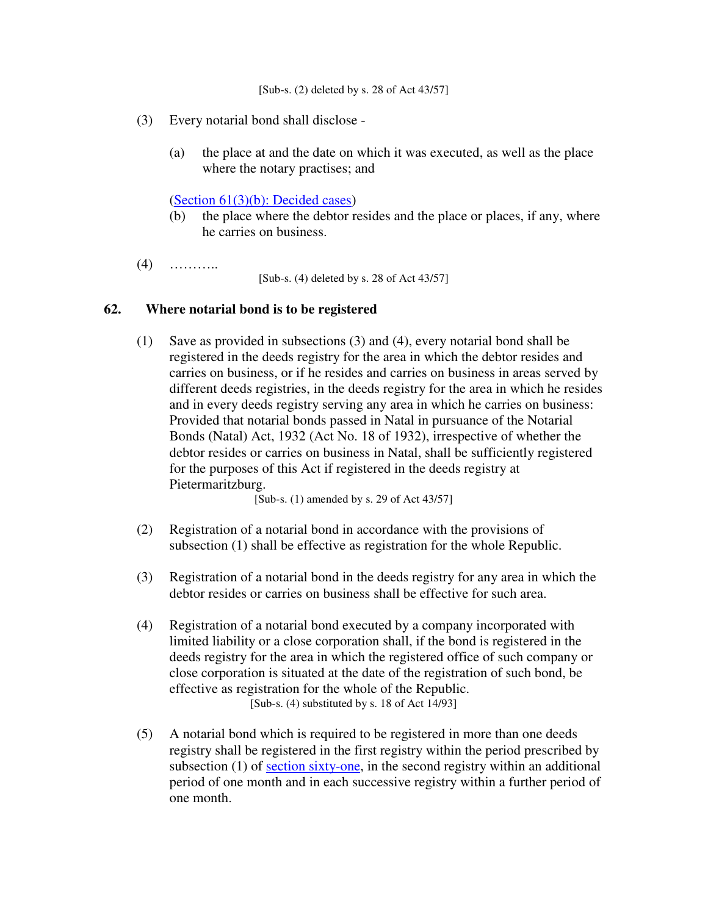[Sub-s. (2) deleted by s. 28 of Act 43/57]

(3) Every notarial bond shall disclose -

(a) the place at and the date on which it was executed, as well as the place where the notary practises; and

(Section 61(3)(b): Decided cases)

(b) the place where the debtor resides and the place or places, if any, where he carries on business.

(4) ………..

[Sub-s. (4) deleted by s. 28 of Act 43/57]

## 62. Where notarial bond is to be registered

(1) Save as provided in subsections (3) and (4), every notarial bond shall be registered in the deeds registry for the area in which the debtor resides and carries on business, or if he resides and carries on business in areas served by different deeds registries, in the deeds registry for the area in which he resides and in every deeds registry serving any area in which he carries on business: Provided that notarial bonds passed in Natal in pursuance of the Notarial Bonds (Natal) Act, 1932 (Act No. 18 of 1932), irrespective of whether the debtor resides or carries on business in Natal, shall be sufficiently registered for the purposes of this Act if registered in the deeds registry at Pietermaritzburg.

[Sub-s. (1) amended by s. 29 of Act 43/57]

(2) Registration of a notarial bond in accordance with the provisions of subsection (1) shall be effective as registration for the whole Republic.

(3) Registration of a notarial bond in the deeds registry for any area in which the debtor resides or carries on business shall be effective for such area.

(4) Registration of a notarial bond executed by a company incorporated with limited liability or a close corporation shall, if the bond is registered in the deeds registry for the area in which the registered office of such company or close corporation is situated at the date of the registration of such bond, be effective as registration for the whole of the Republic.

[Sub-s. (4) substituted by s. 18 of Act 14/93]

(5) A notarial bond which is required to be registered in more than one deeds registry shall be registered in the first registry within the period prescribed by subsection (1) of section sixty-one, in the second registry within an additional period of one month and in each successive registry within a further period of one month.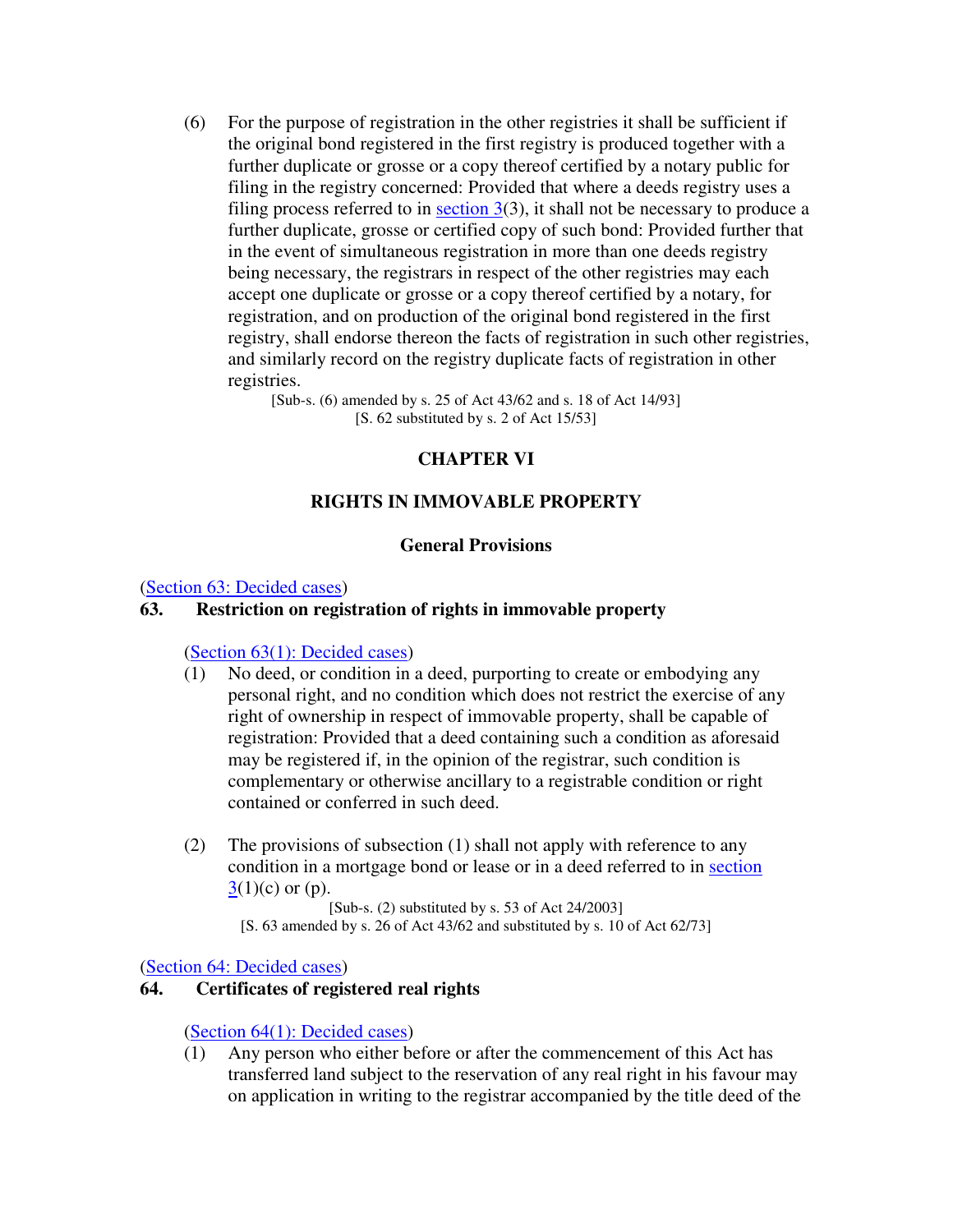(6) For the purpose of registration in the other registries it shall be sufficient if the original bond registered in the first registry is produced together with a further duplicate or grosse or a copy thereof certified by a notary public for filing in the registry concerned: Provided that where a deeds registry uses a filing process referred to in section 3(3), it shall not be necessary to produce a further duplicate, grosse or certified copy of such bond: Provided further that in the event of simultaneous registration in more than one deeds registry being necessary, the registrars in respect of the other registries may each accept one duplicate or grosse or a copy thereof certified by a notary, for registration, and on production of the original bond registered in the first registry, shall endorse thereon the facts of registration in such other registries, and similarly record on the registry duplicate facts of registration in other registries.

[Sub-s. (6) amended by s. 25 of Act 43/62 and s. 18 of Act 14/93]
[S. 62 substituted by s. 2 of Act 15/53]

## CHAPTER VI

## RIGHTS IN IMMOVABLE PROPERTY

### General Provisions

(Section 63: Decided cases)

### 63. Restriction on registration of rights in immovable property

(Section 63(1): Decided cases)

(1) No deed, or condition in a deed, purporting to create or embodying any personal right, and no condition which does not restrict the exercise of any right of ownership in respect of immovable property, shall be capable of registration: Provided that a deed containing such a condition as aforesaid may be registered if, in the opinion of the registrar, such condition is complementary or otherwise ancillary to a registrable condition or right contained or conferred in such deed.

(2) The provisions of subsection (1) shall not apply with reference to any condition in a mortgage bond or lease or in a deed referred to in section 3(1)(c) or (p).

[Sub-s. (2) substituted by s. 53 of Act 24/2003]
[S. 63 amended by s. 26 of Act 43/62 and substituted by s. 10 of Act 62/73]

(Section 64: Decided cases)

### 64. Certificates of registered real rights

(Section 64(1): Decided cases)

(1) Any person who either before or after the commencement of this Act has transferred land subject to the reservation of any real right in his favour may on application in writing to the registrar accompanied by the title deed of the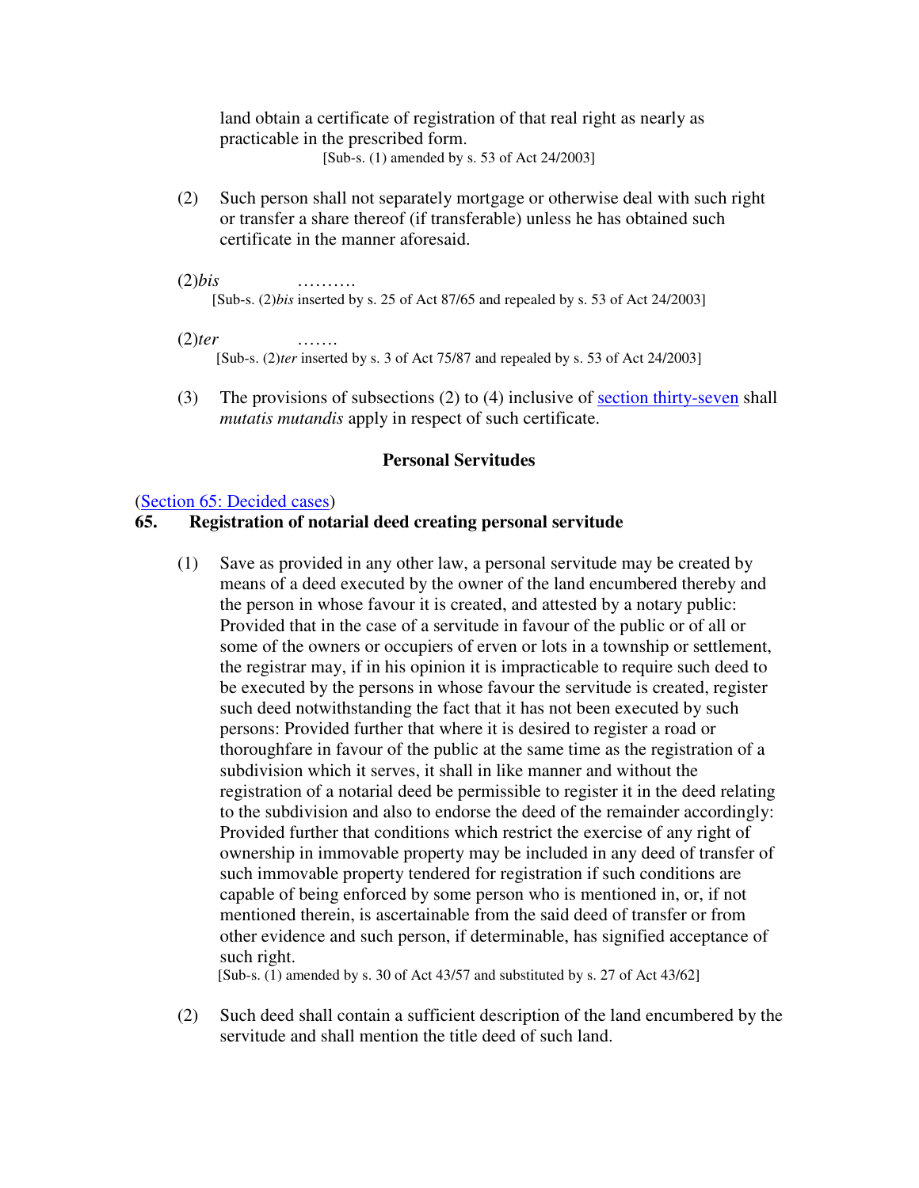land obtain a certificate of registration of that real right as nearly as practicable in the prescribed form.

[Sub-s. (1) amended by s. 53 of Act 24/2003]

(2) Such person shall not separately mortgage or otherwise deal with such right or transfer a share thereof (if transferable) unless he has obtained such certificate in the manner aforesaid.

(2)*bis* ……….

[Sub-s. (2)*bis* inserted by s. 25 of Act 87/65 and repealed by s. 53 of Act 24/2003]

(2)*ter* …….

[Sub-s. (2)*ter* inserted by s. 3 of Act 75/87 and repealed by s. 53 of Act 24/2003]

(3) The provisions of subsections (2) to (4) inclusive of section thirty-seven shall *mutatis mutandis* apply in respect of such certificate.

### Personal Servitudes

(Section 65: Decided cases)

### 65. Registration of notarial deed creating personal servitude

(1) Save as provided in any other law, a personal servitude may be created by means of a deed executed by the owner of the land encumbered thereby and the person in whose favour it is created, and attested by a notary public: Provided that in the case of a servitude in favour of the public or of all or some of the owners or occupiers of erven or lots in a township or settlement, the registrar may, if in his opinion it is impracticable to require such deed to be executed by the persons in whose favour the servitude is created, register such deed notwithstanding the fact that it has not been executed by such persons: Provided further that where it is desired to register a road or thoroughfare in favour of the public at the same time as the registration of a subdivision which it serves, it shall in like manner and without the registration of a notarial deed be permissible to register it in the deed relating to the subdivision and also to endorse the deed of the remainder accordingly: Provided further that conditions which restrict the exercise of any right of ownership in immovable property may be included in any deed of transfer of such immovable property tendered for registration if such conditions are capable of being enforced by some person who is mentioned in, or, if not mentioned therein, is ascertainable from the said deed of transfer or from other evidence and such person, if determinable, has signified acceptance of such right.

[Sub-s. (1) amended by s. 30 of Act 43/57 and substituted by s. 27 of Act 43/62]

(2) Such deed shall contain a sufficient description of the land encumbered by the servitude and shall mention the title deed of such land.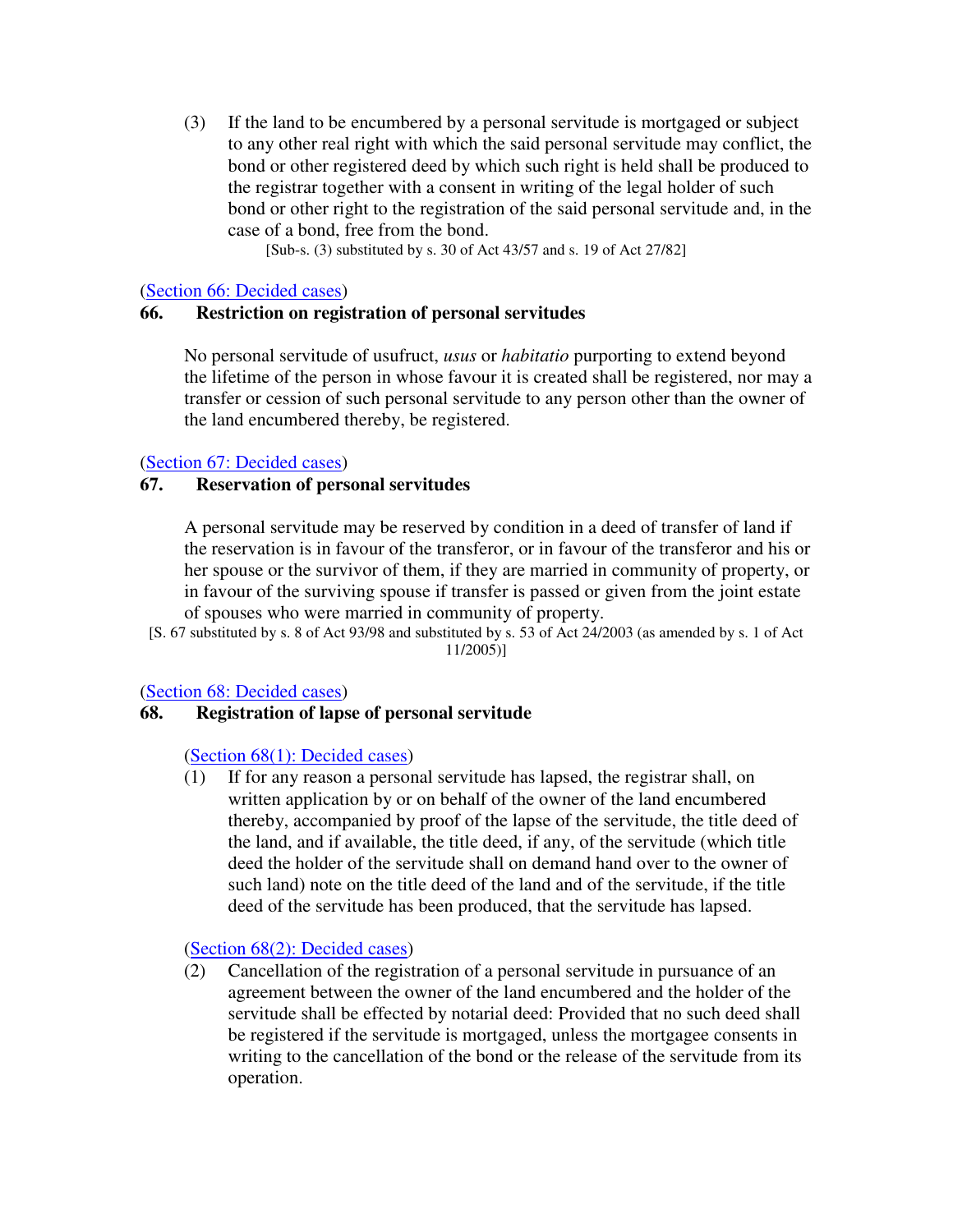(3) If the land to be encumbered by a personal servitude is mortgaged or subject to any other real right with which the said personal servitude may conflict, the bond or other registered deed by which such right is held shall be produced to the registrar together with a consent in writing of the legal holder of such bond or other right to the registration of the said personal servitude and, in the case of a bond, free from the bond.

[Sub-s. (3) substituted by s. 30 of Act 43/57 and s. 19 of Act 27/82]

(Section 66: Decided cases)

### 66. Restriction on registration of personal servitudes

No personal servitude of usufruct, *usus* or *habitatio* purporting to extend beyond the lifetime of the person in whose favour it is created shall be registered, nor may a transfer or cession of such personal servitude to any person other than the owner of the land encumbered thereby, be registered.

(Section 67: Decided cases)

### 67. Reservation of personal servitudes

A personal servitude may be reserved by condition in a deed of transfer of land if the reservation is in favour of the transferor, or in favour of the transferor and his or her spouse or the survivor of them, if they are married in community of property, or in favour of the surviving spouse if transfer is passed or given from the joint estate of spouses who were married in community of property.

[S. 67 substituted by s. 8 of Act 93/98 and substituted by s. 53 of Act 24/2003 (as amended by s. 1 of Act 11/2005)]

(Section 68: Decided cases)

### 68. Registration of lapse of personal servitude

(Section 68(1): Decided cases)

(1) If for any reason a personal servitude has lapsed, the registrar shall, on written application by or on behalf of the owner of the land encumbered thereby, accompanied by proof of the lapse of the servitude, the title deed of the land, and if available, the title deed, if any, of the servitude (which title deed the holder of the servitude shall on demand hand over to the owner of such land) note on the title deed of the land and of the servitude, if the title deed of the servitude has been produced, that the servitude has lapsed.

(Section 68(2): Decided cases)

(2) Cancellation of the registration of a personal servitude in pursuance of an agreement between the owner of the land encumbered and the holder of the servitude shall be effected by notarial deed: Provided that no such deed shall be registered if the servitude is mortgaged, unless the mortgagee consents in writing to the cancellation of the bond or the release of the servitude from its operation.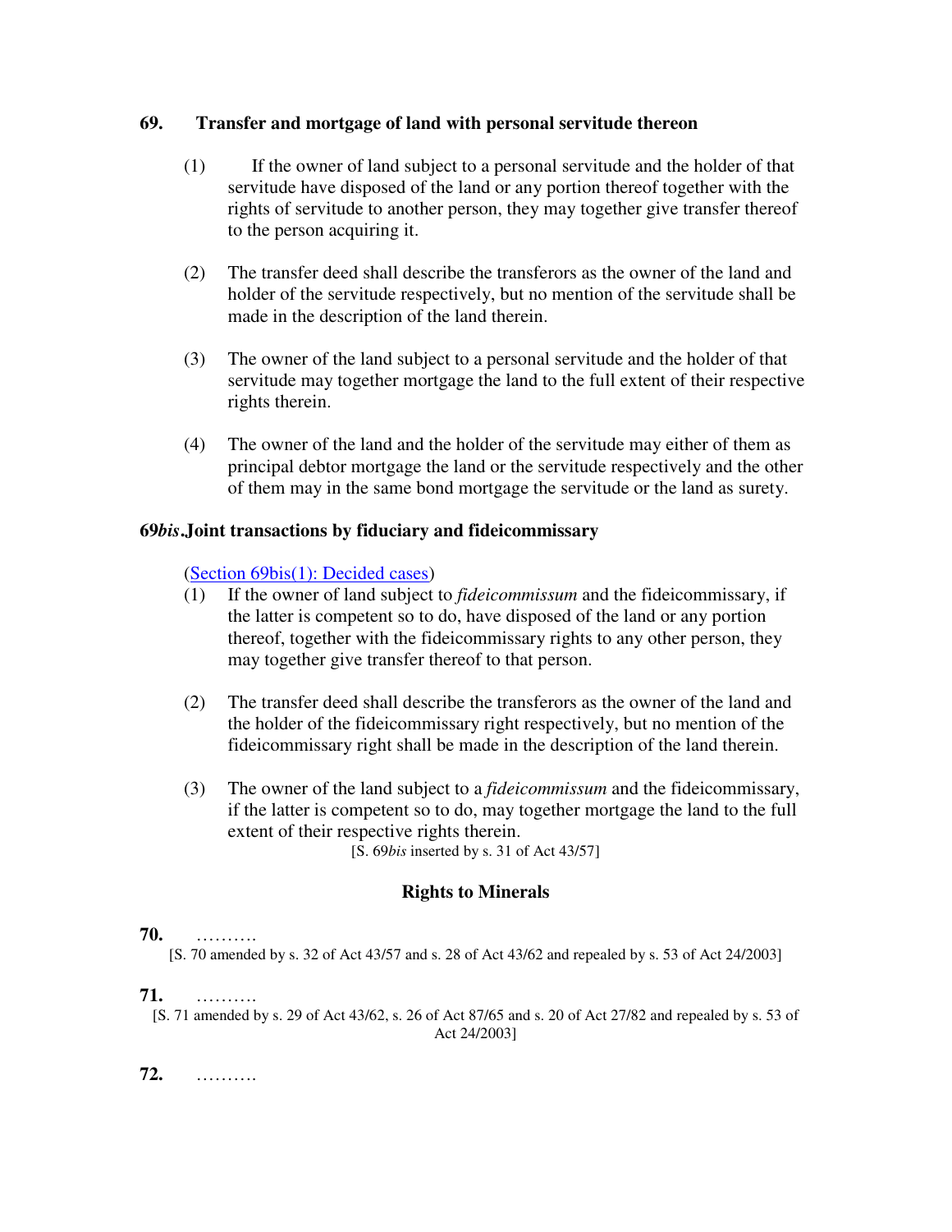### 69. Transfer and mortgage of land with personal servitude thereon

(1) If the owner of land subject to a personal servitude and the holder of that servitude have disposed of the land or any portion thereof together with the rights of servitude to another person, they may together give transfer thereof to the person acquiring it.

(2) The transfer deed shall describe the transferors as the owner of the land and holder of the servitude respectively, but no mention of the servitude shall be made in the description of the land therein.

(3) The owner of the land subject to a personal servitude and the holder of that servitude may together mortgage the land to the full extent of their respective rights therein.

(4) The owner of the land and the holder of the servitude may either of them as principal debtor mortgage the land or the servitude respectively and the other of them may in the same bond mortgage the servitude or the land as surety.

### 69*bis*. Joint transactions by fiduciary and fideicommissary

(Section 69bis(1): Decided cases)

(1) If the owner of land subject to *fideicommissum* and the fideicommissary, if the latter is competent so to do, have disposed of the land or any portion thereof, together with the fideicommissary rights to any other person, they may together give transfer thereof to that person.

(2) The transfer deed shall describe the transferors as the owner of the land and the holder of the fideicommissary right respectively, but no mention of the fideicommissary right shall be made in the description of the land therein.

(3) The owner of the land subject to a *fideicommissum* and the fideicommissary, if the latter is competent so to do, may together mortgage the land to the full extent of their respective rights therein.

[S. 69*bis* inserted by s. 31 of Act 43/57]

## Rights to Minerals

**70.** ……….

[S. 70 amended by s. 32 of Act 43/57 and s. 28 of Act 43/62 and repealed by s. 53 of Act 24/2003]

**71.** ……….

[S. 71 amended by s. 29 of Act 43/62, s. 26 of Act 87/65 and s. 20 of Act 27/82 and repealed by s. 53 of Act 24/2003]

**72.** ……….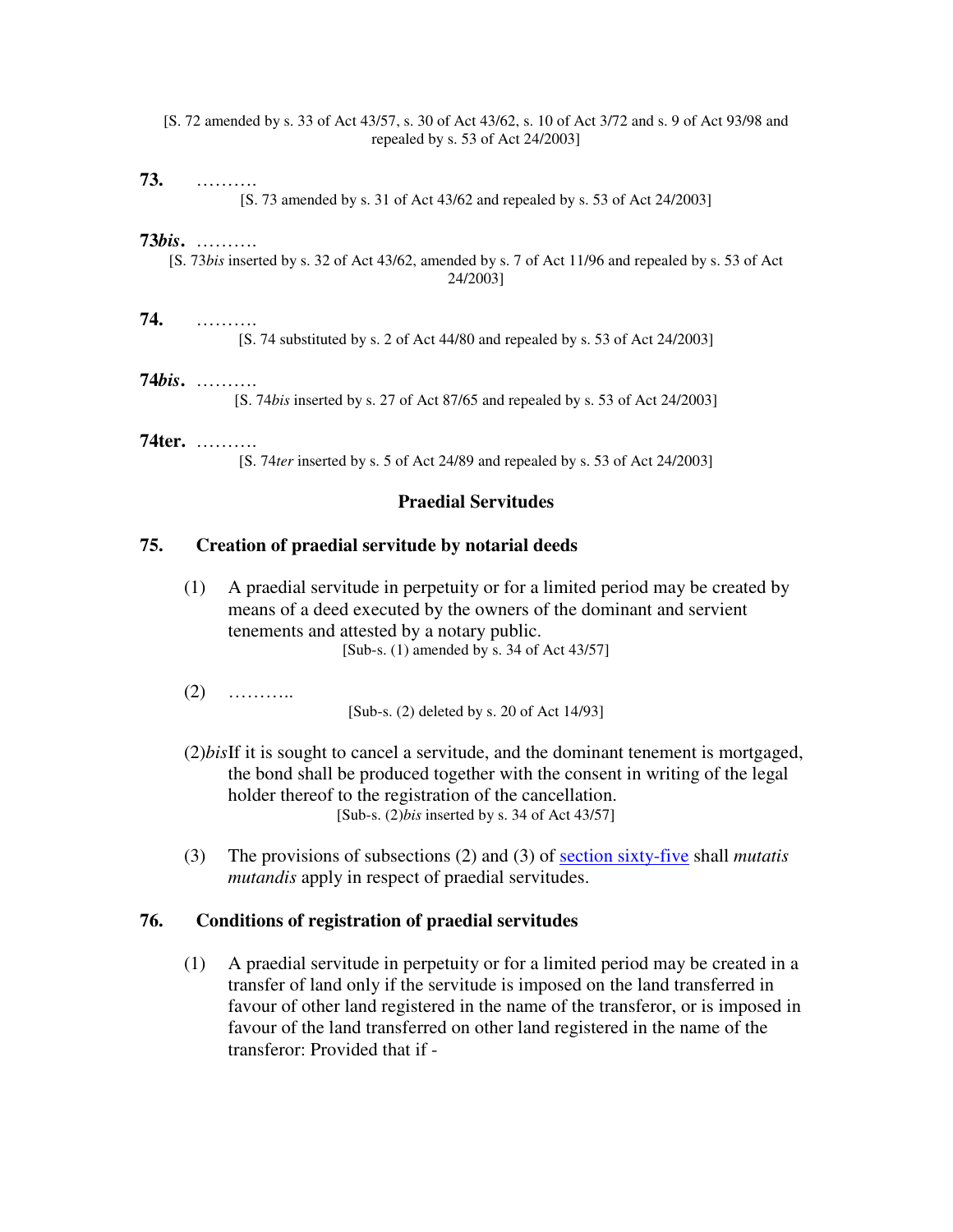[S. 72 amended by s. 33 of Act 43/57, s. 30 of Act 43/62, s. 10 of Act 3/72 and s. 9 of Act 93/98 and repealed by s. 53 of Act 24/2003]

**73.** ……….

[S. 73 amended by s. 31 of Act 43/62 and repealed by s. 53 of Act 24/2003]

**73*bis*.** ……….

[S. 73*bis* inserted by s. 32 of Act 43/62, amended by s. 7 of Act 11/96 and repealed by s. 53 of Act 24/2003]

**74.** ……….

[S. 74 substituted by s. 2 of Act 44/80 and repealed by s. 53 of Act 24/2003]

**74*bis*.** ……….

[S. 74*bis* inserted by s. 27 of Act 87/65 and repealed by s. 53 of Act 24/2003]

**74ter.** ……….

[S. 74*ter* inserted by s. 5 of Act 24/89 and repealed by s. 53 of Act 24/2003]

## Praedial Servitudes

### 75. Creation of praedial servitude by notarial deeds

(1) A praedial servitude in perpetuity or for a limited period may be created by means of a deed executed by the owners of the dominant and servient tenements and attested by a notary public.

[Sub-s. (1) amended by s. 34 of Act 43/57]

(2) ………..

[Sub-s. (2) deleted by s. 20 of Act 14/93]

(2)*bis* If it is sought to cancel a servitude, and the dominant tenement is mortgaged, the bond shall be produced together with the consent in writing of the legal holder thereof to the registration of the cancellation.

[Sub-s. (2)*bis* inserted by s. 34 of Act 43/57]

(3) The provisions of subsections (2) and (3) of section sixty-five shall *mutatis mutandis* apply in respect of praedial servitudes.

### 76. Conditions of registration of praedial servitudes

(1) A praedial servitude in perpetuity or for a limited period may be created in a transfer of land only if the servitude is imposed on the land transferred in favour of other land registered in the name of the transferor, or is imposed in favour of the land transferred on other land registered in the name of the transferor: Provided that if -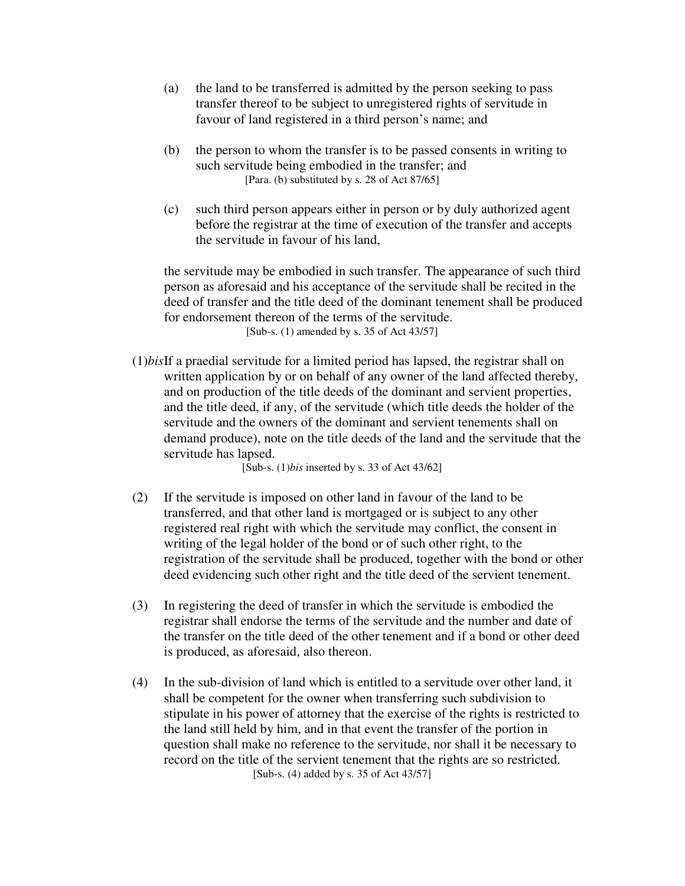(a) the land to be transferred is admitted by the person seeking to pass transfer thereof to be subject to unregistered rights of servitude in favour of land registered in a third person's name; and

(b) the person to whom the transfer is to be passed consents in writing to such servitude being embodied in the transfer; and
[Para. (b) substituted by s. 28 of Act 87/65]

(c) such third person appears either in person or by duly authorized agent before the registrar at the time of execution of the transfer and accepts the servitude in favour of his land,

the servitude may be embodied in such transfer. The appearance of such third person as aforesaid and his acceptance of the servitude shall be recited in the deed of transfer and the title deed of the dominant tenement shall be produced for endorsement thereon of the terms of the servitude.
[Sub-s. (1) amended by s. 35 of Act 43/57]

(1)*bis* If a praedial servitude for a limited period has lapsed, the registrar shall on written application by or on behalf of any owner of the land affected thereby, and on production of the title deeds of the dominant and servient properties, and the title deed, if any, of the servitude (which title deeds the holder of the servitude and the owners of the dominant and servient tenements shall on demand produce), note on the title deeds of the land and the servitude that the servitude has lapsed.
[Sub-s. (1)*bis* inserted by s. 33 of Act 43/62]

(2) If the servitude is imposed on other land in favour of the land to be transferred, and that other land is mortgaged or is subject to any other registered real right with which the servitude may conflict, the consent in writing of the legal holder of the bond or of such other right, to the registration of the servitude shall be produced, together with the bond or other deed evidencing such other right and the title deed of the servient tenement.

(3) In registering the deed of transfer in which the servitude is embodied the registrar shall endorse the terms of the servitude and the number and date of the transfer on the title deed of the other tenement and if a bond or other deed is produced, as aforesaid, also thereon.

(4) In the sub-division of land which is entitled to a servitude over other land, it shall be competent for the owner when transferring such subdivision to stipulate in his power of attorney that the exercise of the rights is restricted to the land still held by him, and in that event the transfer of the portion in question shall make no reference to the servitude, nor shall it be necessary to record on the title of the servient tenement that the rights are so restricted.
[Sub-s. (4) added by s. 35 of Act 43/57]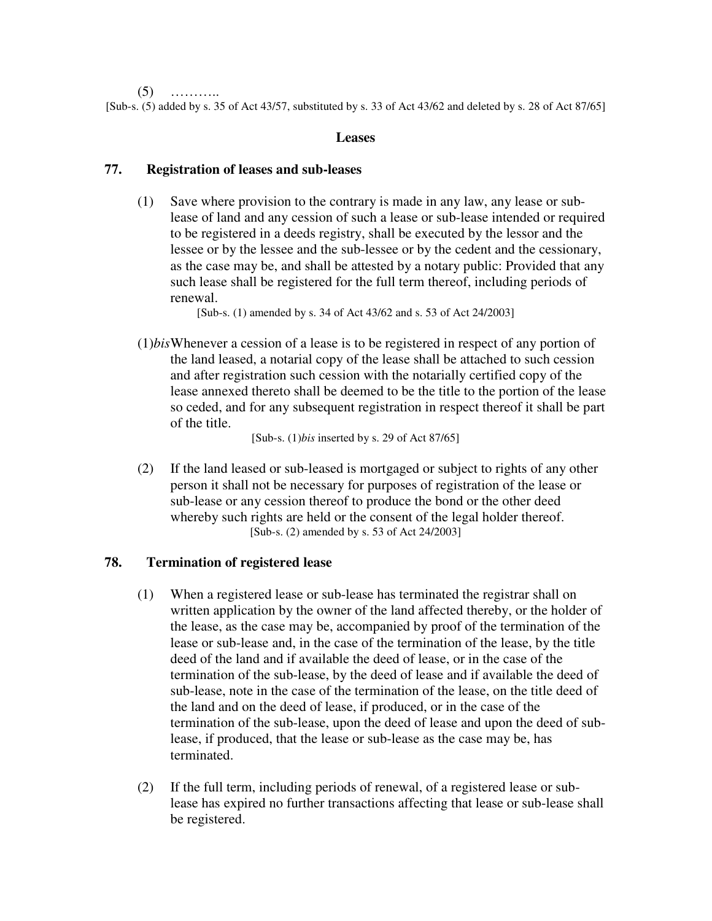(5) ………..

[Sub-s. (5) added by s. 35 of Act 43/57, substituted by s. 33 of Act 43/62 and deleted by s. 28 of Act 87/65]

## Leases

### 77. Registration of leases and sub-leases

(1) Save where provision to the contrary is made in any law, any lease or sub-lease of land and any cession of such a lease or sub-lease intended or required to be registered in a deeds registry, shall be executed by the lessor and the lessee or by the lessee and the sub-lessee or by the cedent and the cessionary, as the case may be, and shall be attested by a notary public: Provided that any such lease shall be registered for the full term thereof, including periods of renewal.

[Sub-s. (1) amended by s. 34 of Act 43/62 and s. 53 of Act 24/2003]

(1)*bis* Whenever a cession of a lease is to be registered in respect of any portion of the land leased, a notarial copy of the lease shall be attached to such cession and after registration such cession with the notarially certified copy of the lease annexed thereto shall be deemed to be the title to the portion of the lease so ceded, and for any subsequent registration in respect thereof it shall be part of the title.

[Sub-s. (1)*bis* inserted by s. 29 of Act 87/65]

(2) If the land leased or sub-leased is mortgaged or subject to rights of any other person it shall not be necessary for purposes of registration of the lease or sub-lease or any cession thereof to produce the bond or the other deed whereby such rights are held or the consent of the legal holder thereof.

[Sub-s. (2) amended by s. 53 of Act 24/2003]

### 78. Termination of registered lease

(1) When a registered lease or sub-lease has terminated the registrar shall on written application by the owner of the land affected thereby, or the holder of the lease, as the case may be, accompanied by proof of the termination of the lease or sub-lease and, in the case of the termination of the lease, by the title deed of the land and if available the deed of lease, or in the case of the termination of the sub-lease, by the deed of lease and if available the deed of sub-lease, note in the case of the termination of the lease, on the title deed of the land and on the deed of lease, if produced, or in the case of the termination of the sub-lease, upon the deed of lease and upon the deed of sub-lease, if produced, that the lease or sub-lease as the case may be, has terminated.

(2) If the full term, including periods of renewal, of a registered lease or sub-lease has expired no further transactions affecting that lease or sub-lease shall be registered.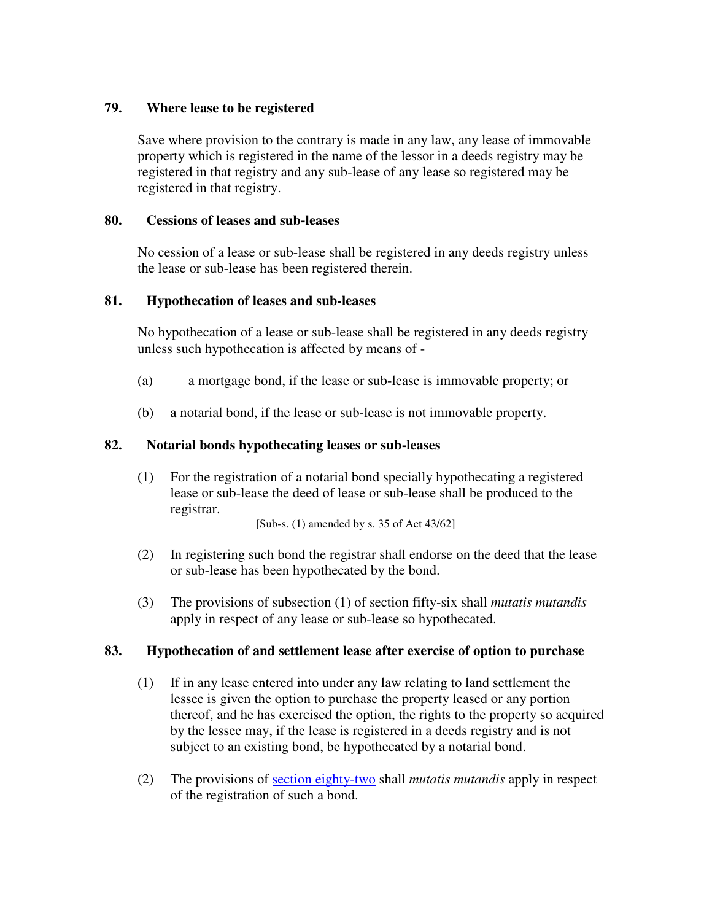### 79. Where lease to be registered

Save where provision to the contrary is made in any law, any lease of immovable property which is registered in the name of the lessor in a deeds registry may be registered in that registry and any sub-lease of any lease so registered may be registered in that registry.

### 80. Cessions of leases and sub-leases

No cession of a lease or sub-lease shall be registered in any deeds registry unless the lease or sub-lease has been registered therein.

### 81. Hypothecation of leases and sub-leases

No hypothecation of a lease or sub-lease shall be registered in any deeds registry unless such hypothecation is affected by means of -

(a) a mortgage bond, if the lease or sub-lease is immovable property; or

(b) a notarial bond, if the lease or sub-lease is not immovable property.

### 82. Notarial bonds hypothecating leases or sub-leases

(1) For the registration of a notarial bond specially hypothecating a registered lease or sub-lease the deed of lease or sub-lease shall be produced to the registrar.

[Sub-s. (1) amended by s. 35 of Act 43/62]

(2) In registering such bond the registrar shall endorse on the deed that the lease or sub-lease has been hypothecated by the bond.

(3) The provisions of subsection (1) of section fifty-six shall *mutatis mutandis* apply in respect of any lease or sub-lease so hypothecated.

### 83. Hypothecation of and settlement lease after exercise of option to purchase

(1) If in any lease entered into under any law relating to land settlement the lessee is given the option to purchase the property leased or any portion thereof, and he has exercised the option, the rights to the property so acquired by the lessee may, if the lease is registered in a deeds registry and is not subject to an existing bond, be hypothecated by a notarial bond.

(2) The provisions of section eighty-two shall *mutatis mutandis* apply in respect of the registration of such a bond.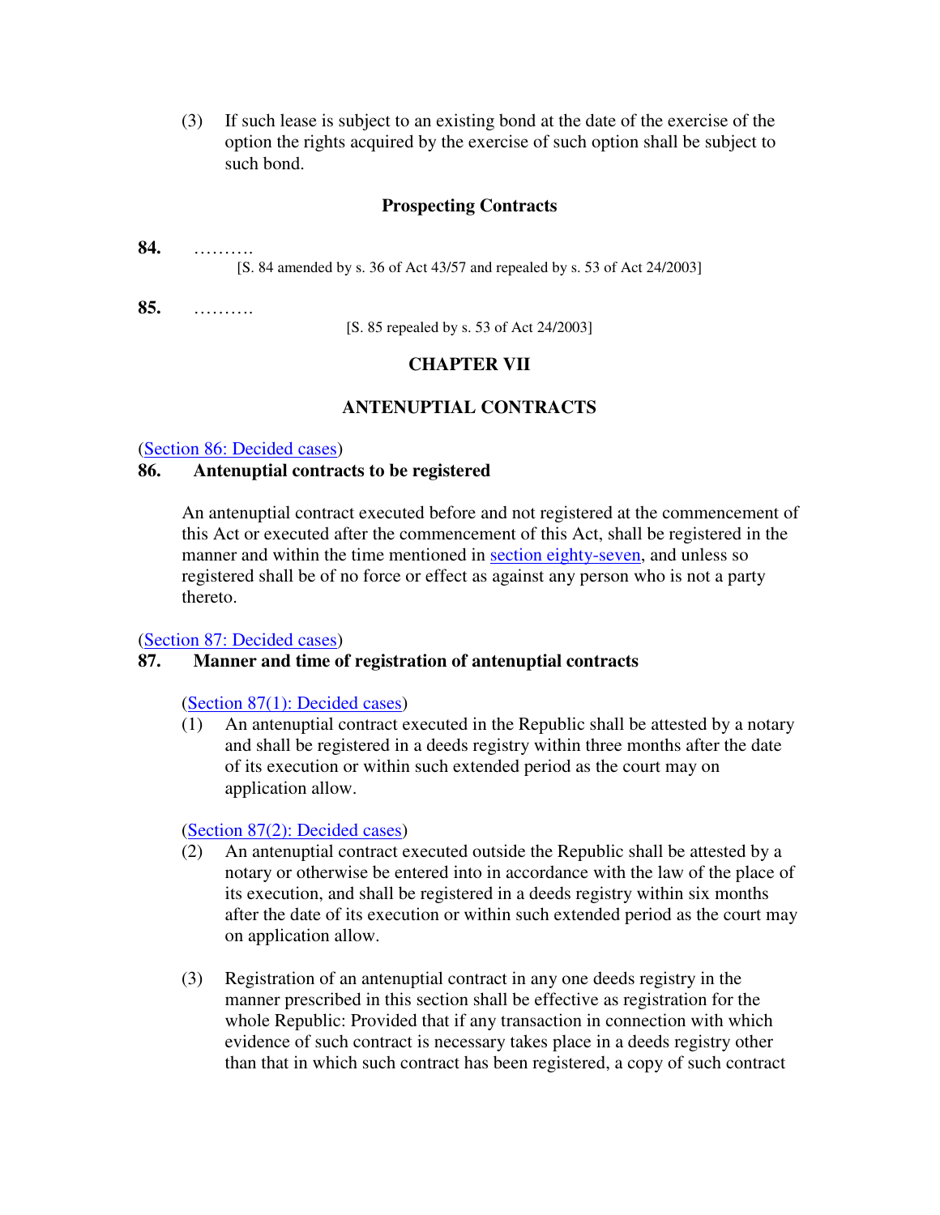(3) If such lease is subject to an existing bond at the date of the exercise of the option the rights acquired by the exercise of such option shall be subject to such bond.

### Prospecting Contracts

**84.** ……….

[S. 84 amended by s. 36 of Act 43/57 and repealed by s. 53 of Act 24/2003]

**85.** ……….

[S. 85 repealed by s. 53 of Act 24/2003]

## CHAPTER VII

## ANTENUPTIAL CONTRACTS

(Section 86: Decided cases)

**86. Antenuptial contracts to be registered**

An antenuptial contract executed before and not registered at the commencement of this Act or executed after the commencement of this Act, shall be registered in the manner and within the time mentioned in section eighty-seven, and unless so registered shall be of no force or effect as against any person who is not a party thereto.

(Section 87: Decided cases)

**87. Manner and time of registration of antenuptial contracts**

(Section 87(1): Decided cases)

(1) An antenuptial contract executed in the Republic shall be attested by a notary and shall be registered in a deeds registry within three months after the date of its execution or within such extended period as the court may on application allow.

(Section 87(2): Decided cases)

(2) An antenuptial contract executed outside the Republic shall be attested by a notary or otherwise be entered into in accordance with the law of the place of its execution, and shall be registered in a deeds registry within six months after the date of its execution or within such extended period as the court may on application allow.

(3) Registration of an antenuptial contract in any one deeds registry in the manner prescribed in this section shall be effective as registration for the whole Republic: Provided that if any transaction in connection with which evidence of such contract is necessary takes place in a deeds registry other than that in which such contract has been registered, a copy of such contract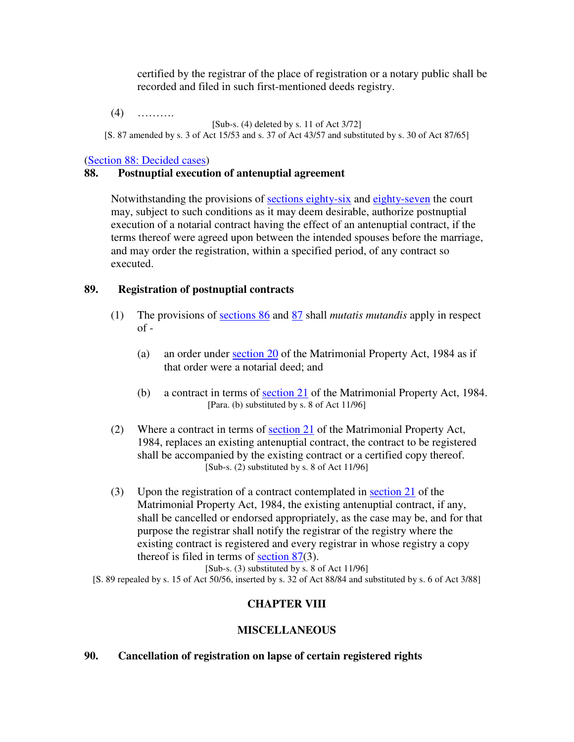certified by the registrar of the place of registration or a notary public shall be recorded and filed in such first-mentioned deeds registry.

(4) ……….

[Sub-s. (4) deleted by s. 11 of Act 3/72]

[S. 87 amended by s. 3 of Act 15/53 and s. 37 of Act 43/57 and substituted by s. 30 of Act 87/65]

(Section 88: Decided cases)

**88. Postnuptial execution of antenuptial agreement**

Notwithstanding the provisions of sections eighty-six and eighty-seven the court may, subject to such conditions as it may deem desirable, authorize postnuptial execution of a notarial contract having the effect of an antenuptial contract, if the terms thereof were agreed upon between the intended spouses before the marriage, and may order the registration, within a specified period, of any contract so executed.

**89. Registration of postnuptial contracts**

(1) The provisions of sections 86 and 87 shall *mutatis mutandis* apply in respect of -

(a) an order under section 20 of the Matrimonial Property Act, 1984 as if that order were a notarial deed; and

(b) a contract in terms of section 21 of the Matrimonial Property Act, 1984.

[Para. (b) substituted by s. 8 of Act 11/96]

(2) Where a contract in terms of section 21 of the Matrimonial Property Act, 1984, replaces an existing antenuptial contract, the contract to be registered shall be accompanied by the existing contract or a certified copy thereof.

[Sub-s. (2) substituted by s. 8 of Act 11/96]

(3) Upon the registration of a contract contemplated in section 21 of the Matrimonial Property Act, 1984, the existing antenuptial contract, if any, shall be cancelled or endorsed appropriately, as the case may be, and for that purpose the registrar shall notify the registrar of the registry where the existing contract is registered and every registrar in whose registry a copy thereof is filed in terms of section 87(3).

[Sub-s. (3) substituted by s. 8 of Act 11/96]

[S. 89 repealed by s. 15 of Act 50/56, inserted by s. 32 of Act 88/84 and substituted by s. 6 of Act 3/88]

## CHAPTER VIII

## MISCELLANEOUS

**90. Cancellation of registration on lapse of certain registered rights**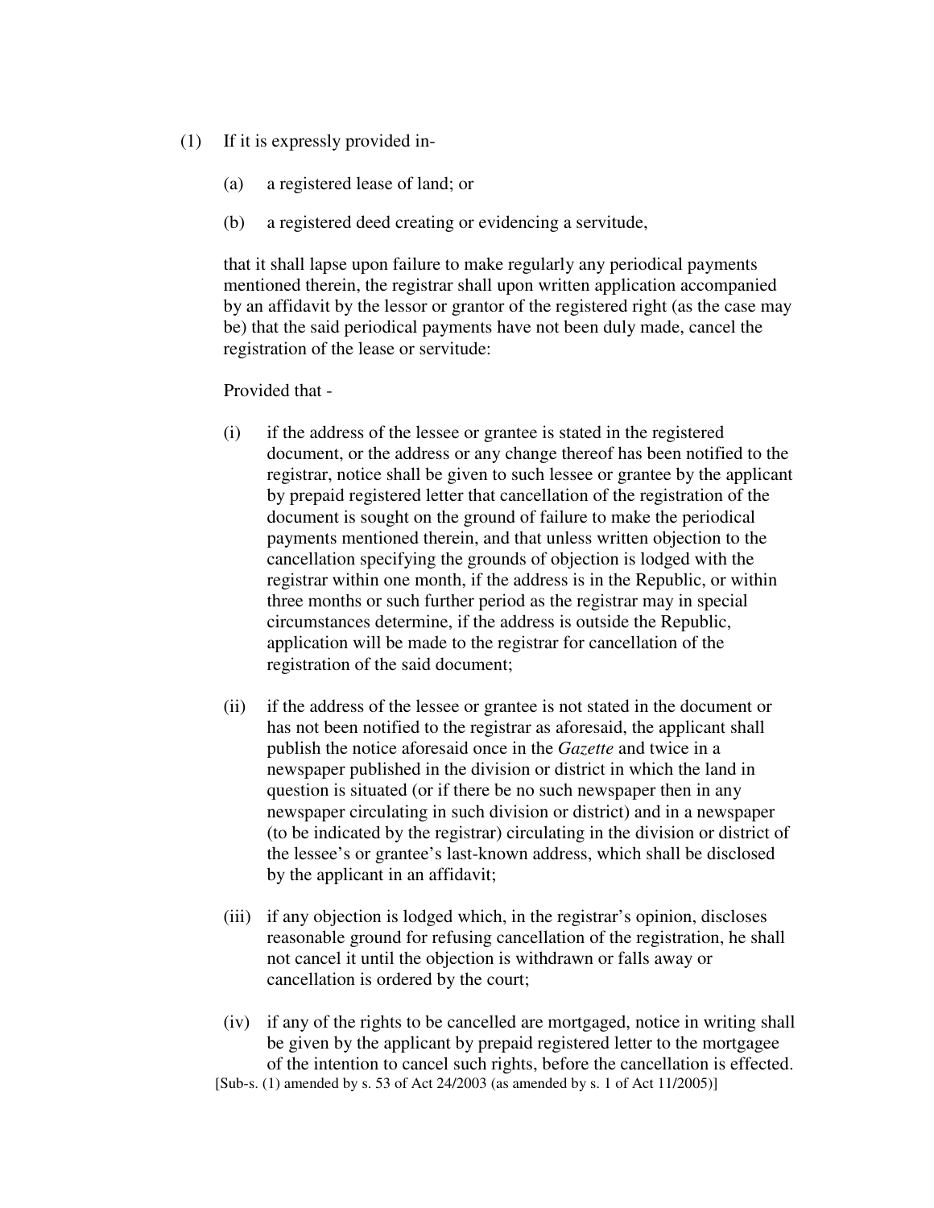(1) If it is expressly provided in-

(a) a registered lease of land; or

(b) a registered deed creating or evidencing a servitude,

that it shall lapse upon failure to make regularly any periodical payments mentioned therein, the registrar shall upon written application accompanied by an affidavit by the lessor or grantor of the registered right (as the case may be) that the said periodical payments have not been duly made, cancel the registration of the lease or servitude:

Provided that -

(i) if the address of the lessee or grantee is stated in the registered document, or the address or any change thereof has been notified to the registrar, notice shall be given to such lessee or grantee by the applicant by prepaid registered letter that cancellation of the registration of the document is sought on the ground of failure to make the periodical payments mentioned therein, and that unless written objection to the cancellation specifying the grounds of objection is lodged with the registrar within one month, if the address is in the Republic, or within three months or such further period as the registrar may in special circumstances determine, if the address is outside the Republic, application will be made to the registrar for cancellation of the registration of the said document;

(ii) if the address of the lessee or grantee is not stated in the document or has not been notified to the registrar as aforesaid, the applicant shall publish the notice aforesaid once in the *Gazette* and twice in a newspaper published in the division or district in which the land in question is situated (or if there be no such newspaper then in any newspaper circulating in such division or district) and in a newspaper (to be indicated by the registrar) circulating in the division or district of the lessee's or grantee's last-known address, which shall be disclosed by the applicant in an affidavit;

(iii) if any objection is lodged which, in the registrar's opinion, discloses reasonable ground for refusing cancellation of the registration, he shall not cancel it until the objection is withdrawn or falls away or cancellation is ordered by the court;

(iv) if any of the rights to be cancelled are mortgaged, notice in writing shall be given by the applicant by prepaid registered letter to the mortgagee of the intention to cancel such rights, before the cancellation is effected.

[Sub-s. (1) amended by s. 53 of Act 24/2003 (as amended by s. 1 of Act 11/2005)]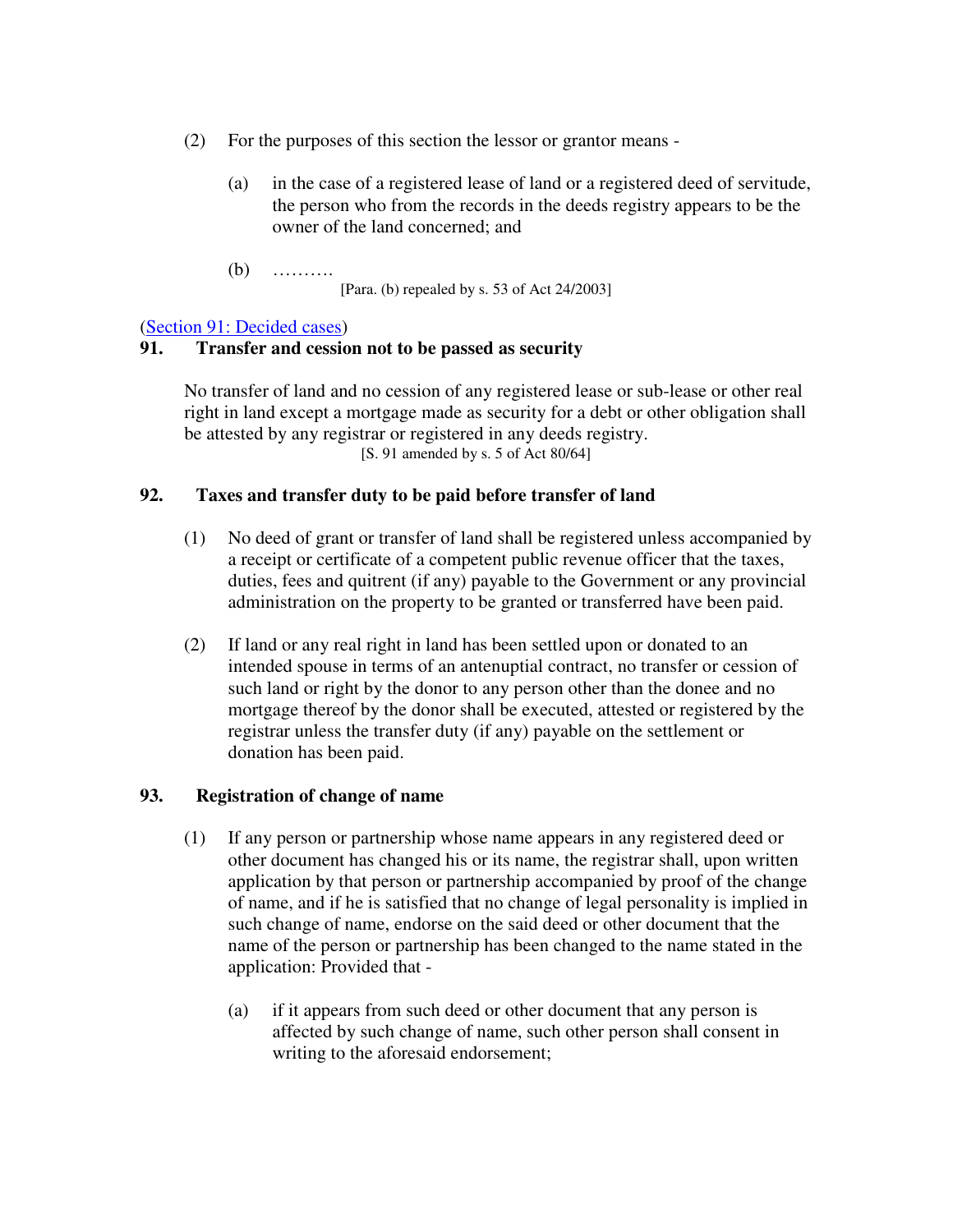(2) For the purposes of this section the lessor or grantor means -

(a) in the case of a registered lease of land or a registered deed of servitude, the person who from the records in the deeds registry appears to be the owner of the land concerned; and

(b) ……….

[Para. (b) repealed by s. 53 of Act 24/2003]

(Section 91: Decided cases)

**91. Transfer and cession not to be passed as security**

No transfer of land and no cession of any registered lease or sub-lease or other real right in land except a mortgage made as security for a debt or other obligation shall be attested by any registrar or registered in any deeds registry.

[S. 91 amended by s. 5 of Act 80/64]

**92. Taxes and transfer duty to be paid before transfer of land**

(1) No deed of grant or transfer of land shall be registered unless accompanied by a receipt or certificate of a competent public revenue officer that the taxes, duties, fees and quitrent (if any) payable to the Government or any provincial administration on the property to be granted or transferred have been paid.

(2) If land or any real right in land has been settled upon or donated to an intended spouse in terms of an antenuptial contract, no transfer or cession of such land or right by the donor to any person other than the donee and no mortgage thereof by the donor shall be executed, attested or registered by the registrar unless the transfer duty (if any) payable on the settlement or donation has been paid.

**93. Registration of change of name**

(1) If any person or partnership whose name appears in any registered deed or other document has changed his or its name, the registrar shall, upon written application by that person or partnership accompanied by proof of the change of name, and if he is satisfied that no change of legal personality is implied in such change of name, endorse on the said deed or other document that the name of the person or partnership has been changed to the name stated in the application: Provided that -

(a) if it appears from such deed or other document that any person is affected by such change of name, such other person shall consent in writing to the aforesaid endorsement;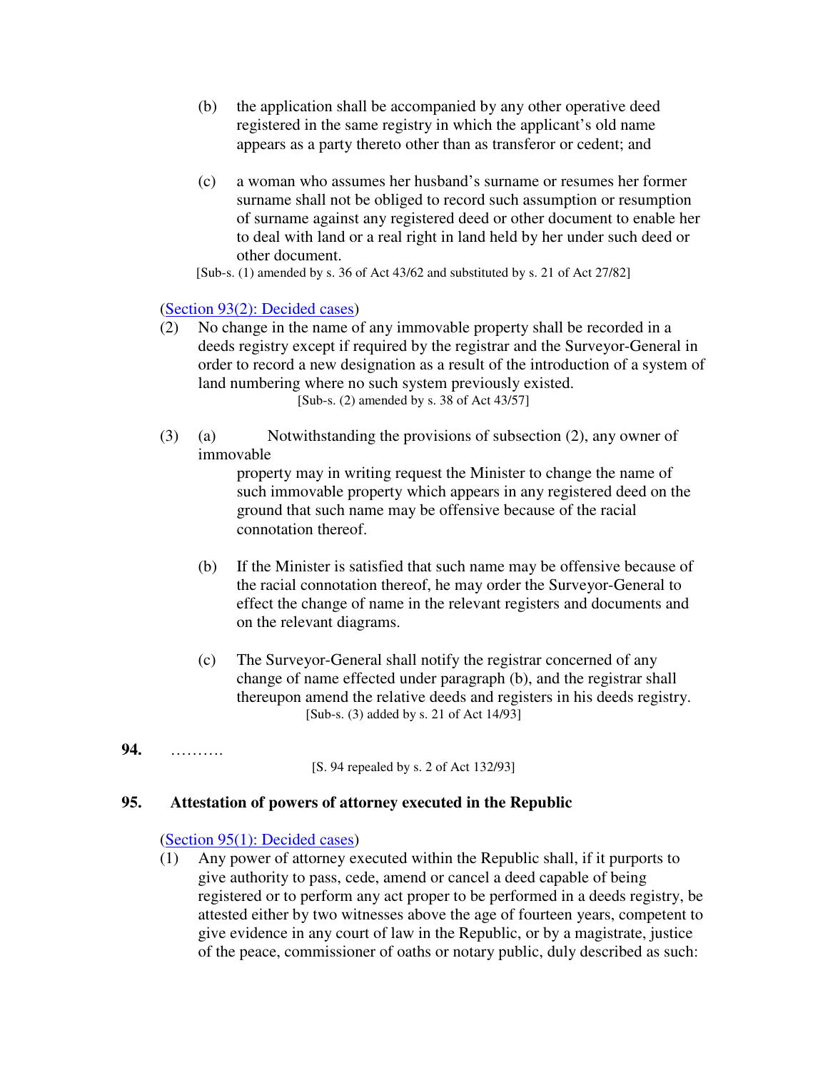(b) the application shall be accompanied by any other operative deed registered in the same registry in which the applicant's old name appears as a party thereto other than as transferor or cedent; and

(c) a woman who assumes her husband's surname or resumes her former surname shall not be obliged to record such assumption or resumption of surname against any registered deed or other document to enable her to deal with land or a real right in land held by her under such deed or other document.

[Sub-s. (1) amended by s. 36 of Act 43/62 and substituted by s. 21 of Act 27/82]

(Section 93(2): Decided cases)

(2) No change in the name of any immovable property shall be recorded in a deeds registry except if required by the registrar and the Surveyor-General in order to record a new designation as a result of the introduction of a system of land numbering where no such system previously existed.

[Sub-s. (2) amended by s. 38 of Act 43/57]

(3) (a) Notwithstanding the provisions of subsection (2), any owner of immovable property may in writing request the Minister to change the name of such immovable property which appears in any registered deed on the ground that such name may be offensive because of the racial connotation thereof.

(b) If the Minister is satisfied that such name may be offensive because of the racial connotation thereof, he may order the Surveyor-General to effect the change of name in the relevant registers and documents and on the relevant diagrams.

(c) The Surveyor-General shall notify the registrar concerned of any change of name effected under paragraph (b), and the registrar shall thereupon amend the relative deeds and registers in his deeds registry.

[Sub-s. (3) added by s. 21 of Act 14/93]

**94.** ……….

[S. 94 repealed by s. 2 of Act 132/93]

**95. Attestation of powers of attorney executed in the Republic**

(Section 95(1): Decided cases)

(1) Any power of attorney executed within the Republic shall, if it purports to give authority to pass, cede, amend or cancel a deed capable of being registered or to perform any act proper to be performed in a deeds registry, be attested either by two witnesses above the age of fourteen years, competent to give evidence in any court of law in the Republic, or by a magistrate, justice of the peace, commissioner of oaths or notary public, duly described as such: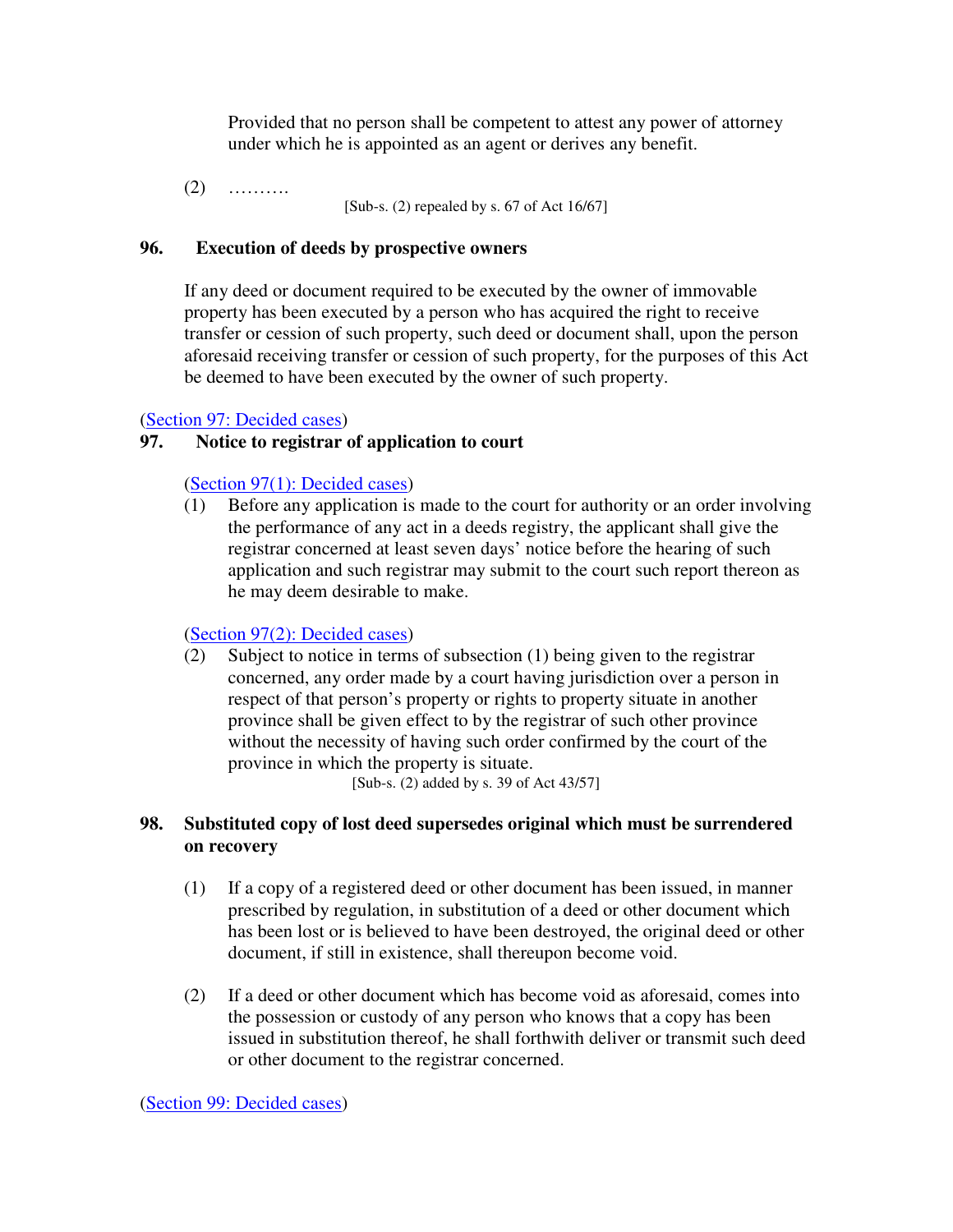Provided that no person shall be competent to attest any power of attorney under which he is appointed as an agent or derives any benefit.

(2) ……….

[Sub-s. (2) repealed by s. 67 of Act 16/67]

**96. Execution of deeds by prospective owners**

If any deed or document required to be executed by the owner of immovable property has been executed by a person who has acquired the right to receive transfer or cession of such property, such deed or document shall, upon the person aforesaid receiving transfer or cession of such property, for the purposes of this Act be deemed to have been executed by the owner of such property.

(Section 97: Decided cases)

**97. Notice to registrar of application to court**

(Section 97(1): Decided cases)

(1) Before any application is made to the court for authority or an order involving the performance of any act in a deeds registry, the applicant shall give the registrar concerned at least seven days' notice before the hearing of such application and such registrar may submit to the court such report thereon as he may deem desirable to make.

(Section 97(2): Decided cases)

(2) Subject to notice in terms of subsection (1) being given to the registrar concerned, any order made by a court having jurisdiction over a person in respect of that person's property or rights to property situate in another province shall be given effect to by the registrar of such other province without the necessity of having such order confirmed by the court of the province in which the property is situate.

[Sub-s. (2) added by s. 39 of Act 43/57]

**98. Substituted copy of lost deed supersedes original which must be surrendered on recovery**

(1) If a copy of a registered deed or other document has been issued, in manner prescribed by regulation, in substitution of a deed or other document which has been lost or is believed to have been destroyed, the original deed or other document, if still in existence, shall thereupon become void.

(2) If a deed or other document which has become void as aforesaid, comes into the possession or custody of any person who knows that a copy has been issued in substitution thereof, he shall forthwith deliver or transmit such deed or other document to the registrar concerned.

(Section 99: Decided cases)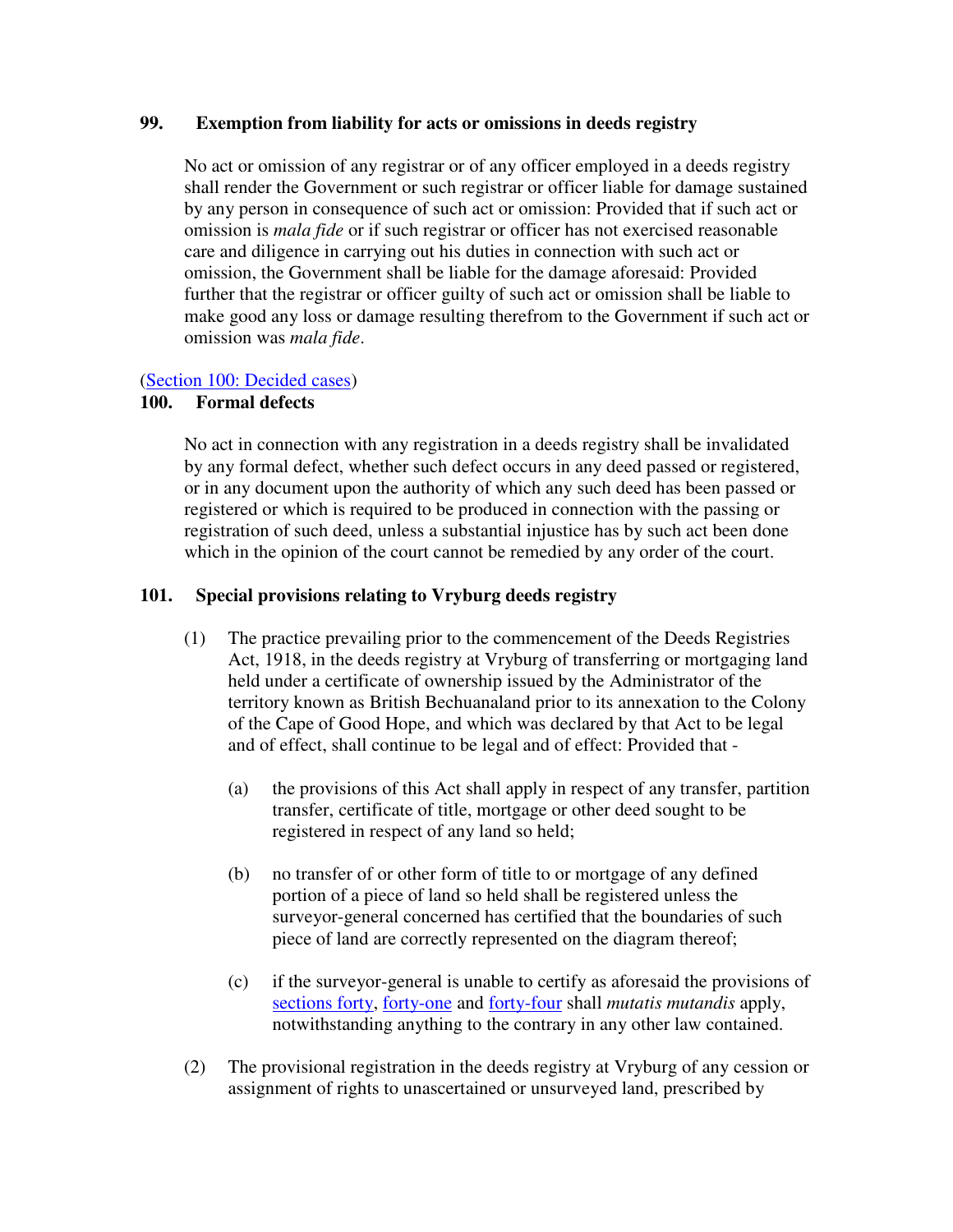### 99. Exemption from liability for acts or omissions in deeds registry

No act or omission of any registrar or of any officer employed in a deeds registry shall render the Government or such registrar or officer liable for damage sustained by any person in consequence of such act or omission: Provided that if such act or omission is *mala fide* or if such registrar or officer has not exercised reasonable care and diligence in carrying out his duties in connection with such act or omission, the Government shall be liable for the damage aforesaid: Provided further that the registrar or officer guilty of such act or omission shall be liable to make good any loss or damage resulting therefrom to the Government if such act or omission was *mala fide*.

(Section 100: Decided cases)

### 100. Formal defects

No act in connection with any registration in a deeds registry shall be invalidated by any formal defect, whether such defect occurs in any deed passed or registered, or in any document upon the authority of which any such deed has been passed or registered or which is required to be produced in connection with the passing or registration of such deed, unless a substantial injustice has by such act been done which in the opinion of the court cannot be remedied by any order of the court.

### 101. Special provisions relating to Vryburg deeds registry

(1) The practice prevailing prior to the commencement of the Deeds Registries Act, 1918, in the deeds registry at Vryburg of transferring or mortgaging land held under a certificate of ownership issued by the Administrator of the territory known as British Bechuanaland prior to its annexation to the Colony of the Cape of Good Hope, and which was declared by that Act to be legal and of effect, shall continue to be legal and of effect: Provided that -

(a) the provisions of this Act shall apply in respect of any transfer, partition transfer, certificate of title, mortgage or other deed sought to be registered in respect of any land so held;

(b) no transfer of or other form of title to or mortgage of any defined portion of a piece of land so held shall be registered unless the surveyor-general concerned has certified that the boundaries of such piece of land are correctly represented on the diagram thereof;

(c) if the surveyor-general is unable to certify as aforesaid the provisions of sections forty, forty-one and forty-four shall *mutatis mutandis* apply, notwithstanding anything to the contrary in any other law contained.

(2) The provisional registration in the deeds registry at Vryburg of any cession or assignment of rights to unascertained or unsurveyed land, prescribed by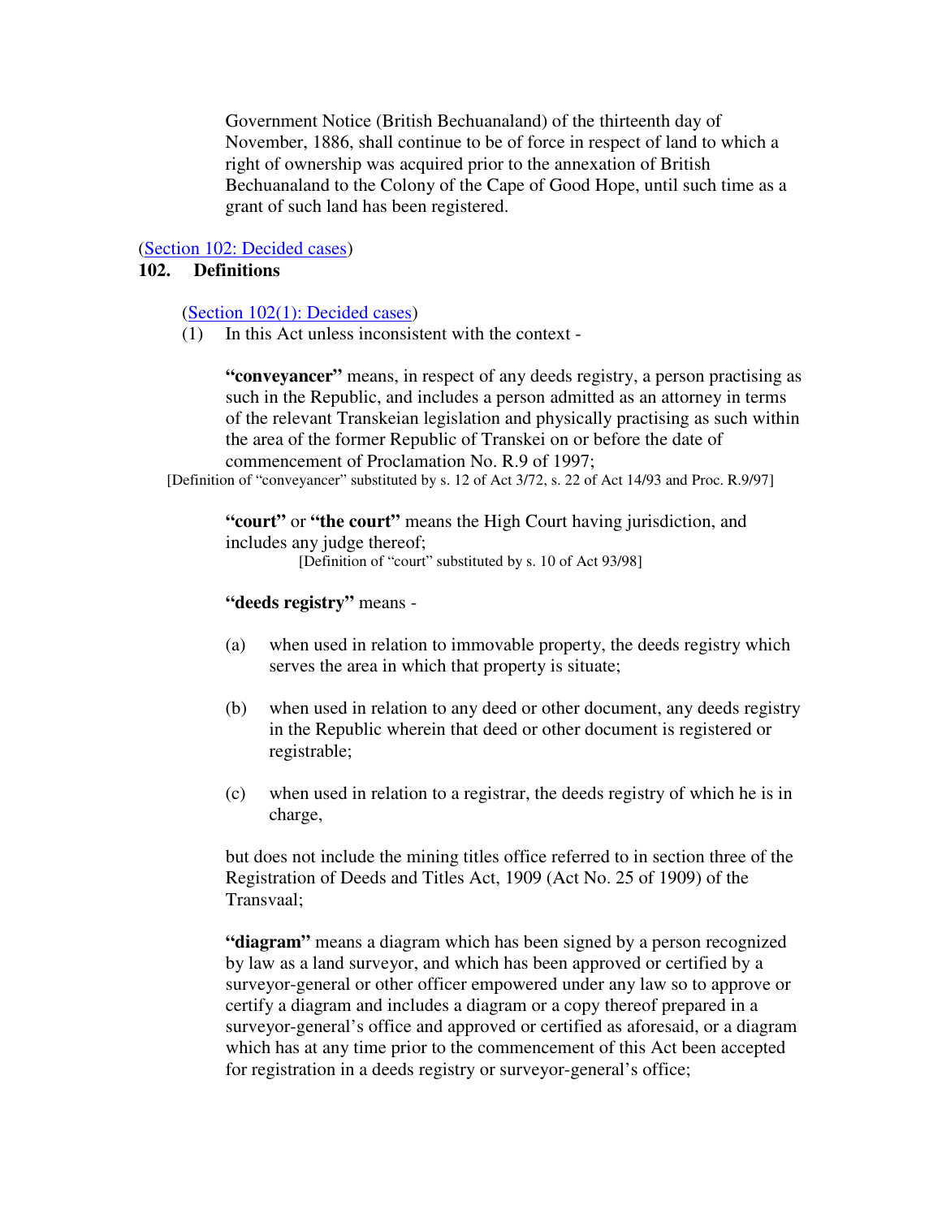Government Notice (British Bechuanaland) of the thirteenth day of November, 1886, shall continue to be of force in respect of land to which a right of ownership was acquired prior to the annexation of British Bechuanaland to the Colony of the Cape of Good Hope, until such time as a grant of such land has been registered.

(Section 102: Decided cases)

**102. Definitions**

(Section 102(1): Decided cases)

(1) In this Act unless inconsistent with the context -

**"conveyancer"** means, in respect of any deeds registry, a person practising as such in the Republic, and includes a person admitted as an attorney in terms of the relevant Transkeian legislation and physically practising as such within the area of the former Republic of Transkei on or before the date of commencement of Proclamation No. R.9 of 1997;

[Definition of "conveyancer" substituted by s. 12 of Act 3/72, s. 22 of Act 14/93 and Proc. R.9/97]

**"court"** or **"the court"** means the High Court having jurisdiction, and includes any judge thereof;

[Definition of "court" substituted by s. 10 of Act 93/98]

**"deeds registry"** means -

(a) when used in relation to immovable property, the deeds registry which serves the area in which that property is situate;

(b) when used in relation to any deed or other document, any deeds registry in the Republic wherein that deed or other document is registered or registrable;

(c) when used in relation to a registrar, the deeds registry of which he is in charge,

but does not include the mining titles office referred to in section three of the Registration of Deeds and Titles Act, 1909 (Act No. 25 of 1909) of the Transvaal;

**"diagram"** means a diagram which has been signed by a person recognized by law as a land surveyor, and which has been approved or certified by a surveyor-general or other officer empowered under any law so to approve or certify a diagram and includes a diagram or a copy thereof prepared in a surveyor-general's office and approved or certified as aforesaid, or a diagram which has at any time prior to the commencement of this Act been accepted for registration in a deeds registry or surveyor-general's office;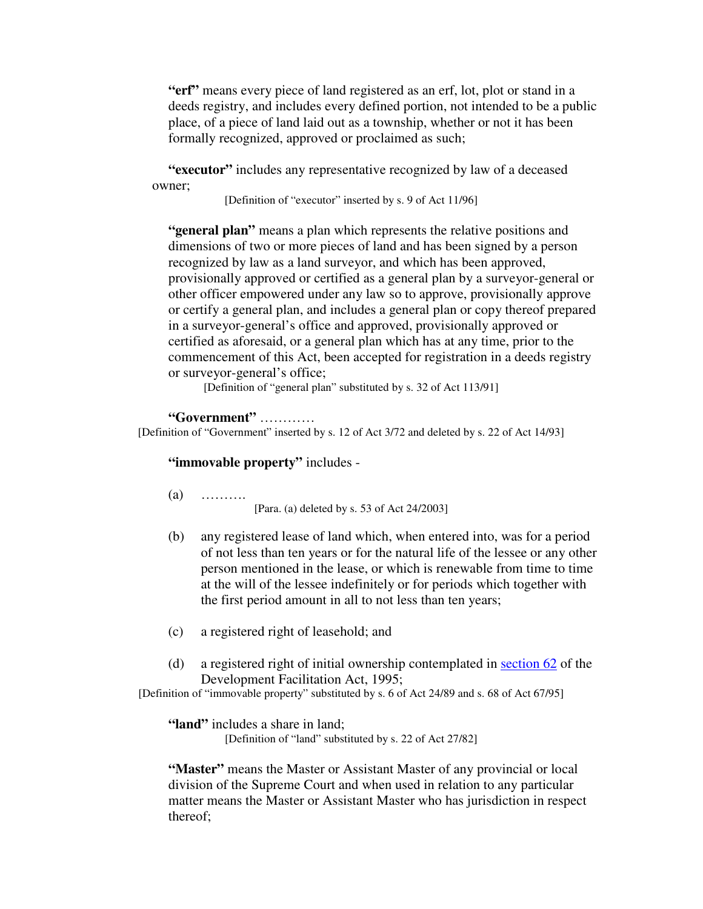**"erf"** means every piece of land registered as an erf, lot, plot or stand in a deeds registry, and includes every defined portion, not intended to be a public place, of a piece of land laid out as a township, whether or not it has been formally recognized, approved or proclaimed as such;

**"executor"** includes any representative recognized by law of a deceased owner;

[Definition of "executor" inserted by s. 9 of Act 11/96]

**"general plan"** means a plan which represents the relative positions and dimensions of two or more pieces of land and has been signed by a person recognized by law as a land surveyor, and which has been approved, provisionally approved or certified as a general plan by a surveyor-general or other officer empowered under any law so to approve, provisionally approve or certify a general plan, and includes a general plan or copy thereof prepared in a surveyor-general's office and approved, provisionally approved or certified as aforesaid, or a general plan which has at any time, prior to the commencement of this Act, been accepted for registration in a deeds registry or surveyor-general's office;

[Definition of "general plan" substituted by s. 32 of Act 113/91]

**"Government"** …………

[Definition of "Government" inserted by s. 12 of Act 3/72 and deleted by s. 22 of Act 14/93]

**"immovable property"** includes -

(a) ……….

[Para. (a) deleted by s. 53 of Act 24/2003]

(b) any registered lease of land which, when entered into, was for a period of not less than ten years or for the natural life of the lessee or any other person mentioned in the lease, or which is renewable from time to time at the will of the lessee indefinitely or for periods which together with the first period amount in all to not less than ten years;

(c) a registered right of leasehold; and

(d) a registered right of initial ownership contemplated in section 62 of the Development Facilitation Act, 1995;

[Definition of "immovable property" substituted by s. 6 of Act 24/89 and s. 68 of Act 67/95]

**"land"** includes a share in land;

[Definition of "land" substituted by s. 22 of Act 27/82]

**"Master"** means the Master or Assistant Master of any provincial or local division of the Supreme Court and when used in relation to any particular matter means the Master or Assistant Master who has jurisdiction in respect thereof;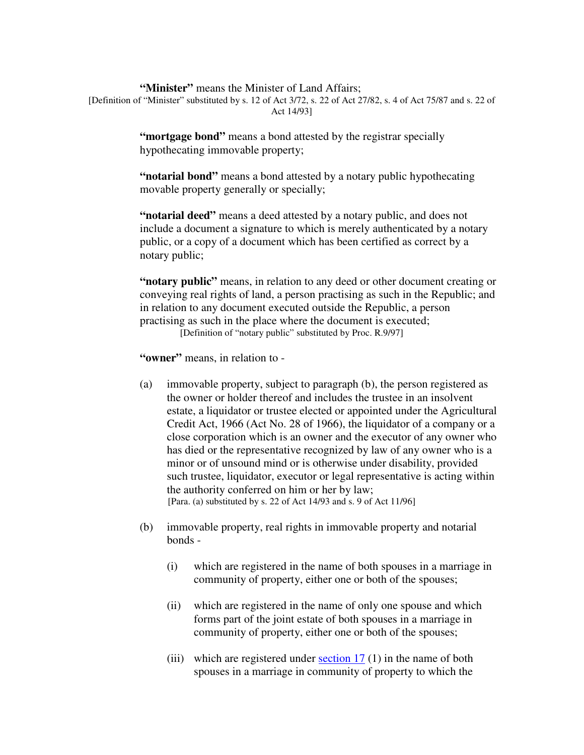**"Minister"** means the Minister of Land Affairs;

[Definition of "Minister" substituted by s. 12 of Act 3/72, s. 22 of Act 27/82, s. 4 of Act 75/87 and s. 22 of Act 14/93]

**"mortgage bond"** means a bond attested by the registrar specially hypothecating immovable property;

**"notarial bond"** means a bond attested by a notary public hypothecating movable property generally or specially;

**"notarial deed"** means a deed attested by a notary public, and does not include a document a signature to which is merely authenticated by a notary public, or a copy of a document which has been certified as correct by a notary public;

**"notary public"** means, in relation to any deed or other document creating or conveying real rights of land, a person practising as such in the Republic; and in relation to any document executed outside the Republic, a person practising as such in the place where the document is executed;

[Definition of "notary public" substituted by Proc. R.9/97]

**"owner"** means, in relation to -

(a) immovable property, subject to paragraph (b), the person registered as the owner or holder thereof and includes the trustee in an insolvent estate, a liquidator or trustee elected or appointed under the Agricultural Credit Act, 1966 (Act No. 28 of 1966), the liquidator of a company or a close corporation which is an owner and the executor of any owner who has died or the representative recognized by law of any owner who is a minor or of unsound mind or is otherwise under disability, provided such trustee, liquidator, executor or legal representative is acting within the authority conferred on him or her by law;

[Para. (a) substituted by s. 22 of Act 14/93 and s. 9 of Act 11/96]

(b) immovable property, real rights in immovable property and notarial bonds -

(i) which are registered in the name of both spouses in a marriage in community of property, either one or both of the spouses;

(ii) which are registered in the name of only one spouse and which forms part of the joint estate of both spouses in a marriage in community of property, either one or both of the spouses;

(iii) which are registered under section 17 (1) in the name of both spouses in a marriage in community of property to which the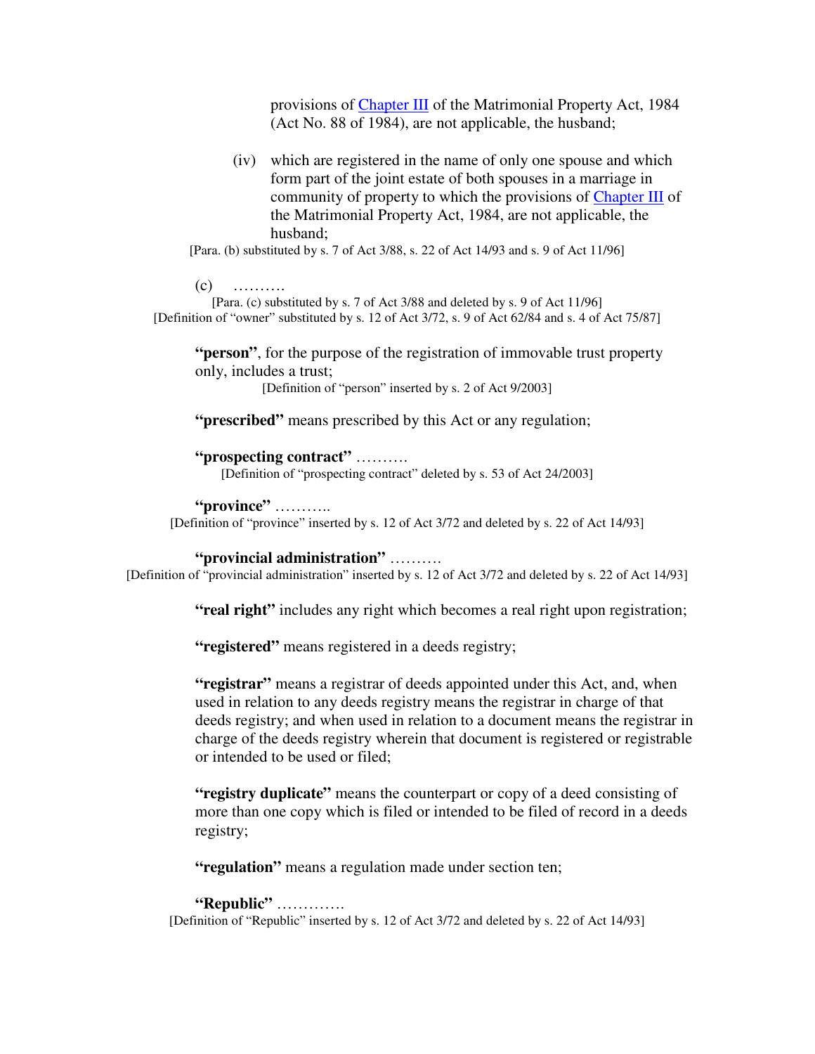provisions of Chapter III of the Matrimonial Property Act, 1984 (Act No. 88 of 1984), are not applicable, the husband;

(iv) which are registered in the name of only one spouse and which form part of the joint estate of both spouses in a marriage in community of property to which the provisions of Chapter III of the Matrimonial Property Act, 1984, are not applicable, the husband;

[Para. (b) substituted by s. 7 of Act 3/88, s. 22 of Act 14/93 and s. 9 of Act 11/96]

(c) ……….

[Para. (c) substituted by s. 7 of Act 3/88 and deleted by s. 9 of Act 11/96]

[Definition of "owner" substituted by s. 12 of Act 3/72, s. 9 of Act 62/84 and s. 4 of Act 75/87]

**"person"**, for the purpose of the registration of immovable trust property only, includes a trust;

[Definition of "person" inserted by s. 2 of Act 9/2003]

**"prescribed"** means prescribed by this Act or any regulation;

**"prospecting contract"** ……….

[Definition of "prospecting contract" deleted by s. 53 of Act 24/2003]

**"province"** ………..

[Definition of "province" inserted by s. 12 of Act 3/72 and deleted by s. 22 of Act 14/93]

**"provincial administration"** ……….

[Definition of "provincial administration" inserted by s. 12 of Act 3/72 and deleted by s. 22 of Act 14/93]

**"real right"** includes any right which becomes a real right upon registration;

**"registered"** means registered in a deeds registry;

**"registrar"** means a registrar of deeds appointed under this Act, and, when used in relation to any deeds registry means the registrar in charge of that deeds registry; and when used in relation to a document means the registrar in charge of the deeds registry wherein that document is registered or registrable or intended to be used or filed;

**"registry duplicate"** means the counterpart or copy of a deed consisting of more than one copy which is filed or intended to be filed of record in a deeds registry;

**"regulation"** means a regulation made under section ten;

**"Republic"** ………….

[Definition of "Republic" inserted by s. 12 of Act 3/72 and deleted by s. 22 of Act 14/93]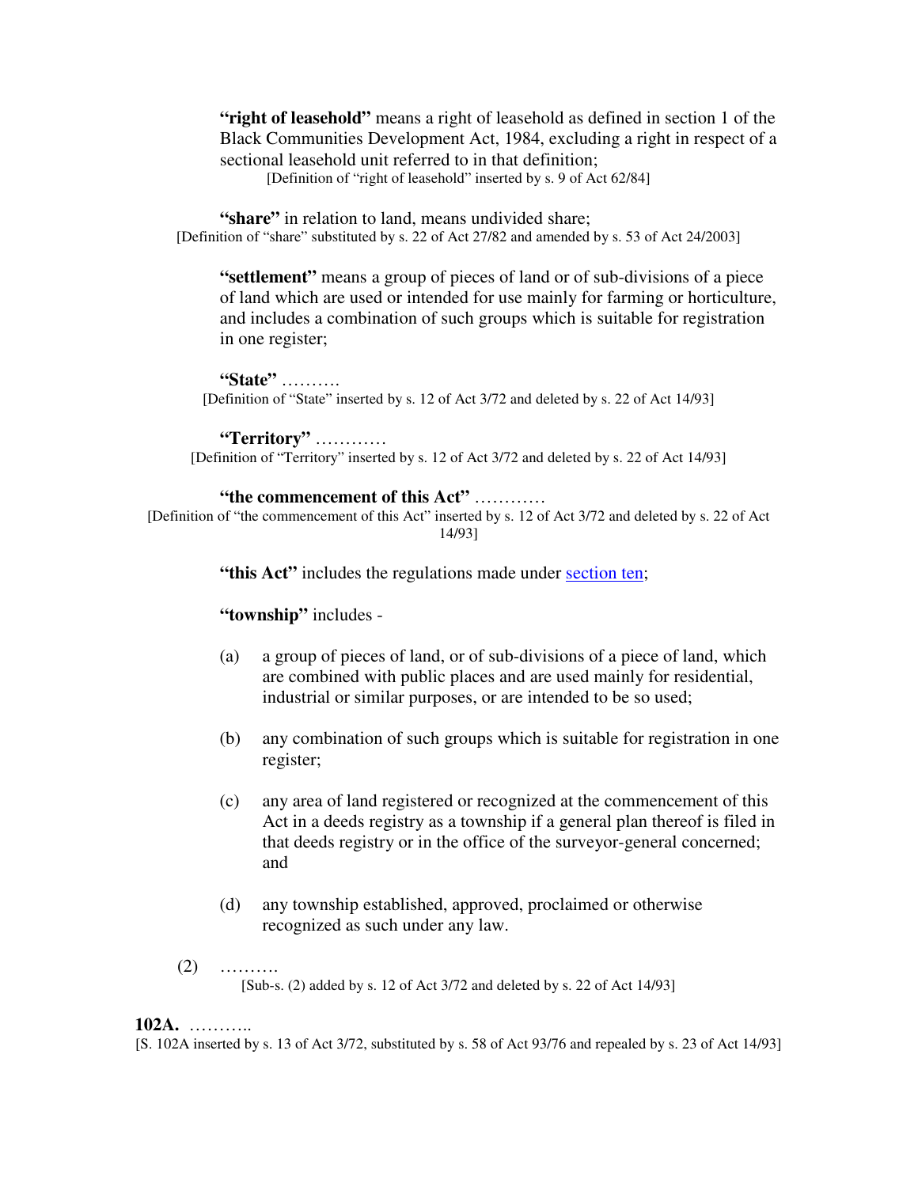**"right of leasehold"** means a right of leasehold as defined in section 1 of the Black Communities Development Act, 1984, excluding a right in respect of a sectional leasehold unit referred to in that definition;

[Definition of "right of leasehold" inserted by s. 9 of Act 62/84]

**"share"** in relation to land, means undivided share;

[Definition of "share" substituted by s. 22 of Act 27/82 and amended by s. 53 of Act 24/2003]

**"settlement"** means a group of pieces of land or of sub-divisions of a piece of land which are used or intended for use mainly for farming or horticulture, and includes a combination of such groups which is suitable for registration in one register;

**"State"** ……….

[Definition of "State" inserted by s. 12 of Act 3/72 and deleted by s. 22 of Act 14/93]

**"Territory"** …………

[Definition of "Territory" inserted by s. 12 of Act 3/72 and deleted by s. 22 of Act 14/93]

**"the commencement of this Act"** …………

[Definition of "the commencement of this Act" inserted by s. 12 of Act 3/72 and deleted by s. 22 of Act 14/93]

**"this Act"** includes the regulations made under section ten;

**"township"** includes -

(a) a group of pieces of land, or of sub-divisions of a piece of land, which are combined with public places and are used mainly for residential, industrial or similar purposes, or are intended to be so used;

(b) any combination of such groups which is suitable for registration in one register;

(c) any area of land registered or recognized at the commencement of this Act in a deeds registry as a township if a general plan thereof is filed in that deeds registry or in the office of the surveyor-general concerned; and

(d) any township established, approved, proclaimed or otherwise recognized as such under any law.

(2) ……….

[Sub-s. (2) added by s. 12 of Act 3/72 and deleted by s. 22 of Act 14/93]

**102A.** ………..

[S. 102A inserted by s. 13 of Act 3/72, substituted by s. 58 of Act 93/76 and repealed by s. 23 of Act 14/93]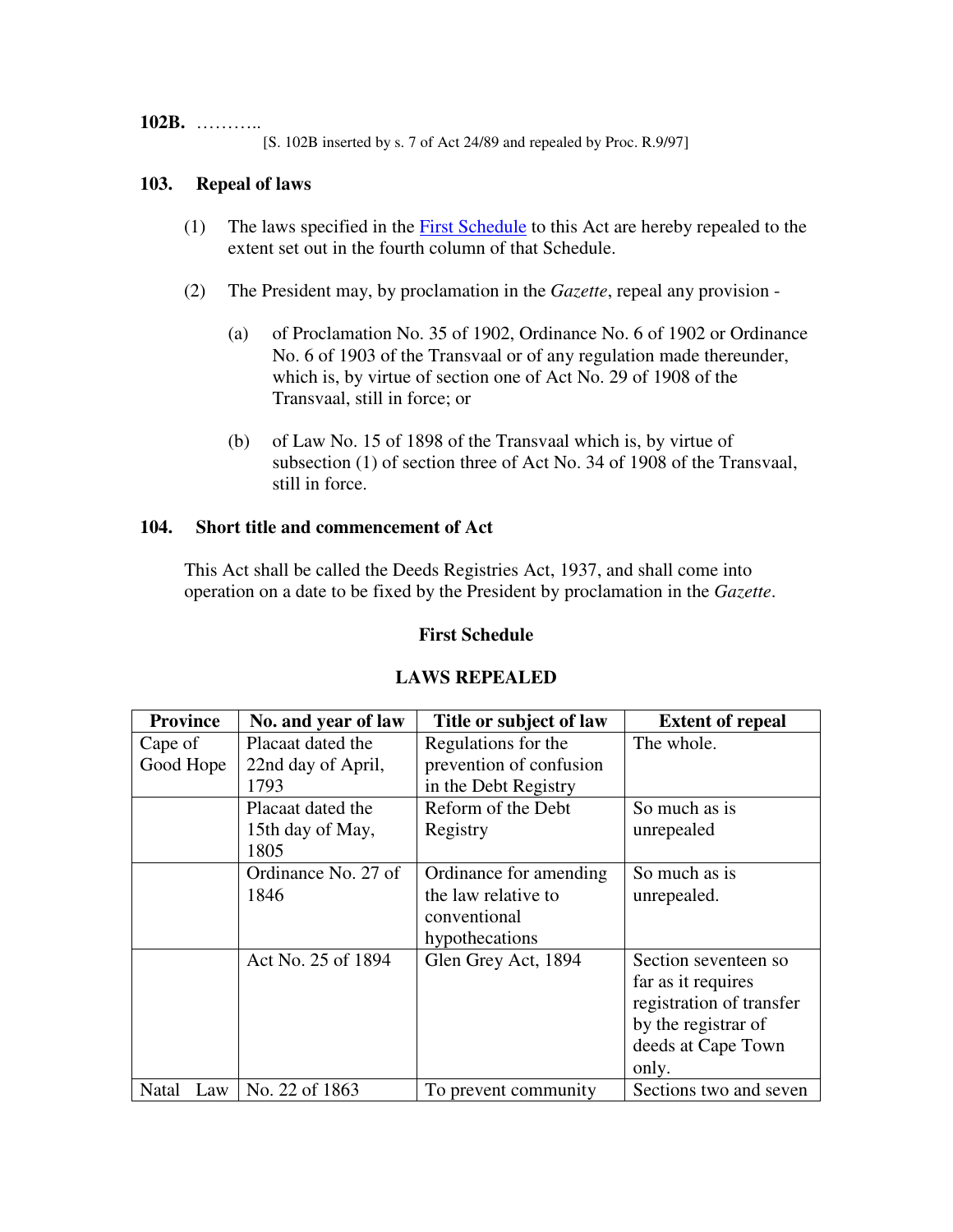**102B.** ………..

[S. 102B inserted by s. 7 of Act 24/89 and repealed by Proc. R.9/97]

**103. Repeal of laws**

(1) The laws specified in the First Schedule to this Act are hereby repealed to the extent set out in the fourth column of that Schedule.

(2) The President may, by proclamation in the *Gazette*, repeal any provision -

(a) of Proclamation No. 35 of 1902, Ordinance No. 6 of 1902 or Ordinance No. 6 of 1903 of the Transvaal or of any regulation made thereunder, which is, by virtue of section one of Act No. 29 of 1908 of the Transvaal, still in force; or

(b) of Law No. 15 of 1898 of the Transvaal which is, by virtue of subsection (1) of section three of Act No. 34 of 1908 of the Transvaal, still in force.

**104. Short title and commencement of Act**

This Act shall be called the Deeds Registries Act, 1937, and shall come into operation on a date to be fixed by the President by proclamation in the *Gazette*.

**First Schedule**

**LAWS REPEALED**

| Province | No. and year of law | Title or subject of law | Extent of repeal |
|---|---|---|---|
| Cape of Good Hope | Placaat dated the 22nd day of April, 1793 | Regulations for the prevention of confusion in the Debt Registry | The whole. |
| | Placaat dated the 15th day of May, 1805 | Reform of the Debt Registry | So much as is unrepealed |
| | Ordinance No. 27 of 1846 | Ordinance for amending the law relative to conventional hypothecations | So much as is unrepealed. |
| | Act No. 25 of 1894 | Glen Grey Act, 1894 | Section seventeen so far as it requires registration of transfer by the registrar of deeds at Cape Town only. |
| Natal Law | No. 22 of 1863 | To prevent community | Sections two and seven |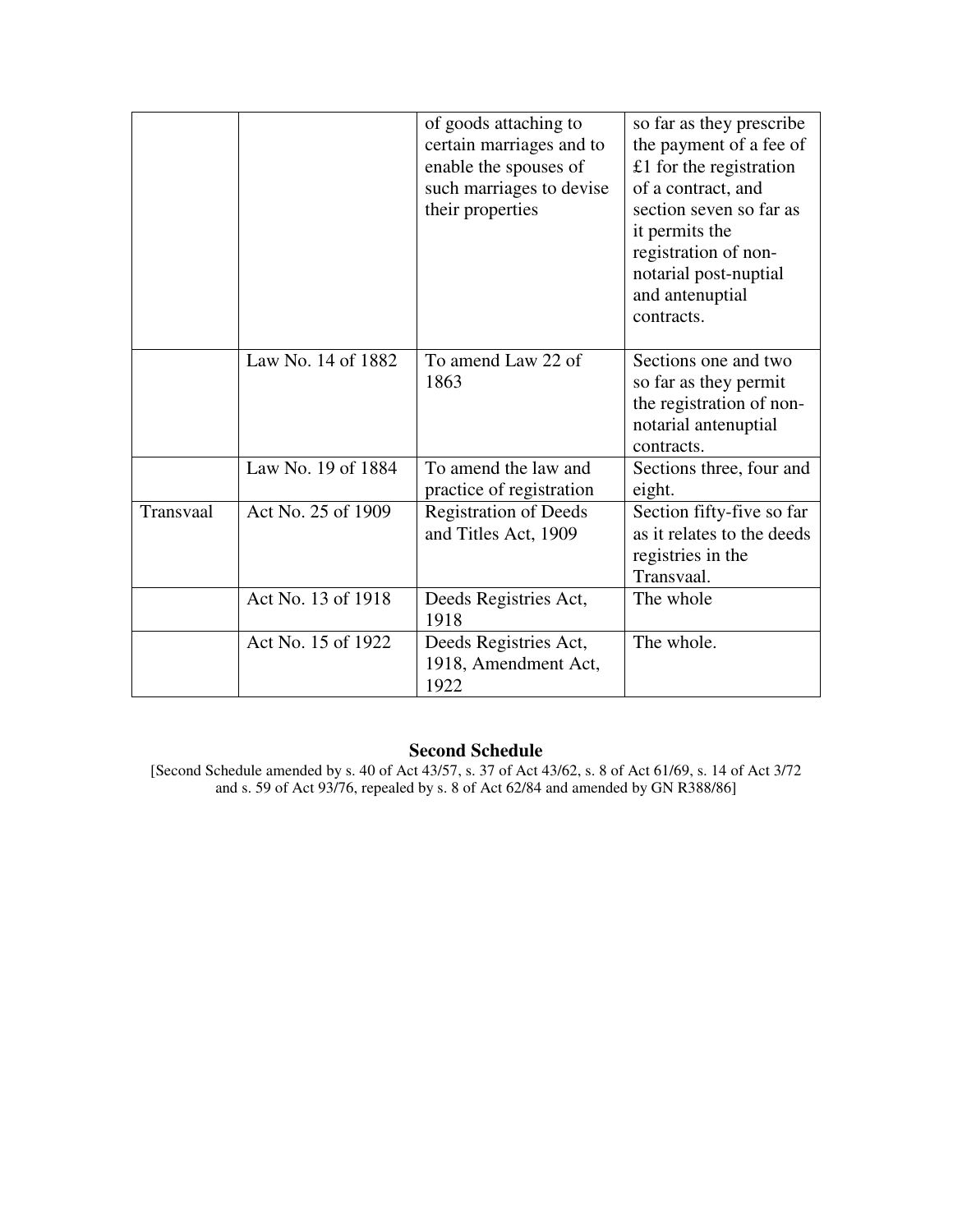| | | | |
|---|---|---|---|
| | | of goods attaching to certain marriages and to enable the spouses of such marriages to devise their properties | so far as they prescribe the payment of a fee of £1 for the registration of a contract, and section seven so far as it permits the registration of non-notarial post-nuptial and antenuptial contracts. |
| | Law No. 14 of 1882 | To amend Law 22 of 1863 | Sections one and two so far as they permit the registration of non-notarial antenuptial contracts. |
| | Law No. 19 of 1884 | To amend the law and practice of registration | Sections three, four and eight. |
| Transvaal | Act No. 25 of 1909 | Registration of Deeds and Titles Act, 1909 | Section fifty-five so far as it relates to the deeds registries in the Transvaal. |
| | Act No. 13 of 1918 | Deeds Registries Act, 1918 | The whole |
| | Act No. 15 of 1922 | Deeds Registries Act, 1918, Amendment Act, 1922 | The whole. |

## Second Schedule

[Second Schedule amended by s. 40 of Act 43/57, s. 37 of Act 43/62, s. 8 of Act 61/69, s. 14 of Act 3/72 and s. 59 of Act 93/76, repealed by s. 8 of Act 62/84 and amended by GN R388/86]